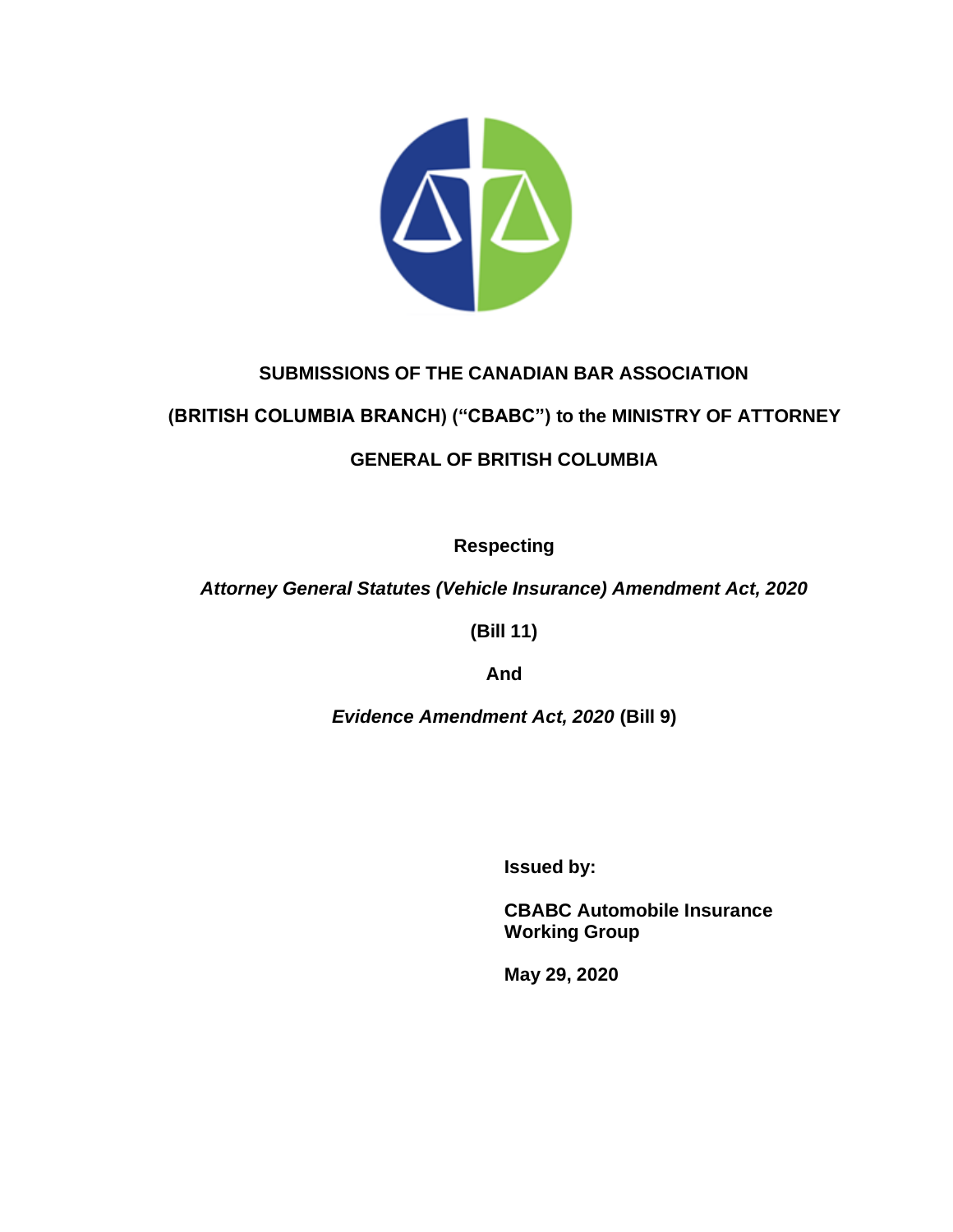**SUBMISSIONS OF THE CANADIAN BAR ASSOCIATION**

**(BRITISH COLUMBIA BRANCH) (“CBABC”) to the MINISTRY OF ATTORNEY**

**GENERAL OF BRITISH COLUMBIA**

**Respecting**

***Attorney General Statutes (Vehicle Insurance) Amendment Act, 2020***

**(Bill 11)**

**And**

***Evidence Amendment Act, 2020*** **(Bill 9)**

**Issued by:**

**CBABC Automobile Insurance Working Group**

**May 29, 2020**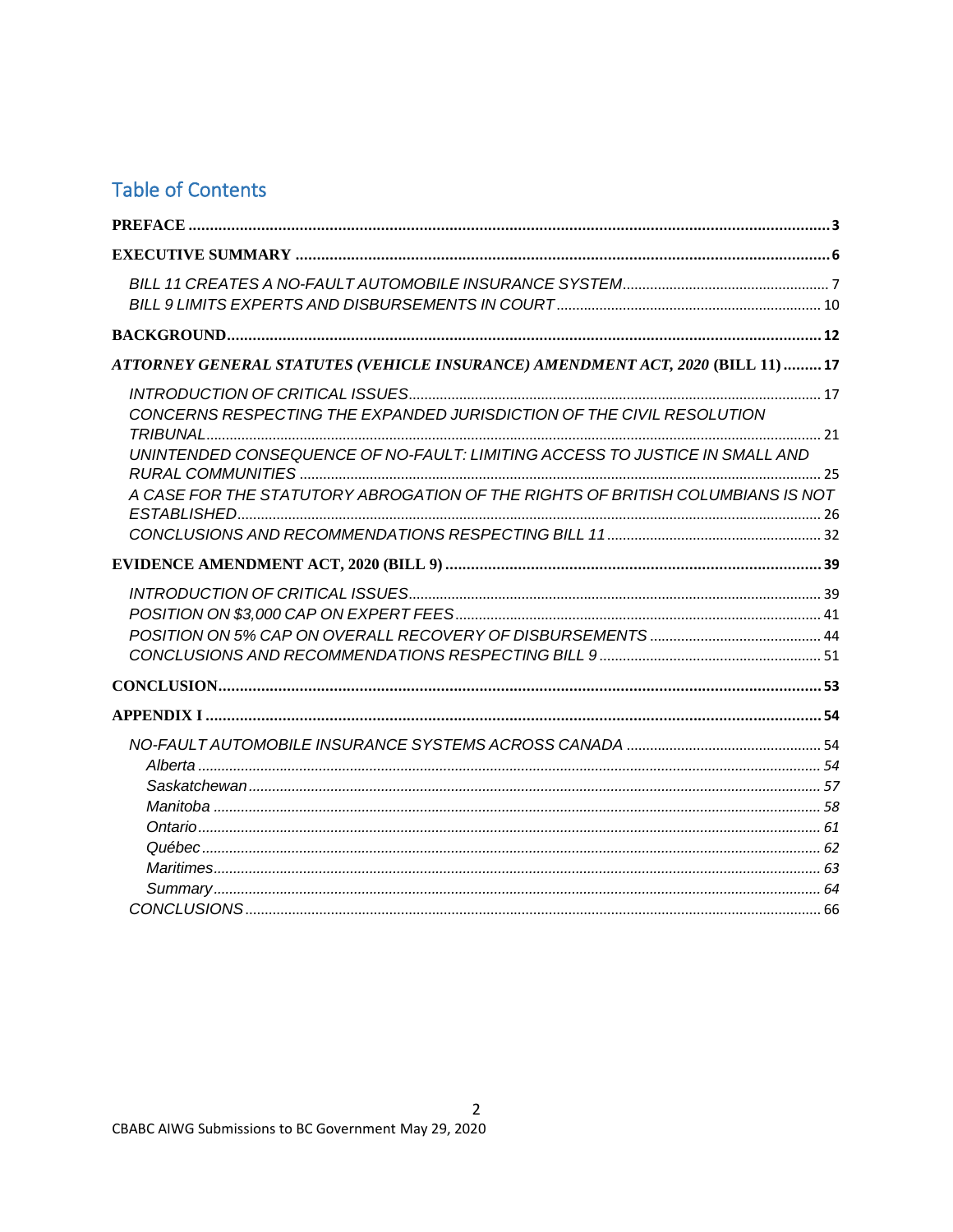# Table of Contents

**PREFACE** ........................................................................ 3

**EXECUTIVE SUMMARY** ........................................................................ 6

- *BILL 11 CREATES A NO-FAULT AUTOMOBILE INSURANCE SYSTEM* ........................................................................ 7
- *BILL 9 LIMITS EXPERTS AND DISBURSEMENTS IN COURT* ........................................................................ 10

**BACKGROUND** ........................................................................ 12

***ATTORNEY GENERAL STATUTES (VEHICLE INSURANCE) AMENDMENT ACT, 2020* (BILL 11)** ........................................................................ 17

- *INTRODUCTION OF CRITICAL ISSUES* ........................................................................ 17
- *CONCERNS RESPECTING THE EXPANDED JURISDICTION OF THE CIVIL RESOLUTION TRIBUNAL* ........................................................................ 21
- *UNINTENDED CONSEQUENCE OF NO-FAULT: LIMITING ACCESS TO JUSTICE IN SMALL AND RURAL COMMUNITIES* ........................................................................ 25
- *A CASE FOR THE STATUTORY ABROGATION OF THE RIGHTS OF BRITISH COLUMBIANS IS NOT ESTABLISHED* ........................................................................ 26
- *CONCLUSIONS AND RECOMMENDATIONS RESPECTING BILL 11* ........................................................................ 32

**EVIDENCE AMENDMENT ACT, 2020 (BILL 9)** ........................................................................ 39

- *INTRODUCTION OF CRITICAL ISSUES* ........................................................................ 39
- *POSITION ON $3,000 CAP ON EXPERT FEES* ........................................................................ 41
- *POSITION ON 5% CAP ON OVERALL RECOVERY OF DISBURSEMENTS* ........................................................................ 44
- *CONCLUSIONS AND RECOMMENDATIONS RESPECTING BILL 9* ........................................................................ 51

**CONCLUSION** ........................................................................ 53

**APPENDIX I** ........................................................................ 54

- *NO-FAULT AUTOMOBILE INSURANCE SYSTEMS ACROSS CANADA* ........................................................................ 54
  - *Alberta* ........................................................................ 54
  - *Saskatchewan* ........................................................................ 57
  - *Manitoba* ........................................................................ 58
  - *Ontario* ........................................................................ 61
  - *Québec* ........................................................................ 62
  - *Maritimes* ........................................................................ 63
  - *Summary* ........................................................................ 64
- *CONCLUSIONS* ........................................................................ 66

CBABC AIWG Submissions to BC Government May 29, 2020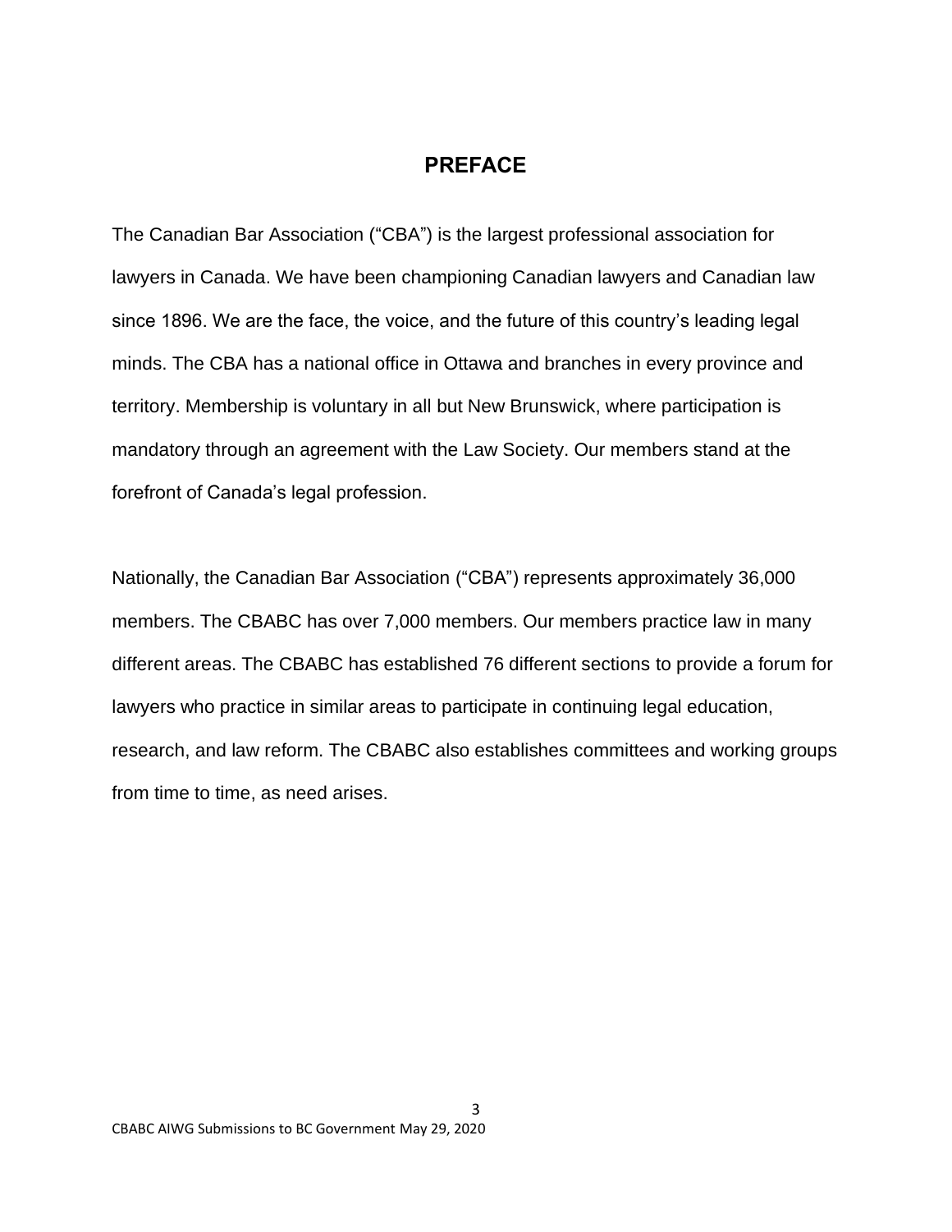# PREFACE

The Canadian Bar Association ("CBA") is the largest professional association for lawyers in Canada. We have been championing Canadian lawyers and Canadian law since 1896. We are the face, the voice, and the future of this country's leading legal minds. The CBA has a national office in Ottawa and branches in every province and territory. Membership is voluntary in all but New Brunswick, where participation is mandatory through an agreement with the Law Society. Our members stand at the forefront of Canada's legal profession.

Nationally, the Canadian Bar Association ("CBA") represents approximately 36,000 members. The CBABC has over 7,000 members. Our members practice law in many different areas. The CBABC has established 76 different sections to provide a forum for lawyers who practice in similar areas to participate in continuing legal education, research, and law reform. The CBABC also establishes committees and working groups from time to time, as need arises.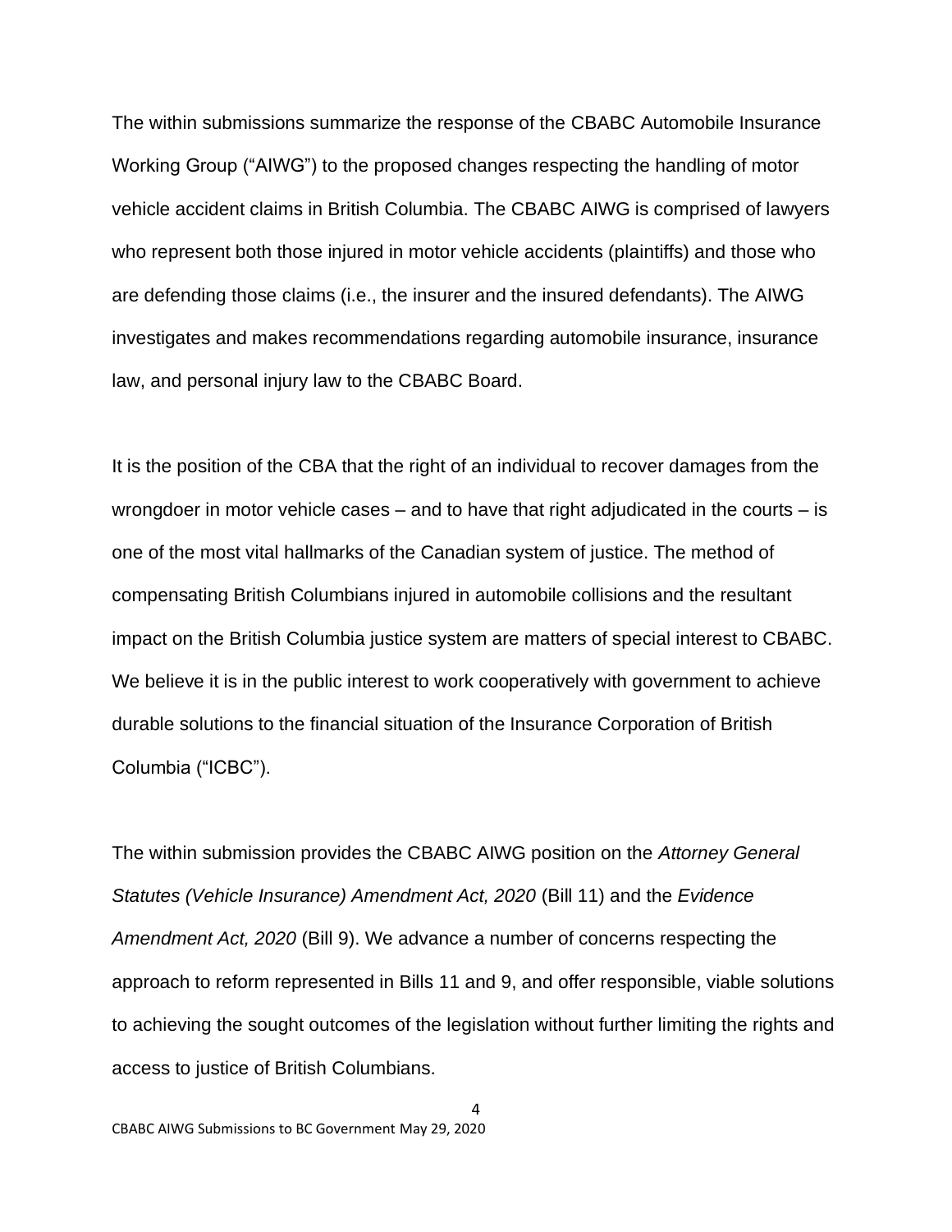The within submissions summarize the response of the CBABC Automobile Insurance Working Group ("AIWG") to the proposed changes respecting the handling of motor vehicle accident claims in British Columbia. The CBABC AIWG is comprised of lawyers who represent both those injured in motor vehicle accidents (plaintiffs) and those who are defending those claims (i.e., the insurer and the insured defendants). The AIWG investigates and makes recommendations regarding automobile insurance, insurance law, and personal injury law to the CBABC Board.

It is the position of the CBA that the right of an individual to recover damages from the wrongdoer in motor vehicle cases – and to have that right adjudicated in the courts – is one of the most vital hallmarks of the Canadian system of justice. The method of compensating British Columbians injured in automobile collisions and the resultant impact on the British Columbia justice system are matters of special interest to CBABC. We believe it is in the public interest to work cooperatively with government to achieve durable solutions to the financial situation of the Insurance Corporation of British Columbia ("ICBC").

The within submission provides the CBABC AIWG position on the *Attorney General Statutes (Vehicle Insurance) Amendment Act, 2020* (Bill 11) and the *Evidence Amendment Act, 2020* (Bill 9). We advance a number of concerns respecting the approach to reform represented in Bills 11 and 9, and offer responsible, viable solutions to achieving the sought outcomes of the legislation without further limiting the rights and access to justice of British Columbians.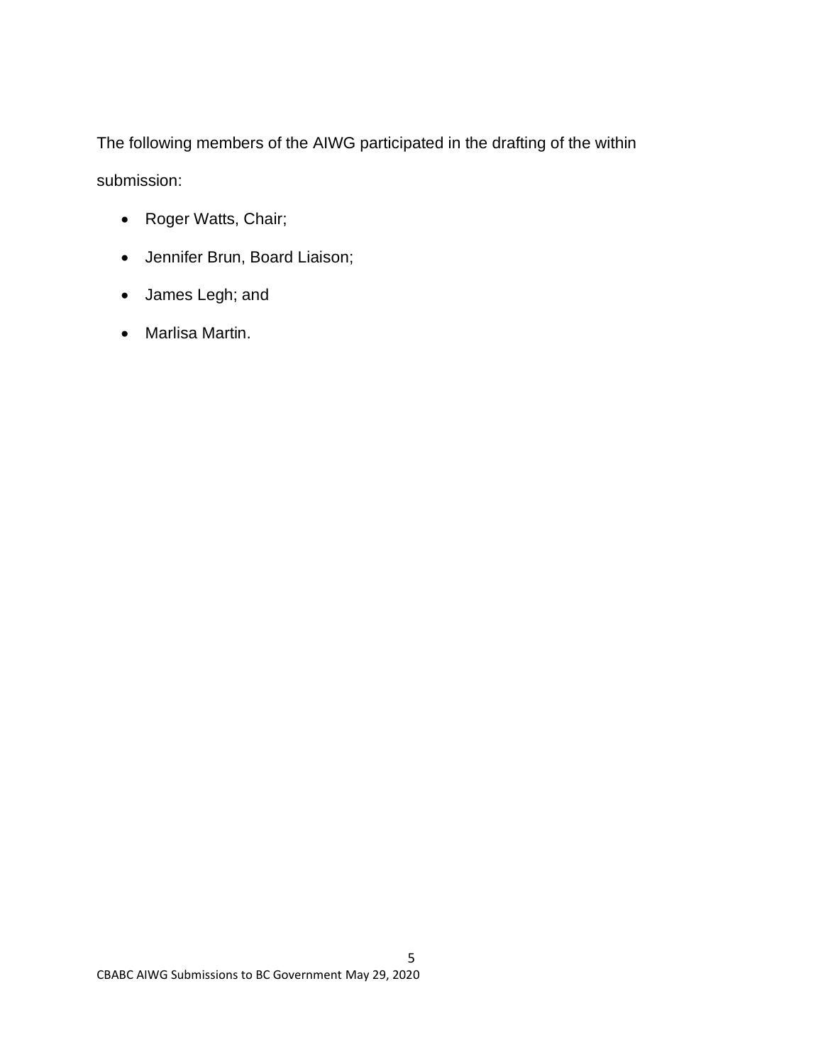The following members of the AIWG participated in the drafting of the within submission:

- Roger Watts, Chair;
- Jennifer Brun, Board Liaison;
- James Legh; and
- Marlisa Martin.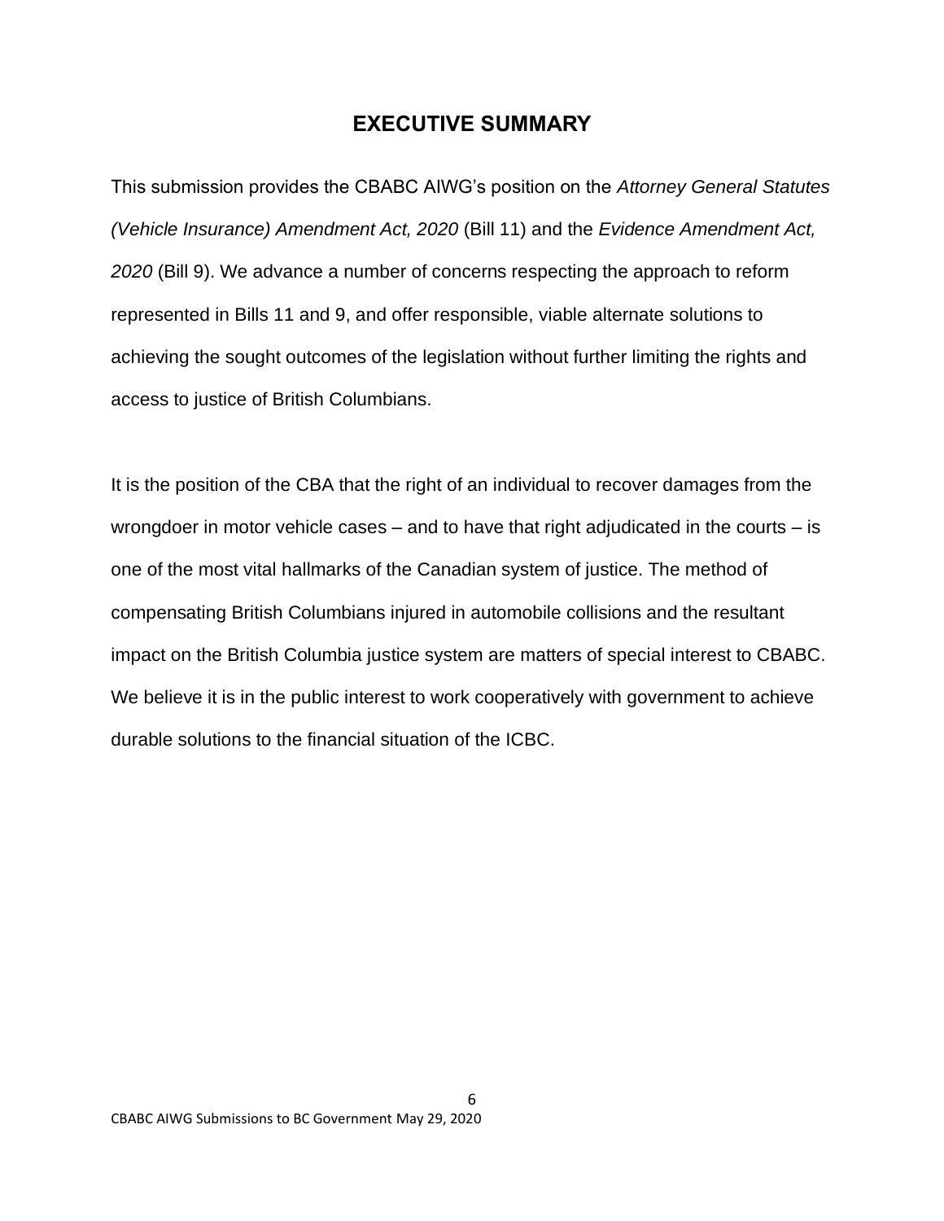## EXECUTIVE SUMMARY

This submission provides the CBABC AIWG's position on the *Attorney General Statutes (Vehicle Insurance) Amendment Act, 2020* (Bill 11) and the *Evidence Amendment Act, 2020* (Bill 9). We advance a number of concerns respecting the approach to reform represented in Bills 11 and 9, and offer responsible, viable alternate solutions to achieving the sought outcomes of the legislation without further limiting the rights and access to justice of British Columbians.

It is the position of the CBA that the right of an individual to recover damages from the wrongdoer in motor vehicle cases – and to have that right adjudicated in the courts – is one of the most vital hallmarks of the Canadian system of justice. The method of compensating British Columbians injured in automobile collisions and the resultant impact on the British Columbia justice system are matters of special interest to CBABC. We believe it is in the public interest to work cooperatively with government to achieve durable solutions to the financial situation of the ICBC.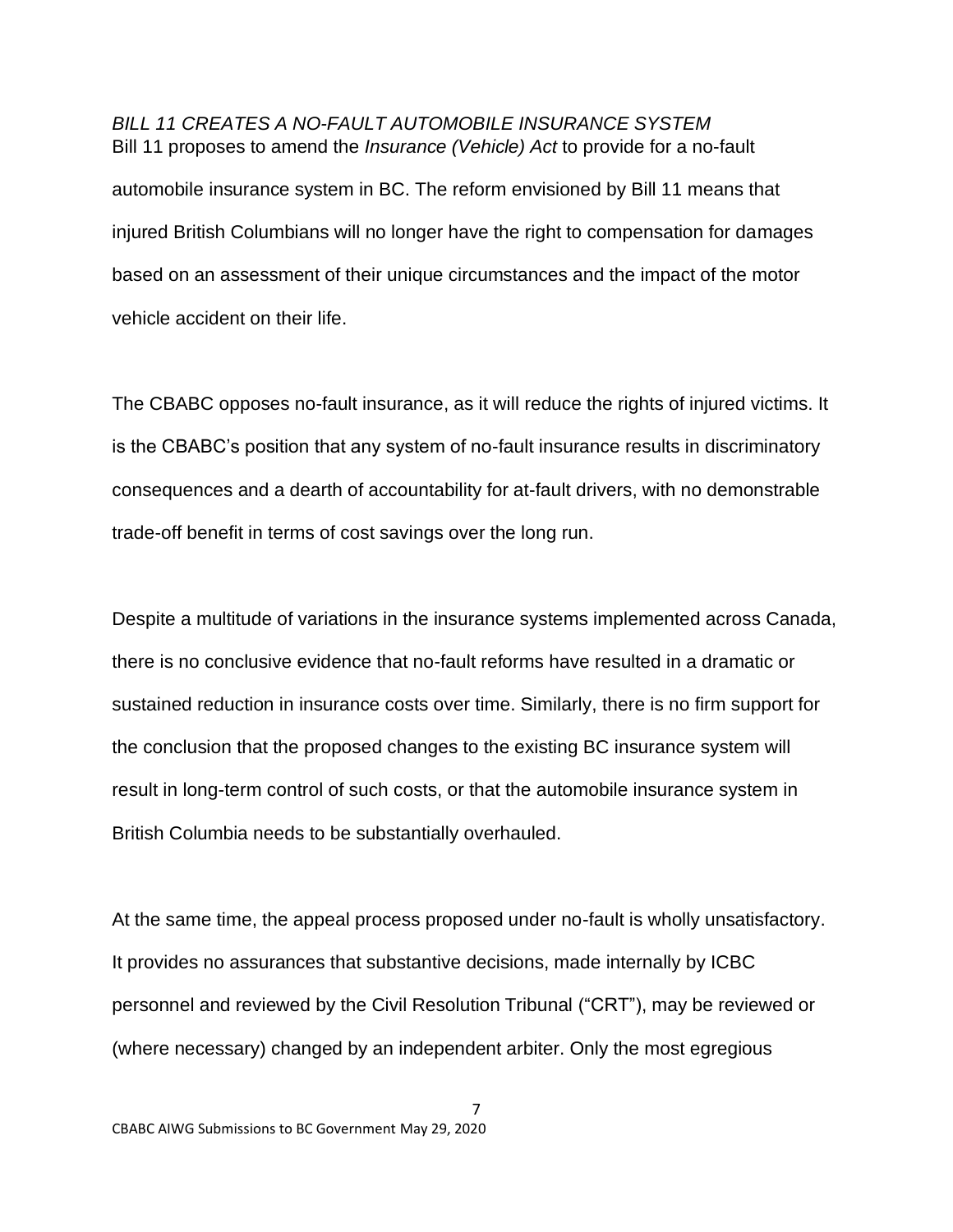*BILL 11 CREATES A NO-FAULT AUTOMOBILE INSURANCE SYSTEM*

Bill 11 proposes to amend the *Insurance (Vehicle) Act* to provide for a no-fault automobile insurance system in BC. The reform envisioned by Bill 11 means that injured British Columbians will no longer have the right to compensation for damages based on an assessment of their unique circumstances and the impact of the motor vehicle accident on their life.

The CBABC opposes no-fault insurance, as it will reduce the rights of injured victims. It is the CBABC's position that any system of no-fault insurance results in discriminatory consequences and a dearth of accountability for at-fault drivers, with no demonstrable trade-off benefit in terms of cost savings over the long run.

Despite a multitude of variations in the insurance systems implemented across Canada, there is no conclusive evidence that no-fault reforms have resulted in a dramatic or sustained reduction in insurance costs over time. Similarly, there is no firm support for the conclusion that the proposed changes to the existing BC insurance system will result in long-term control of such costs, or that the automobile insurance system in British Columbia needs to be substantially overhauled.

At the same time, the appeal process proposed under no-fault is wholly unsatisfactory. It provides no assurances that substantive decisions, made internally by ICBC personnel and reviewed by the Civil Resolution Tribunal ("CRT"), may be reviewed or (where necessary) changed by an independent arbiter. Only the most egregious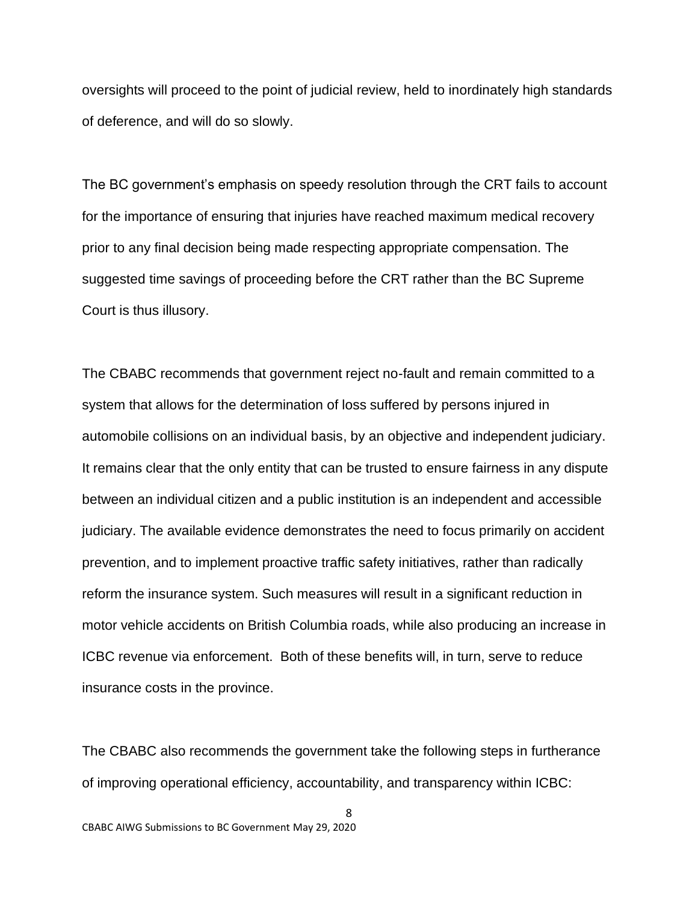oversights will proceed to the point of judicial review, held to inordinately high standards of deference, and will do so slowly.

The BC government's emphasis on speedy resolution through the CRT fails to account for the importance of ensuring that injuries have reached maximum medical recovery prior to any final decision being made respecting appropriate compensation. The suggested time savings of proceeding before the CRT rather than the BC Supreme Court is thus illusory.

The CBABC recommends that government reject no-fault and remain committed to a system that allows for the determination of loss suffered by persons injured in automobile collisions on an individual basis, by an objective and independent judiciary. It remains clear that the only entity that can be trusted to ensure fairness in any dispute between an individual citizen and a public institution is an independent and accessible judiciary. The available evidence demonstrates the need to focus primarily on accident prevention, and to implement proactive traffic safety initiatives, rather than radically reform the insurance system. Such measures will result in a significant reduction in motor vehicle accidents on British Columbia roads, while also producing an increase in ICBC revenue via enforcement. Both of these benefits will, in turn, serve to reduce insurance costs in the province.

The CBABC also recommends the government take the following steps in furtherance of improving operational efficiency, accountability, and transparency within ICBC: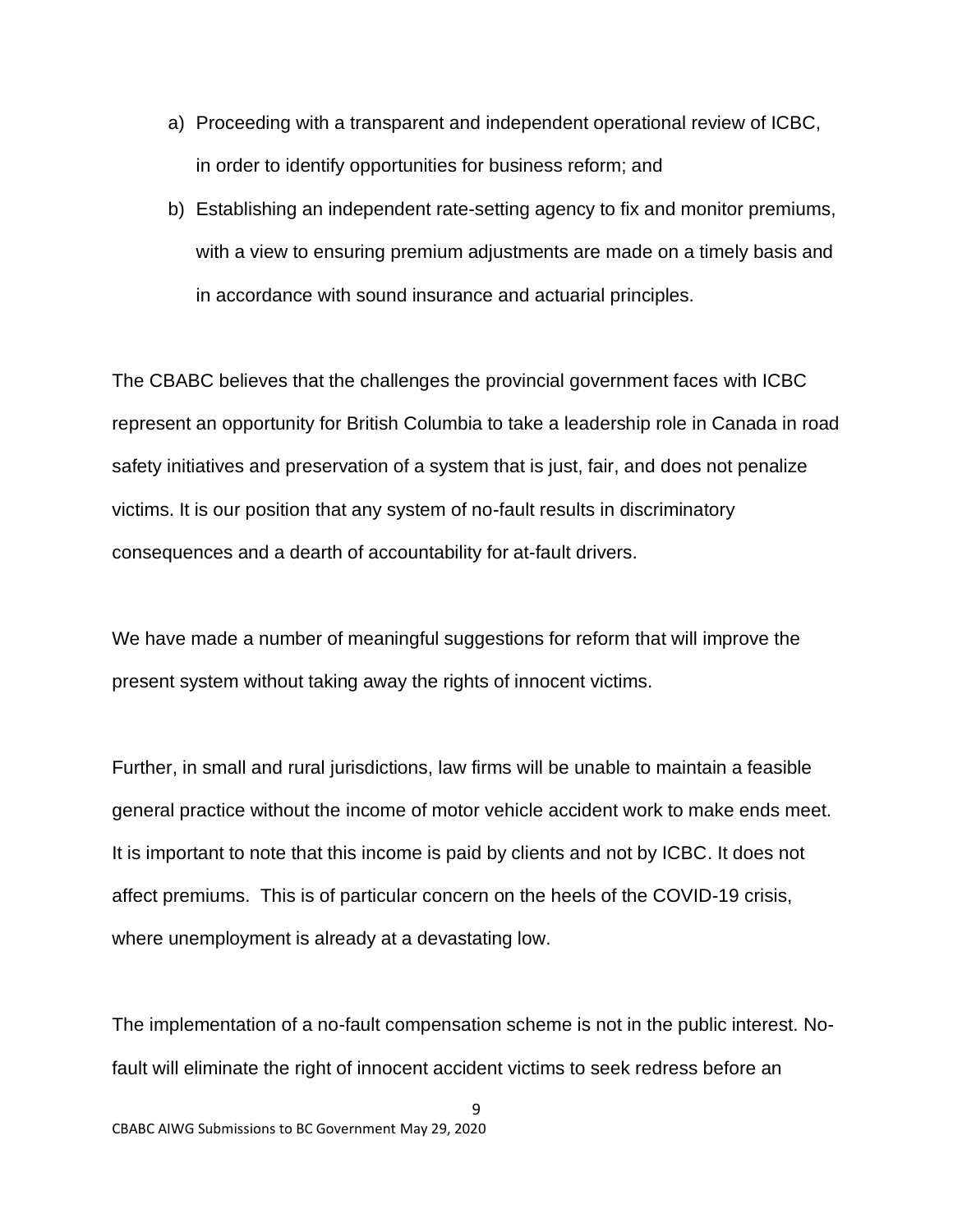a) Proceeding with a transparent and independent operational review of ICBC, in order to identify opportunities for business reform; and
b) Establishing an independent rate-setting agency to fix and monitor premiums, with a view to ensuring premium adjustments are made on a timely basis and in accordance with sound insurance and actuarial principles.

The CBABC believes that the challenges the provincial government faces with ICBC represent an opportunity for British Columbia to take a leadership role in Canada in road safety initiatives and preservation of a system that is just, fair, and does not penalize victims. It is our position that any system of no-fault results in discriminatory consequences and a dearth of accountability for at-fault drivers.

We have made a number of meaningful suggestions for reform that will improve the present system without taking away the rights of innocent victims.

Further, in small and rural jurisdictions, law firms will be unable to maintain a feasible general practice without the income of motor vehicle accident work to make ends meet. It is important to note that this income is paid by clients and not by ICBC. It does not affect premiums. This is of particular concern on the heels of the COVID-19 crisis, where unemployment is already at a devastating low.

The implementation of a no-fault compensation scheme is not in the public interest. No-fault will eliminate the right of innocent accident victims to seek redress before an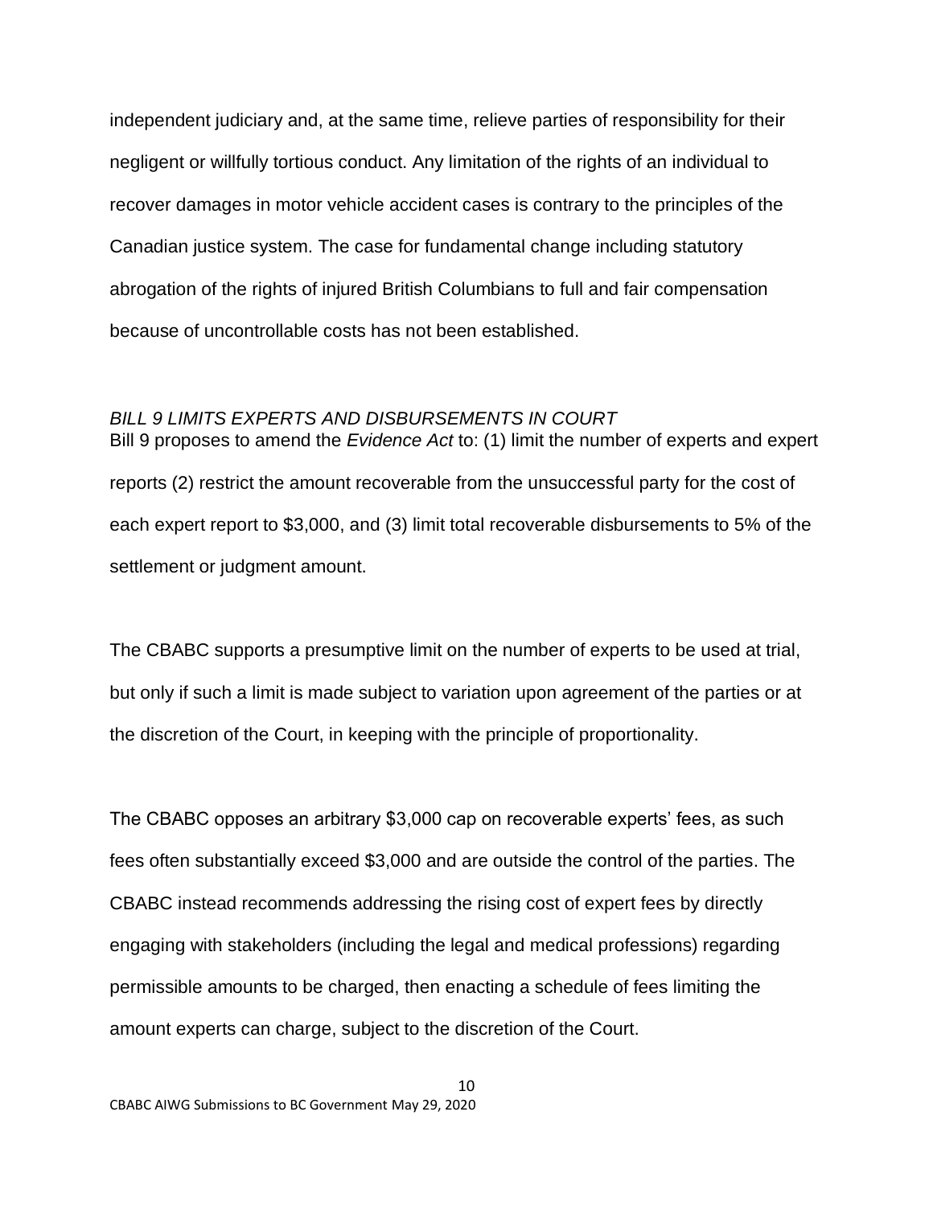independent judiciary and, at the same time, relieve parties of responsibility for their negligent or willfully tortious conduct. Any limitation of the rights of an individual to recover damages in motor vehicle accident cases is contrary to the principles of the Canadian justice system. The case for fundamental change including statutory abrogation of the rights of injured British Columbians to full and fair compensation because of uncontrollable costs has not been established.

*BILL 9 LIMITS EXPERTS AND DISBURSEMENTS IN COURT*

Bill 9 proposes to amend the *Evidence Act* to: (1) limit the number of experts and expert reports (2) restrict the amount recoverable from the unsuccessful party for the cost of each expert report to $3,000, and (3) limit total recoverable disbursements to 5% of the settlement or judgment amount.

The CBABC supports a presumptive limit on the number of experts to be used at trial, but only if such a limit is made subject to variation upon agreement of the parties or at the discretion of the Court, in keeping with the principle of proportionality.

The CBABC opposes an arbitrary $3,000 cap on recoverable experts' fees, as such fees often substantially exceed $3,000 and are outside the control of the parties. The CBABC instead recommends addressing the rising cost of expert fees by directly engaging with stakeholders (including the legal and medical professions) regarding permissible amounts to be charged, then enacting a schedule of fees limiting the amount experts can charge, subject to the discretion of the Court.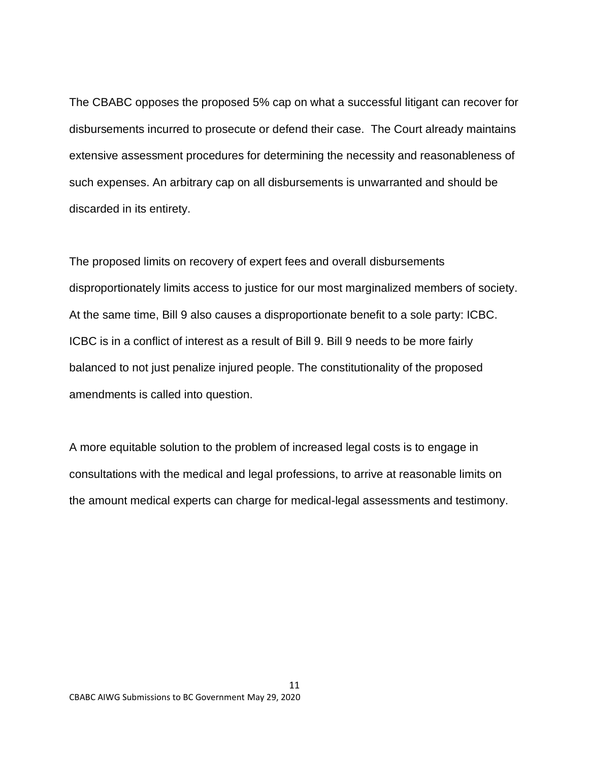The CBABC opposes the proposed 5% cap on what a successful litigant can recover for disbursements incurred to prosecute or defend their case. The Court already maintains extensive assessment procedures for determining the necessity and reasonableness of such expenses. An arbitrary cap on all disbursements is unwarranted and should be discarded in its entirety.

The proposed limits on recovery of expert fees and overall disbursements disproportionately limits access to justice for our most marginalized members of society. At the same time, Bill 9 also causes a disproportionate benefit to a sole party: ICBC. ICBC is in a conflict of interest as a result of Bill 9. Bill 9 needs to be more fairly balanced to not just penalize injured people. The constitutionality of the proposed amendments is called into question.

A more equitable solution to the problem of increased legal costs is to engage in consultations with the medical and legal professions, to arrive at reasonable limits on the amount medical experts can charge for medical-legal assessments and testimony.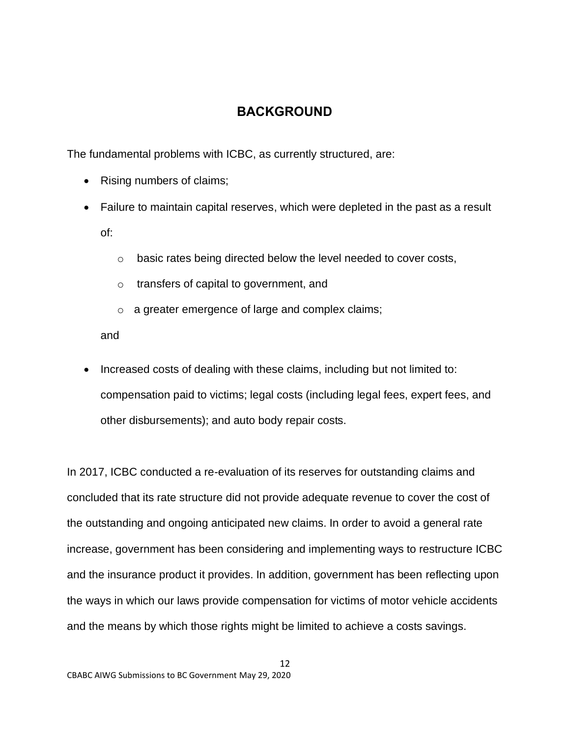## BACKGROUND

The fundamental problems with ICBC, as currently structured, are:

- Rising numbers of claims;
- Failure to maintain capital reserves, which were depleted in the past as a result of:
  - basic rates being directed below the level needed to cover costs,
  - transfers of capital to government, and
  - a greater emergence of large and complex claims;

  and
- Increased costs of dealing with these claims, including but not limited to: compensation paid to victims; legal costs (including legal fees, expert fees, and other disbursements); and auto body repair costs.

In 2017, ICBC conducted a re-evaluation of its reserves for outstanding claims and concluded that its rate structure did not provide adequate revenue to cover the cost of the outstanding and ongoing anticipated new claims. In order to avoid a general rate increase, government has been considering and implementing ways to restructure ICBC and the insurance product it provides. In addition, government has been reflecting upon the ways in which our laws provide compensation for victims of motor vehicle accidents and the means by which those rights might be limited to achieve a costs savings.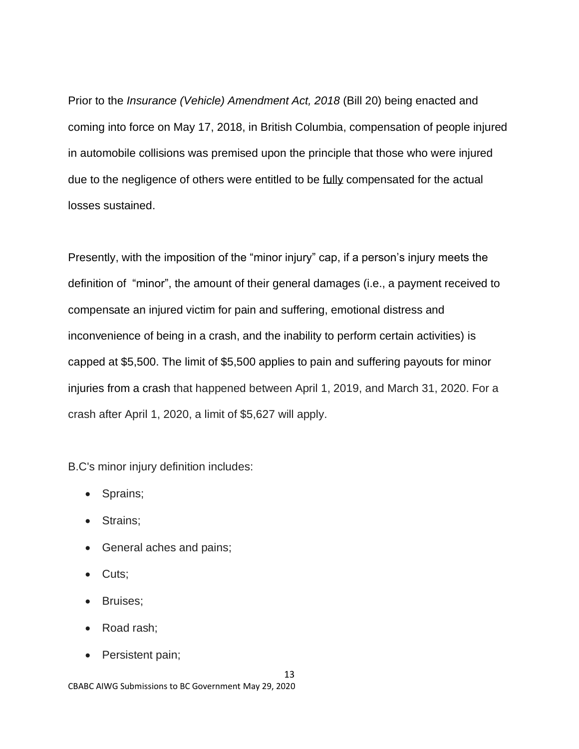Prior to the *Insurance (Vehicle) Amendment Act, 2018* (Bill 20) being enacted and coming into force on May 17, 2018, in British Columbia, compensation of people injured in automobile collisions was premised upon the principle that those who were injured due to the negligence of others were entitled to be <u>fully</u> compensated for the actual losses sustained.

Presently, with the imposition of the "minor injury" cap, if a person's injury meets the definition of "minor", the amount of their general damages (i.e., a payment received to compensate an injured victim for pain and suffering, emotional distress and inconvenience of being in a crash, and the inability to perform certain activities) is capped at $5,500. The limit of $5,500 applies to pain and suffering payouts for minor injuries from a crash that happened between April 1, 2019, and March 31, 2020. For a crash after April 1, 2020, a limit of $5,627 will apply.

B.C's minor injury definition includes:

- Sprains;
- Strains;
- General aches and pains;
- Cuts;
- Bruises;
- Road rash;
- Persistent pain;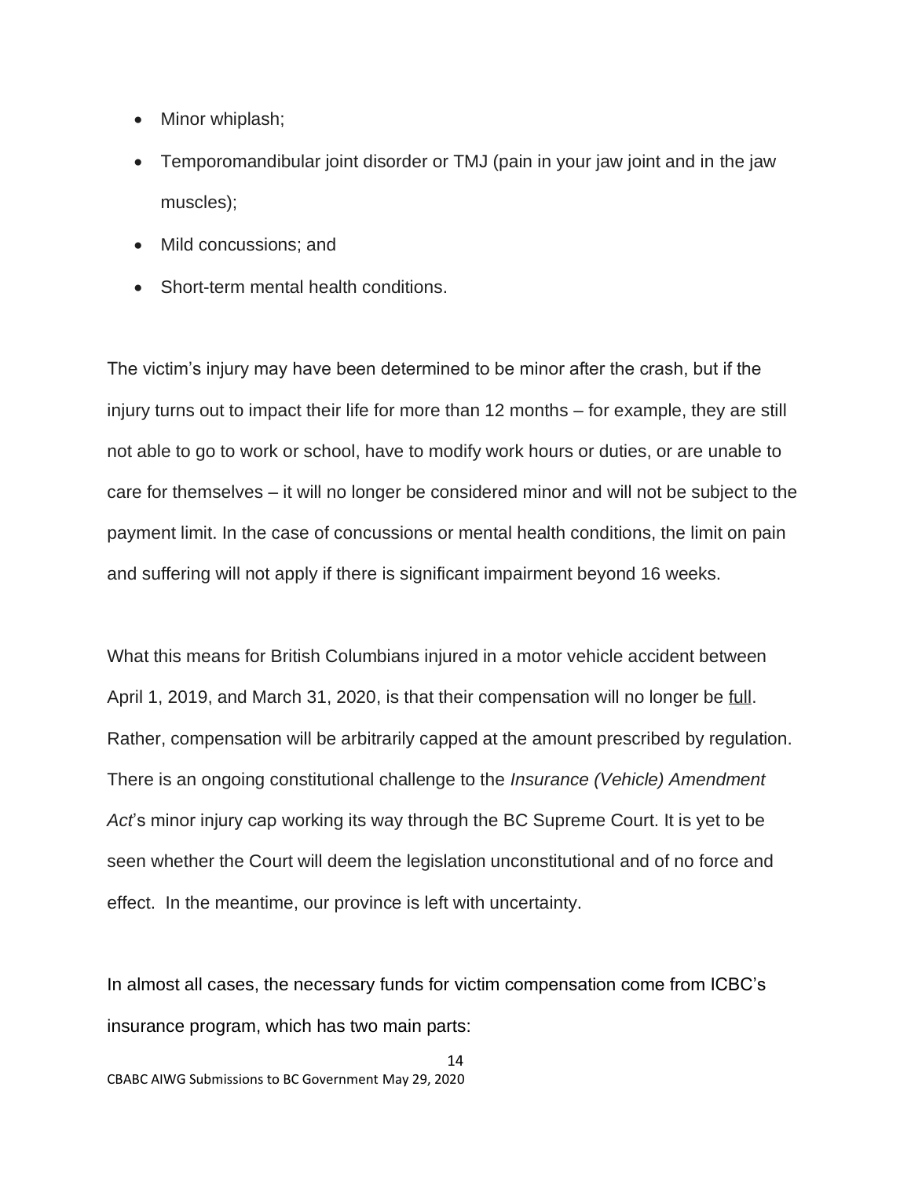- Minor whiplash;
- Temporomandibular joint disorder or TMJ (pain in your jaw joint and in the jaw muscles);
- Mild concussions; and
- Short-term mental health conditions.

The victim's injury may have been determined to be minor after the crash, but if the injury turns out to impact their life for more than 12 months – for example, they are still not able to go to work or school, have to modify work hours or duties, or are unable to care for themselves – it will no longer be considered minor and will not be subject to the payment limit. In the case of concussions or mental health conditions, the limit on pain and suffering will not apply if there is significant impairment beyond 16 weeks.

What this means for British Columbians injured in a motor vehicle accident between April 1, 2019, and March 31, 2020, is that their compensation will no longer be full. Rather, compensation will be arbitrarily capped at the amount prescribed by regulation. There is an ongoing constitutional challenge to the *Insurance (Vehicle) Amendment Act*'s minor injury cap working its way through the BC Supreme Court. It is yet to be seen whether the Court will deem the legislation unconstitutional and of no force and effect. In the meantime, our province is left with uncertainty.

In almost all cases, the necessary funds for victim compensation come from ICBC's insurance program, which has two main parts: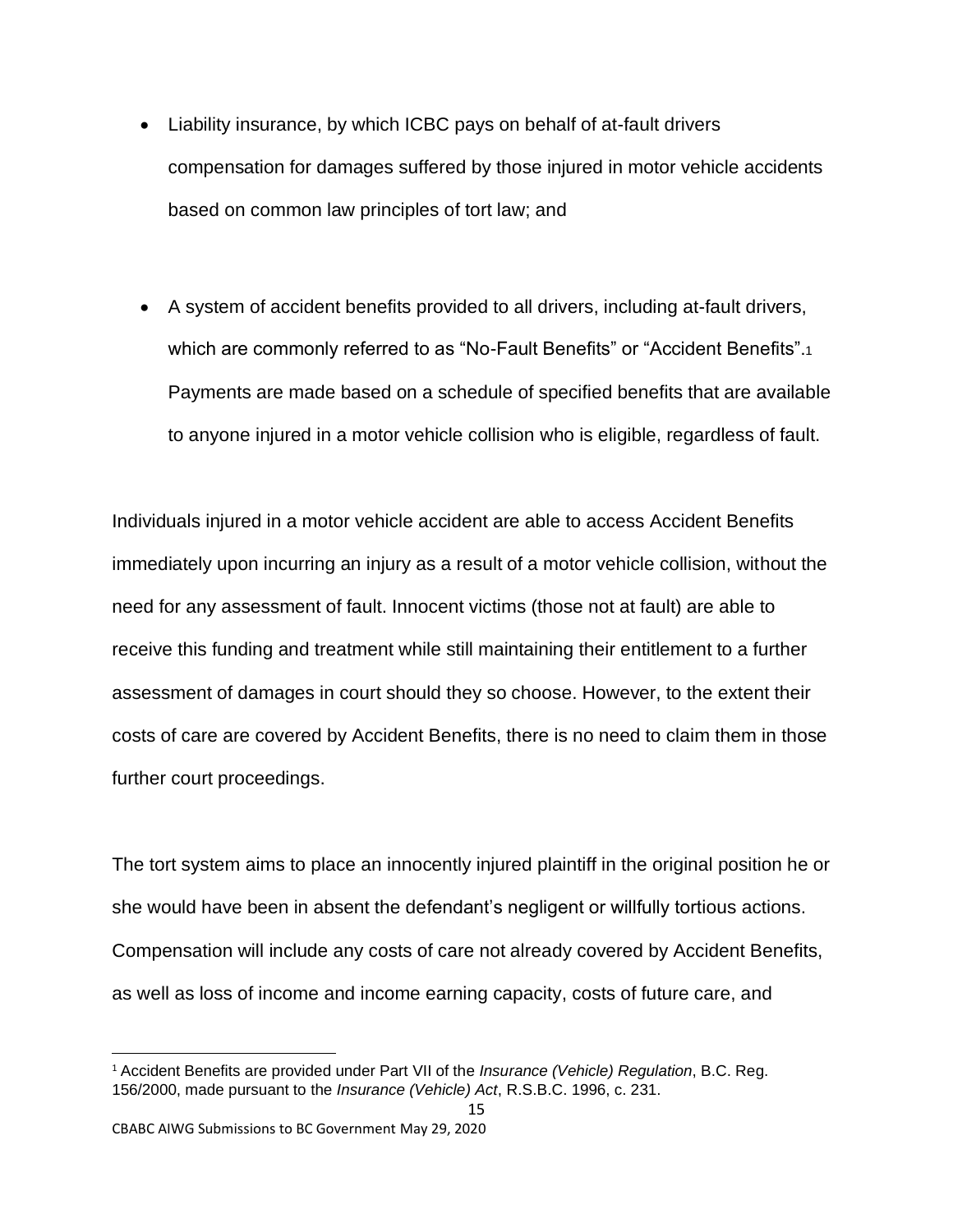- Liability insurance, by which ICBC pays on behalf of at-fault drivers compensation for damages suffered by those injured in motor vehicle accidents based on common law principles of tort law; and

- A system of accident benefits provided to all drivers, including at-fault drivers, which are commonly referred to as "No-Fault Benefits" or "Accident Benefits".[1] Payments are made based on a schedule of specified benefits that are available to anyone injured in a motor vehicle collision who is eligible, regardless of fault.

Individuals injured in a motor vehicle accident are able to access Accident Benefits immediately upon incurring an injury as a result of a motor vehicle collision, without the need for any assessment of fault. Innocent victims (those not at fault) are able to receive this funding and treatment while still maintaining their entitlement to a further assessment of damages in court should they so choose. However, to the extent their costs of care are covered by Accident Benefits, there is no need to claim them in those further court proceedings.

The tort system aims to place an innocently injured plaintiff in the original position he or she would have been in absent the defendant's negligent or willfully tortious actions. Compensation will include any costs of care not already covered by Accident Benefits, as well as loss of income and income earning capacity, costs of future care, and

[1] Accident Benefits are provided under Part VII of the *Insurance (Vehicle) Regulation*, B.C. Reg. 156/2000, made pursuant to the *Insurance (Vehicle) Act*, R.S.B.C. 1996, c. 231.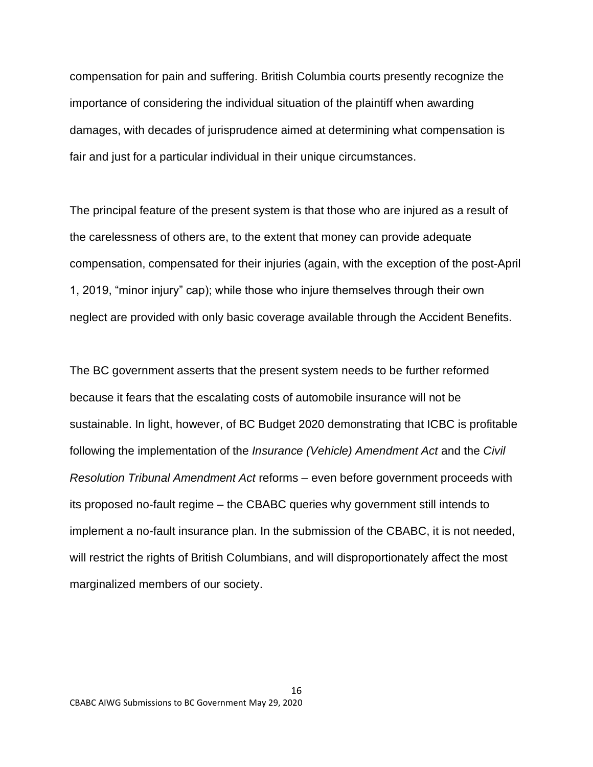compensation for pain and suffering. British Columbia courts presently recognize the importance of considering the individual situation of the plaintiff when awarding damages, with decades of jurisprudence aimed at determining what compensation is fair and just for a particular individual in their unique circumstances.

The principal feature of the present system is that those who are injured as a result of the carelessness of others are, to the extent that money can provide adequate compensation, compensated for their injuries (again, with the exception of the post-April 1, 2019, "minor injury" cap); while those who injure themselves through their own neglect are provided with only basic coverage available through the Accident Benefits.

The BC government asserts that the present system needs to be further reformed because it fears that the escalating costs of automobile insurance will not be sustainable. In light, however, of BC Budget 2020 demonstrating that ICBC is profitable following the implementation of the *Insurance (Vehicle) Amendment Act* and the *Civil Resolution Tribunal Amendment Act* reforms – even before government proceeds with its proposed no-fault regime – the CBABC queries why government still intends to implement a no-fault insurance plan. In the submission of the CBABC, it is not needed, will restrict the rights of British Columbians, and will disproportionately affect the most marginalized members of our society.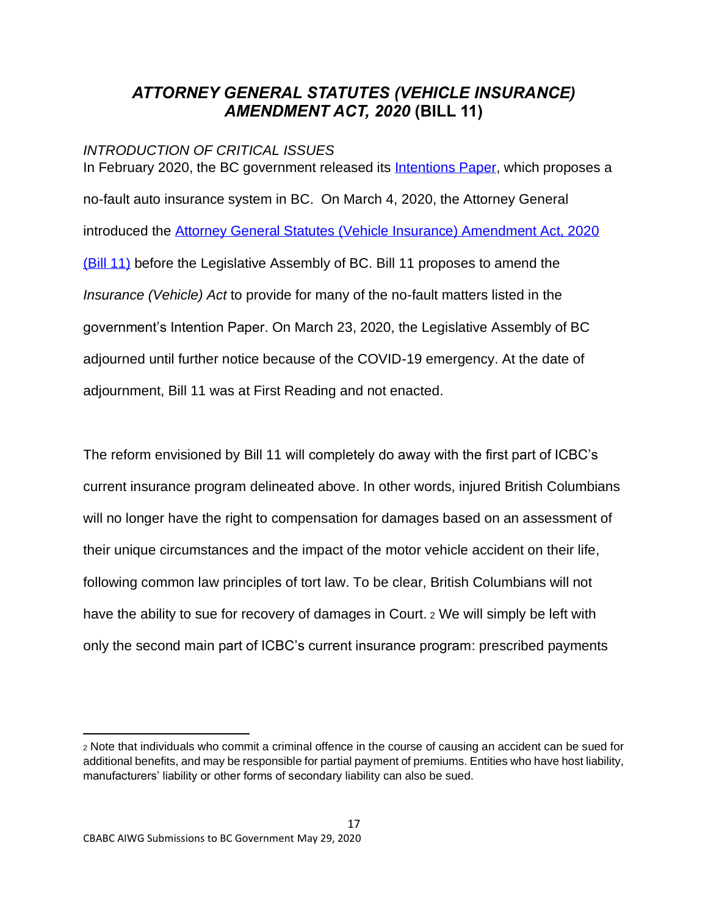## *ATTORNEY GENERAL STATUTES (VEHICLE INSURANCE) AMENDMENT ACT, 2020* (BILL 11)

*INTRODUCTION OF CRITICAL ISSUES*

In February 2020, the BC government released its Intentions Paper, which proposes a no-fault auto insurance system in BC. On March 4, 2020, the Attorney General introduced the Attorney General Statutes (Vehicle Insurance) Amendment Act, 2020 (Bill 11) before the Legislative Assembly of BC. Bill 11 proposes to amend the *Insurance (Vehicle) Act* to provide for many of the no-fault matters listed in the government's Intention Paper. On March 23, 2020, the Legislative Assembly of BC adjourned until further notice because of the COVID-19 emergency. At the date of adjournment, Bill 11 was at First Reading and not enacted.

The reform envisioned by Bill 11 will completely do away with the first part of ICBC's current insurance program delineated above. In other words, injured British Columbians will no longer have the right to compensation for damages based on an assessment of their unique circumstances and the impact of the motor vehicle accident on their life, following common law principles of tort law. To be clear, British Columbians will not have the ability to sue for recovery of damages in Court.[2] We will simply be left with only the second main part of ICBC's current insurance program: prescribed payments

[2] Note that individuals who commit a criminal offence in the course of causing an accident can be sued for additional benefits, and may be responsible for partial payment of premiums. Entities who have host liability, manufacturers' liability or other forms of secondary liability can also be sued.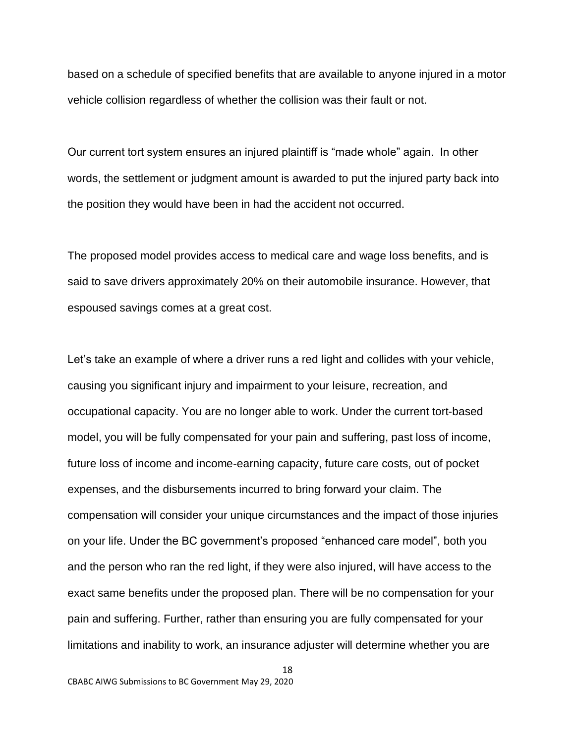based on a schedule of specified benefits that are available to anyone injured in a motor vehicle collision regardless of whether the collision was their fault or not.

Our current tort system ensures an injured plaintiff is "made whole" again. In other words, the settlement or judgment amount is awarded to put the injured party back into the position they would have been in had the accident not occurred.

The proposed model provides access to medical care and wage loss benefits, and is said to save drivers approximately 20% on their automobile insurance. However, that espoused savings comes at a great cost.

Let's take an example of where a driver runs a red light and collides with your vehicle, causing you significant injury and impairment to your leisure, recreation, and occupational capacity. You are no longer able to work. Under the current tort-based model, you will be fully compensated for your pain and suffering, past loss of income, future loss of income and income-earning capacity, future care costs, out of pocket expenses, and the disbursements incurred to bring forward your claim. The compensation will consider your unique circumstances and the impact of those injuries on your life. Under the BC government's proposed "enhanced care model", both you and the person who ran the red light, if they were also injured, will have access to the exact same benefits under the proposed plan. There will be no compensation for your pain and suffering. Further, rather than ensuring you are fully compensated for your limitations and inability to work, an insurance adjuster will determine whether you are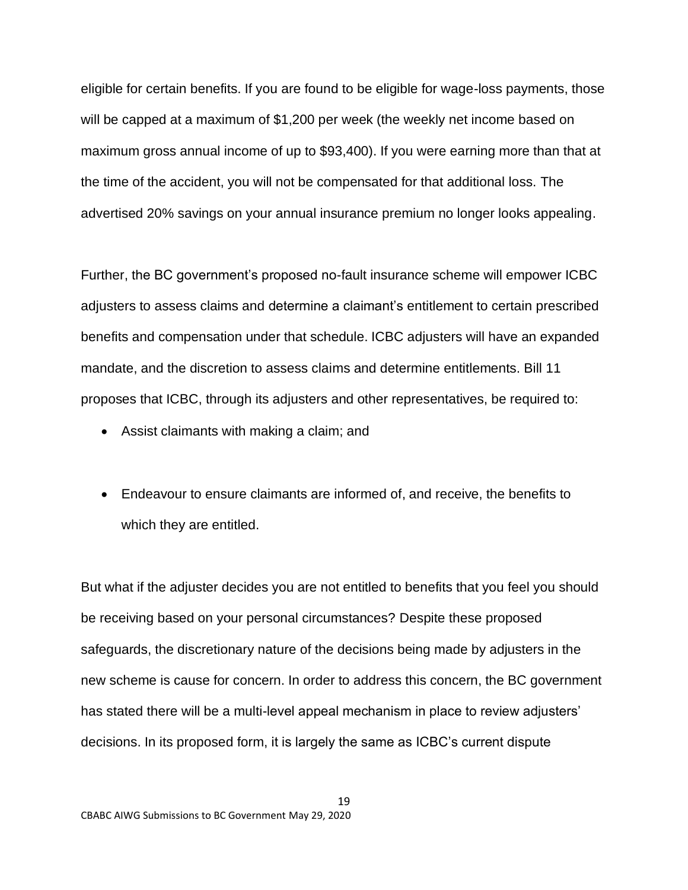eligible for certain benefits. If you are found to be eligible for wage-loss payments, those will be capped at a maximum of $1,200 per week (the weekly net income based on maximum gross annual income of up to $93,400). If you were earning more than that at the time of the accident, you will not be compensated for that additional loss. The advertised 20% savings on your annual insurance premium no longer looks appealing.

Further, the BC government's proposed no-fault insurance scheme will empower ICBC adjusters to assess claims and determine a claimant's entitlement to certain prescribed benefits and compensation under that schedule. ICBC adjusters will have an expanded mandate, and the discretion to assess claims and determine entitlements. Bill 11 proposes that ICBC, through its adjusters and other representatives, be required to:

- Assist claimants with making a claim; and
- Endeavour to ensure claimants are informed of, and receive, the benefits to which they are entitled.

But what if the adjuster decides you are not entitled to benefits that you feel you should be receiving based on your personal circumstances? Despite these proposed safeguards, the discretionary nature of the decisions being made by adjusters in the new scheme is cause for concern. In order to address this concern, the BC government has stated there will be a multi-level appeal mechanism in place to review adjusters' decisions. In its proposed form, it is largely the same as ICBC's current dispute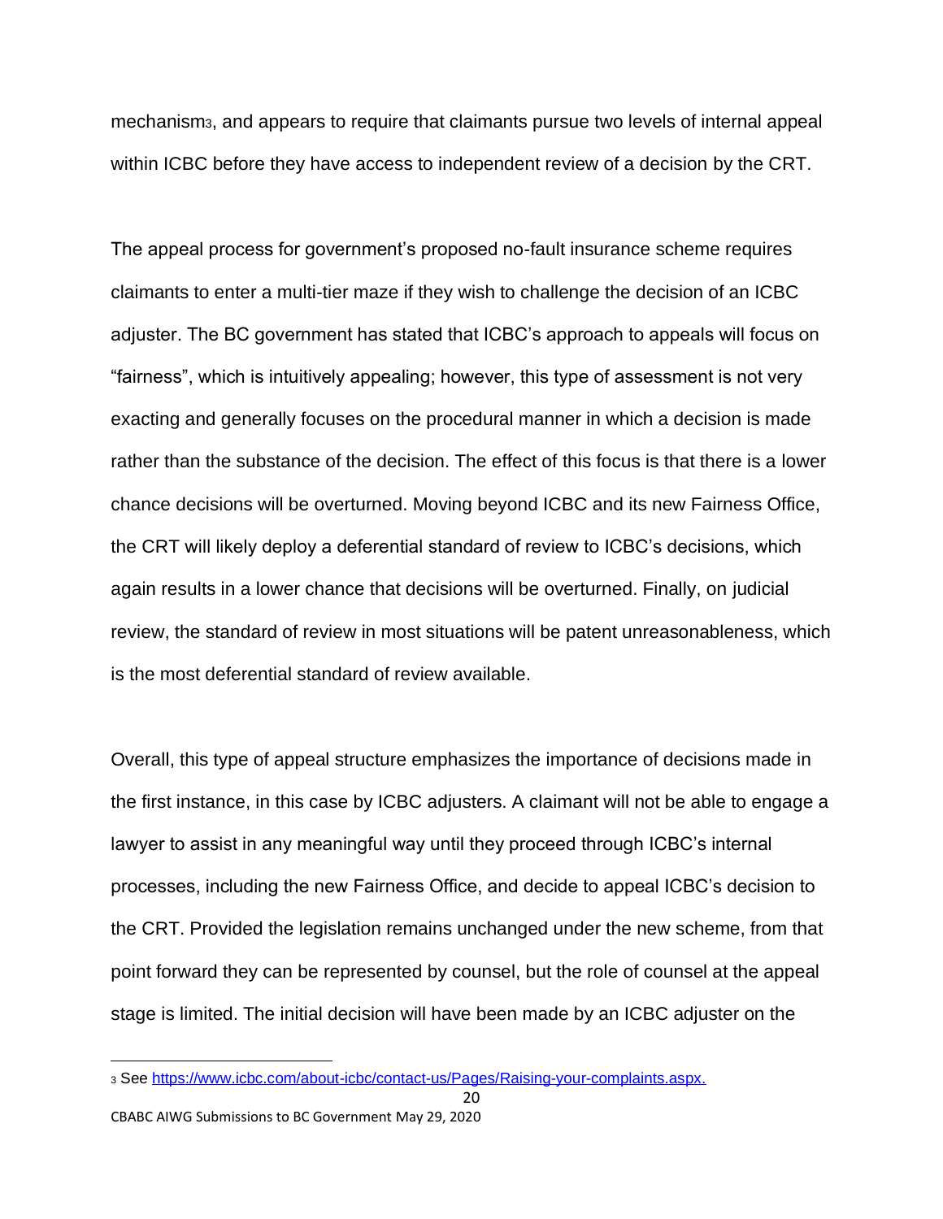mechanism[3], and appears to require that claimants pursue two levels of internal appeal within ICBC before they have access to independent review of a decision by the CRT.

The appeal process for government's proposed no-fault insurance scheme requires claimants to enter a multi-tier maze if they wish to challenge the decision of an ICBC adjuster. The BC government has stated that ICBC's approach to appeals will focus on "fairness", which is intuitively appealing; however, this type of assessment is not very exacting and generally focuses on the procedural manner in which a decision is made rather than the substance of the decision. The effect of this focus is that there is a lower chance decisions will be overturned. Moving beyond ICBC and its new Fairness Office, the CRT will likely deploy a deferential standard of review to ICBC's decisions, which again results in a lower chance that decisions will be overturned. Finally, on judicial review, the standard of review in most situations will be patent unreasonableness, which is the most deferential standard of review available.

Overall, this type of appeal structure emphasizes the importance of decisions made in the first instance, in this case by ICBC adjusters. A claimant will not be able to engage a lawyer to assist in any meaningful way until they proceed through ICBC's internal processes, including the new Fairness Office, and decide to appeal ICBC's decision to the CRT. Provided the legislation remains unchanged under the new scheme, from that point forward they can be represented by counsel, but the role of counsel at the appeal stage is limited. The initial decision will have been made by an ICBC adjuster on the

---

[3] See https://www.icbc.com/about-icbc/contact-us/Pages/Raising-your-complaints.aspx.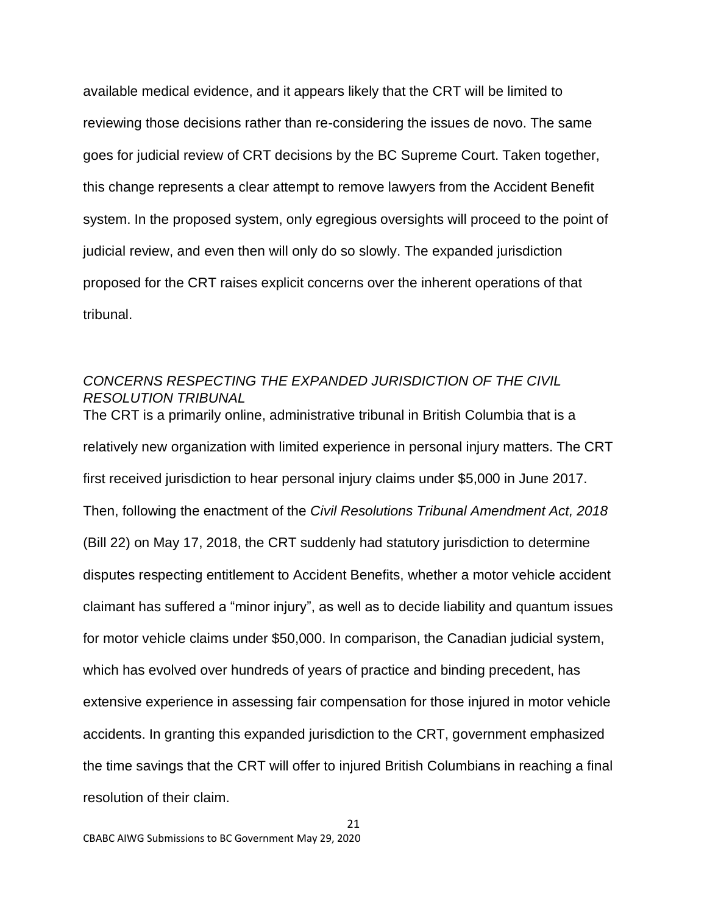available medical evidence, and it appears likely that the CRT will be limited to reviewing those decisions rather than re-considering the issues de novo. The same goes for judicial review of CRT decisions by the BC Supreme Court. Taken together, this change represents a clear attempt to remove lawyers from the Accident Benefit system. In the proposed system, only egregious oversights will proceed to the point of judicial review, and even then will only do so slowly. The expanded jurisdiction proposed for the CRT raises explicit concerns over the inherent operations of that tribunal.

### *CONCERNS RESPECTING THE EXPANDED JURISDICTION OF THE CIVIL RESOLUTION TRIBUNAL*

The CRT is a primarily online, administrative tribunal in British Columbia that is a relatively new organization with limited experience in personal injury matters. The CRT first received jurisdiction to hear personal injury claims under $5,000 in June 2017. Then, following the enactment of the *Civil Resolutions Tribunal Amendment Act, 2018* (Bill 22) on May 17, 2018, the CRT suddenly had statutory jurisdiction to determine disputes respecting entitlement to Accident Benefits, whether a motor vehicle accident claimant has suffered a "minor injury", as well as to decide liability and quantum issues for motor vehicle claims under $50,000. In comparison, the Canadian judicial system, which has evolved over hundreds of years of practice and binding precedent, has extensive experience in assessing fair compensation for those injured in motor vehicle accidents. In granting this expanded jurisdiction to the CRT, government emphasized the time savings that the CRT will offer to injured British Columbians in reaching a final resolution of their claim.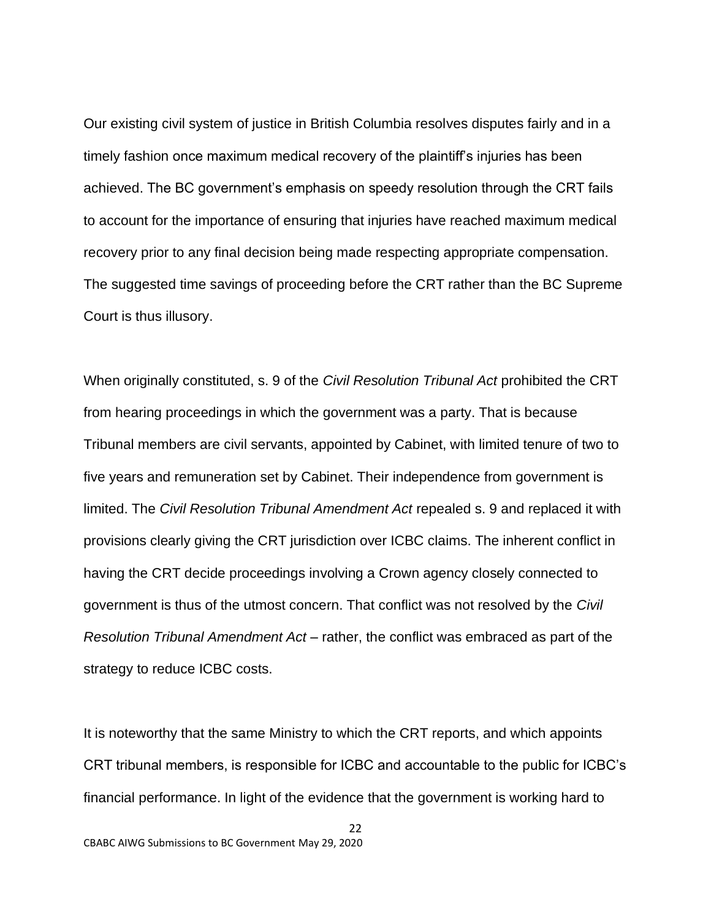Our existing civil system of justice in British Columbia resolves disputes fairly and in a timely fashion once maximum medical recovery of the plaintiff's injuries has been achieved. The BC government's emphasis on speedy resolution through the CRT fails to account for the importance of ensuring that injuries have reached maximum medical recovery prior to any final decision being made respecting appropriate compensation. The suggested time savings of proceeding before the CRT rather than the BC Supreme Court is thus illusory.

When originally constituted, s. 9 of the *Civil Resolution Tribunal Act* prohibited the CRT from hearing proceedings in which the government was a party. That is because Tribunal members are civil servants, appointed by Cabinet, with limited tenure of two to five years and remuneration set by Cabinet. Their independence from government is limited. The *Civil Resolution Tribunal Amendment Act* repealed s. 9 and replaced it with provisions clearly giving the CRT jurisdiction over ICBC claims. The inherent conflict in having the CRT decide proceedings involving a Crown agency closely connected to government is thus of the utmost concern. That conflict was not resolved by the *Civil Resolution Tribunal Amendment Act* – rather, the conflict was embraced as part of the strategy to reduce ICBC costs.

It is noteworthy that the same Ministry to which the CRT reports, and which appoints CRT tribunal members, is responsible for ICBC and accountable to the public for ICBC's financial performance. In light of the evidence that the government is working hard to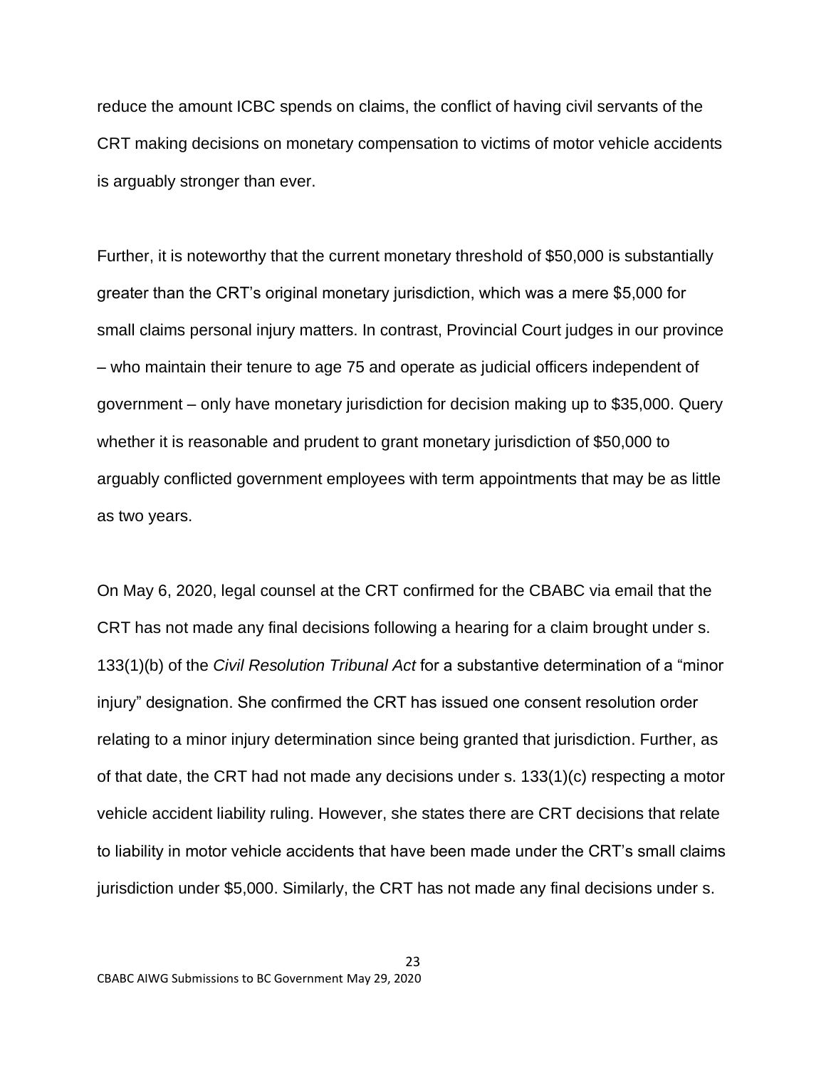reduce the amount ICBC spends on claims, the conflict of having civil servants of the CRT making decisions on monetary compensation to victims of motor vehicle accidents is arguably stronger than ever.

Further, it is noteworthy that the current monetary threshold of $50,000 is substantially greater than the CRT's original monetary jurisdiction, which was a mere $5,000 for small claims personal injury matters. In contrast, Provincial Court judges in our province – who maintain their tenure to age 75 and operate as judicial officers independent of government – only have monetary jurisdiction for decision making up to $35,000. Query whether it is reasonable and prudent to grant monetary jurisdiction of $50,000 to arguably conflicted government employees with term appointments that may be as little as two years.

On May 6, 2020, legal counsel at the CRT confirmed for the CBABC via email that the CRT has not made any final decisions following a hearing for a claim brought under s. 133(1)(b) of the *Civil Resolution Tribunal Act* for a substantive determination of a "minor injury" designation. She confirmed the CRT has issued one consent resolution order relating to a minor injury determination since being granted that jurisdiction. Further, as of that date, the CRT had not made any decisions under s. 133(1)(c) respecting a motor vehicle accident liability ruling. However, she states there are CRT decisions that relate to liability in motor vehicle accidents that have been made under the CRT's small claims jurisdiction under $5,000. Similarly, the CRT has not made any final decisions under s.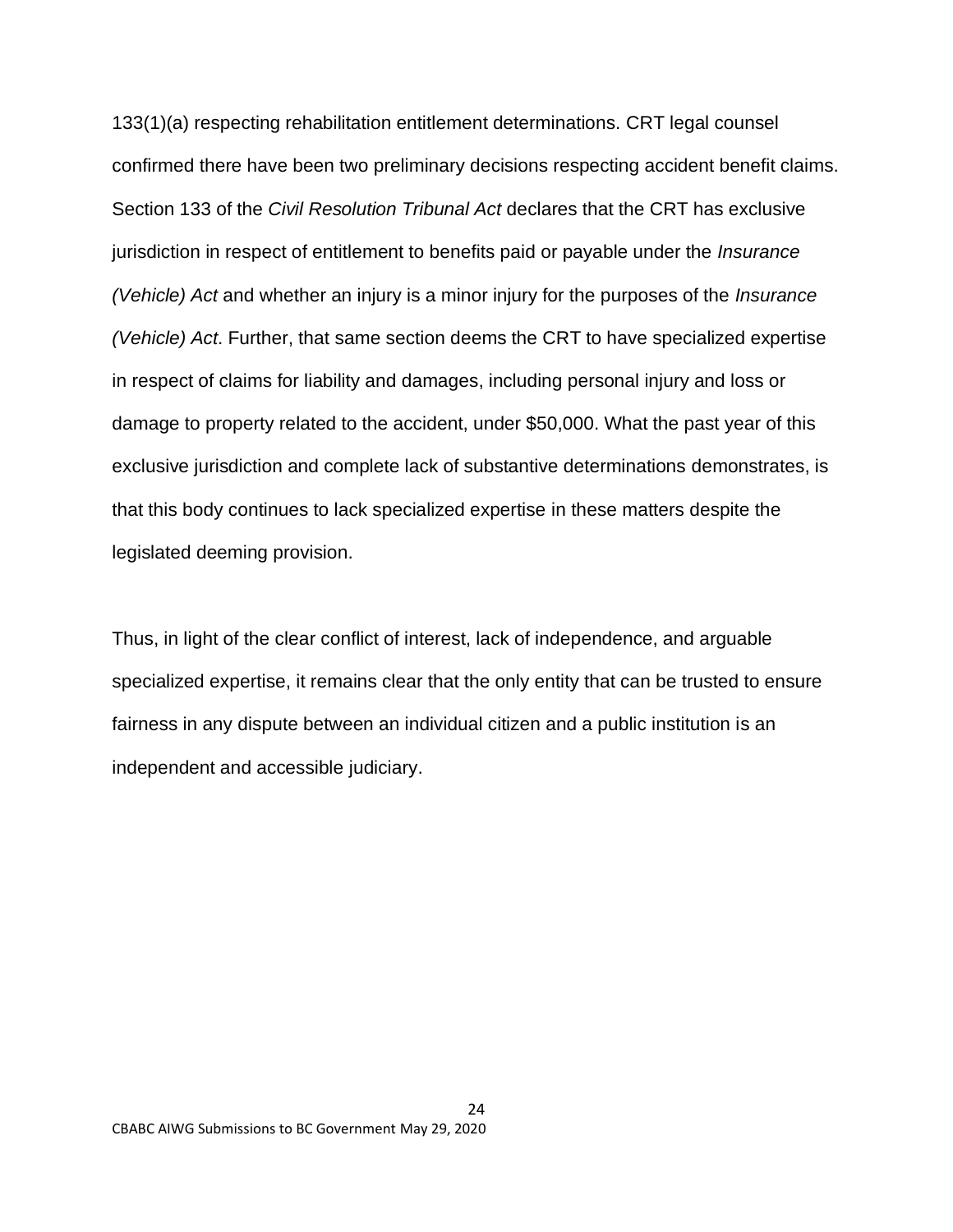133(1)(a) respecting rehabilitation entitlement determinations. CRT legal counsel confirmed there have been two preliminary decisions respecting accident benefit claims. Section 133 of the *Civil Resolution Tribunal Act* declares that the CRT has exclusive jurisdiction in respect of entitlement to benefits paid or payable under the *Insurance (Vehicle) Act* and whether an injury is a minor injury for the purposes of the *Insurance (Vehicle) Act*. Further, that same section deems the CRT to have specialized expertise in respect of claims for liability and damages, including personal injury and loss or damage to property related to the accident, under $50,000. What the past year of this exclusive jurisdiction and complete lack of substantive determinations demonstrates, is that this body continues to lack specialized expertise in these matters despite the legislated deeming provision.

Thus, in light of the clear conflict of interest, lack of independence, and arguable specialized expertise, it remains clear that the only entity that can be trusted to ensure fairness in any dispute between an individual citizen and a public institution is an independent and accessible judiciary.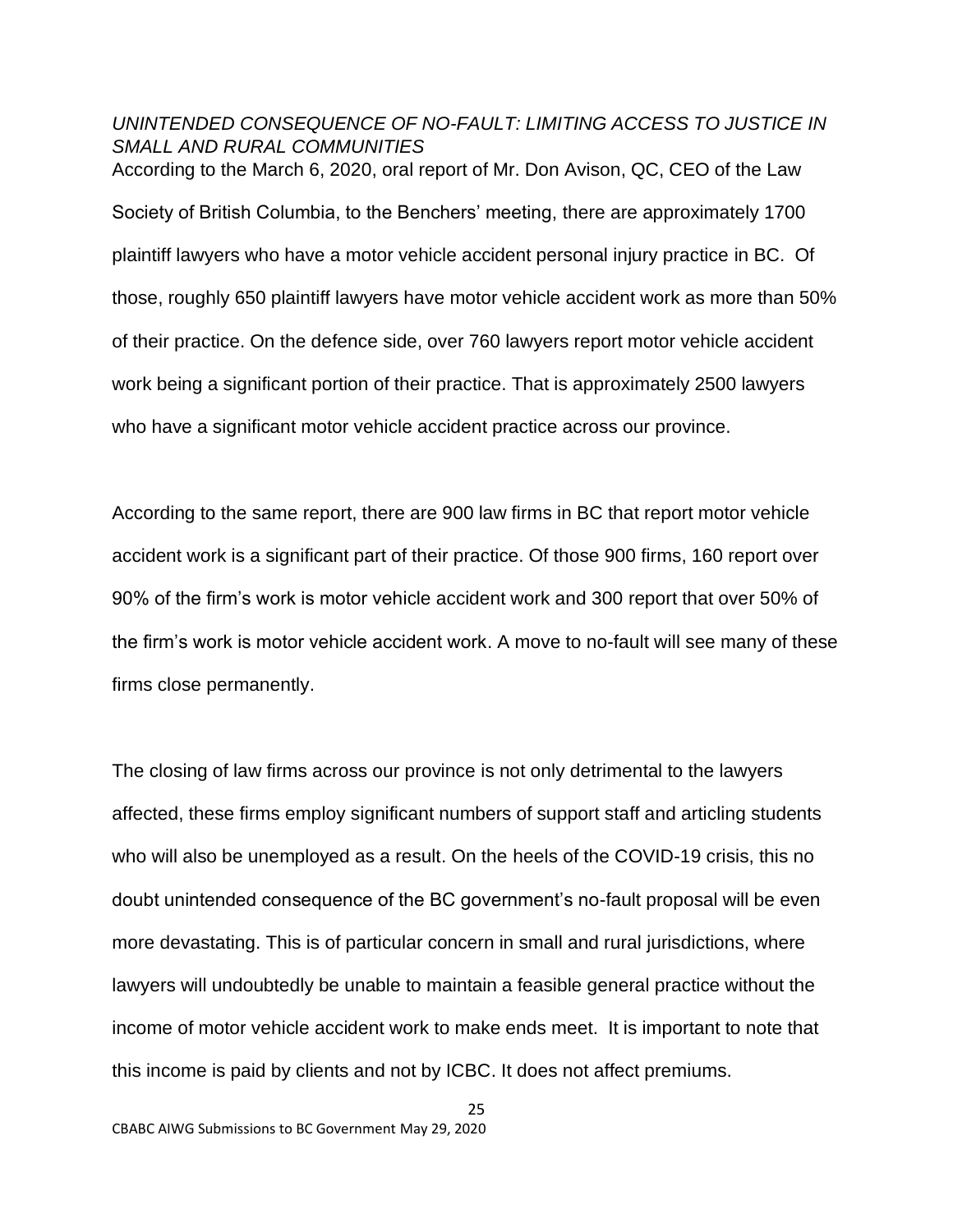*UNINTENDED CONSEQUENCE OF NO-FAULT: LIMITING ACCESS TO JUSTICE IN SMALL AND RURAL COMMUNITIES*

According to the March 6, 2020, oral report of Mr. Don Avison, QC, CEO of the Law Society of British Columbia, to the Benchers' meeting, there are approximately 1700 plaintiff lawyers who have a motor vehicle accident personal injury practice in BC. Of those, roughly 650 plaintiff lawyers have motor vehicle accident work as more than 50% of their practice. On the defence side, over 760 lawyers report motor vehicle accident work being a significant portion of their practice. That is approximately 2500 lawyers who have a significant motor vehicle accident practice across our province.

According to the same report, there are 900 law firms in BC that report motor vehicle accident work is a significant part of their practice. Of those 900 firms, 160 report over 90% of the firm's work is motor vehicle accident work and 300 report that over 50% of the firm's work is motor vehicle accident work. A move to no-fault will see many of these firms close permanently.

The closing of law firms across our province is not only detrimental to the lawyers affected, these firms employ significant numbers of support staff and articling students who will also be unemployed as a result. On the heels of the COVID-19 crisis, this no doubt unintended consequence of the BC government's no-fault proposal will be even more devastating. This is of particular concern in small and rural jurisdictions, where lawyers will undoubtedly be unable to maintain a feasible general practice without the income of motor vehicle accident work to make ends meet. It is important to note that this income is paid by clients and not by ICBC. It does not affect premiums.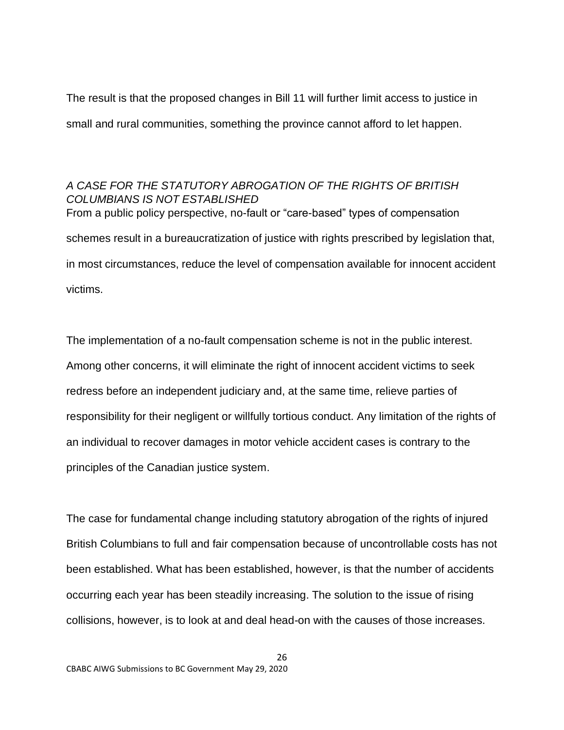The result is that the proposed changes in Bill 11 will further limit access to justice in small and rural communities, something the province cannot afford to let happen.

### *A CASE FOR THE STATUTORY ABROGATION OF THE RIGHTS OF BRITISH COLUMBIANS IS NOT ESTABLISHED*

From a public policy perspective, no-fault or "care-based" types of compensation schemes result in a bureaucratization of justice with rights prescribed by legislation that, in most circumstances, reduce the level of compensation available for innocent accident victims.

The implementation of a no-fault compensation scheme is not in the public interest. Among other concerns, it will eliminate the right of innocent accident victims to seek redress before an independent judiciary and, at the same time, relieve parties of responsibility for their negligent or willfully tortious conduct. Any limitation of the rights of an individual to recover damages in motor vehicle accident cases is contrary to the principles of the Canadian justice system.

The case for fundamental change including statutory abrogation of the rights of injured British Columbians to full and fair compensation because of uncontrollable costs has not been established. What has been established, however, is that the number of accidents occurring each year has been steadily increasing. The solution to the issue of rising collisions, however, is to look at and deal head-on with the causes of those increases.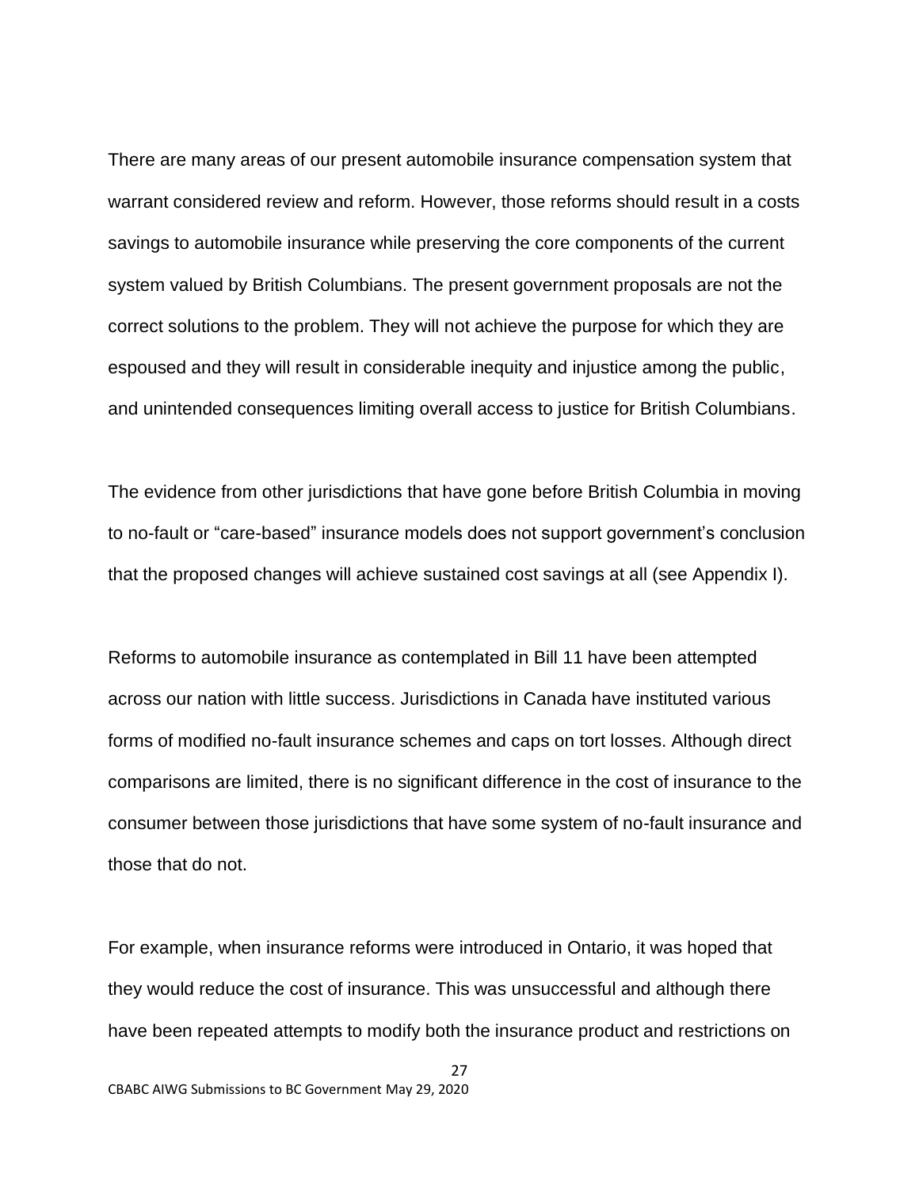There are many areas of our present automobile insurance compensation system that warrant considered review and reform. However, those reforms should result in a costs savings to automobile insurance while preserving the core components of the current system valued by British Columbians. The present government proposals are not the correct solutions to the problem. They will not achieve the purpose for which they are espoused and they will result in considerable inequity and injustice among the public, and unintended consequences limiting overall access to justice for British Columbians.

The evidence from other jurisdictions that have gone before British Columbia in moving to no-fault or "care-based" insurance models does not support government's conclusion that the proposed changes will achieve sustained cost savings at all (see Appendix I).

Reforms to automobile insurance as contemplated in Bill 11 have been attempted across our nation with little success. Jurisdictions in Canada have instituted various forms of modified no-fault insurance schemes and caps on tort losses. Although direct comparisons are limited, there is no significant difference in the cost of insurance to the consumer between those jurisdictions that have some system of no-fault insurance and those that do not.

For example, when insurance reforms were introduced in Ontario, it was hoped that they would reduce the cost of insurance. This was unsuccessful and although there have been repeated attempts to modify both the insurance product and restrictions on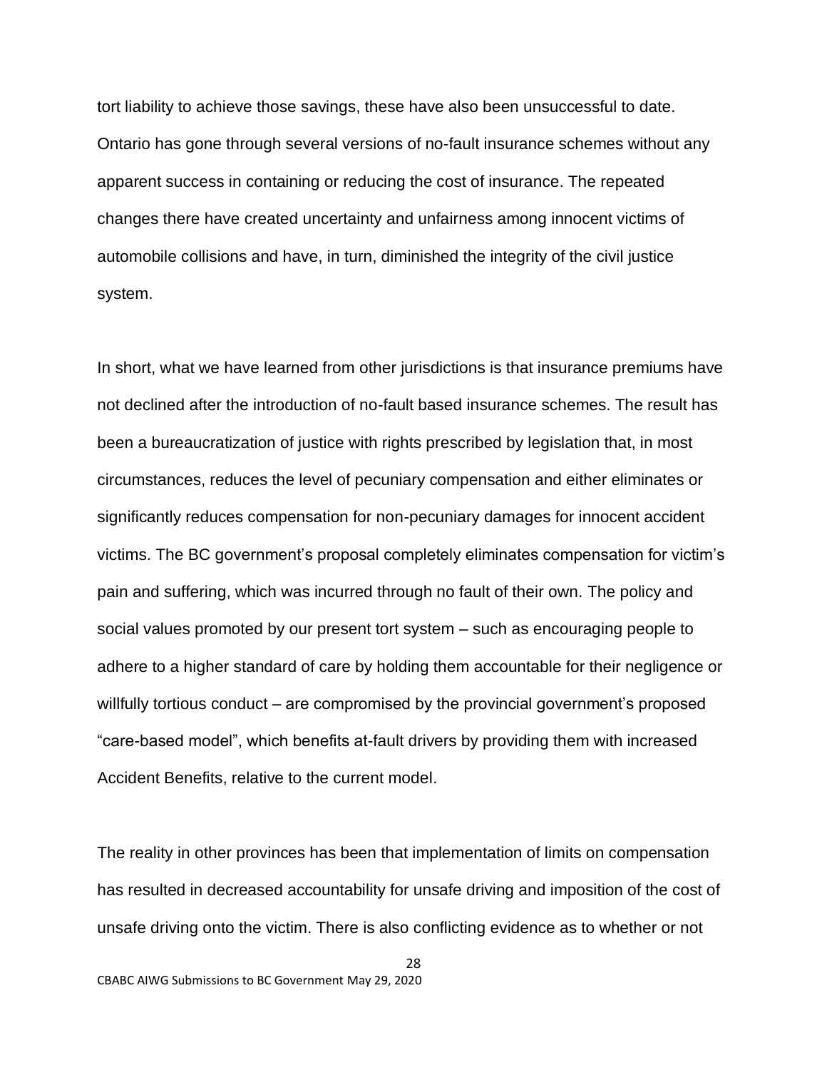tort liability to achieve those savings, these have also been unsuccessful to date. Ontario has gone through several versions of no-fault insurance schemes without any apparent success in containing or reducing the cost of insurance. The repeated changes there have created uncertainty and unfairness among innocent victims of automobile collisions and have, in turn, diminished the integrity of the civil justice system.

In short, what we have learned from other jurisdictions is that insurance premiums have not declined after the introduction of no-fault based insurance schemes. The result has been a bureaucratization of justice with rights prescribed by legislation that, in most circumstances, reduces the level of pecuniary compensation and either eliminates or significantly reduces compensation for non-pecuniary damages for innocent accident victims. The BC government's proposal completely eliminates compensation for victim's pain and suffering, which was incurred through no fault of their own. The policy and social values promoted by our present tort system – such as encouraging people to adhere to a higher standard of care by holding them accountable for their negligence or willfully tortious conduct – are compromised by the provincial government's proposed "care-based model", which benefits at-fault drivers by providing them with increased Accident Benefits, relative to the current model.

The reality in other provinces has been that implementation of limits on compensation has resulted in decreased accountability for unsafe driving and imposition of the cost of unsafe driving onto the victim. There is also conflicting evidence as to whether or not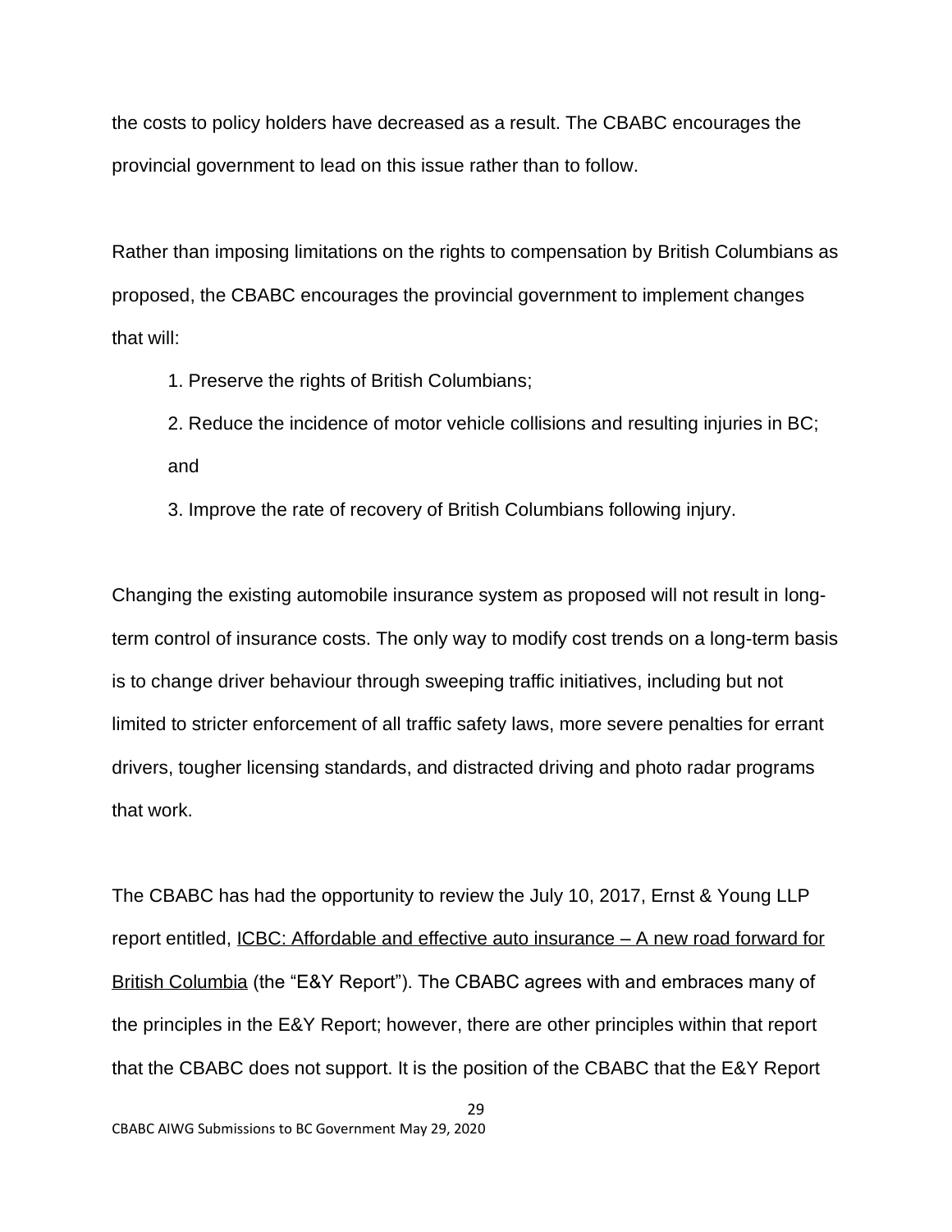the costs to policy holders have decreased as a result. The CBABC encourages the provincial government to lead on this issue rather than to follow.

Rather than imposing limitations on the rights to compensation by British Columbians as proposed, the CBABC encourages the provincial government to implement changes that will:

1. Preserve the rights of British Columbians;
2. Reduce the incidence of motor vehicle collisions and resulting injuries in BC; and
3. Improve the rate of recovery of British Columbians following injury.

Changing the existing automobile insurance system as proposed will not result in long-term control of insurance costs. The only way to modify cost trends on a long-term basis is to change driver behaviour through sweeping traffic initiatives, including but not limited to stricter enforcement of all traffic safety laws, more severe penalties for errant drivers, tougher licensing standards, and distracted driving and photo radar programs that work.

The CBABC has had the opportunity to review the July 10, 2017, Ernst & Young LLP report entitled, ICBC: Affordable and effective auto insurance – A new road forward for British Columbia (the "E&Y Report"). The CBABC agrees with and embraces many of the principles in the E&Y Report; however, there are other principles within that report that the CBABC does not support. It is the position of the CBABC that the E&Y Report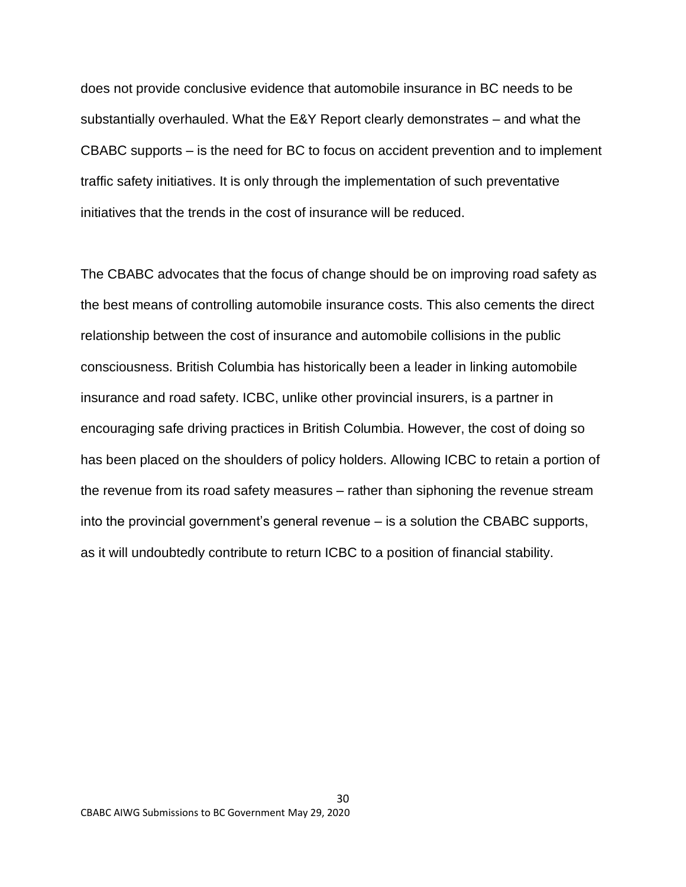does not provide conclusive evidence that automobile insurance in BC needs to be substantially overhauled. What the E&Y Report clearly demonstrates – and what the CBABC supports – is the need for BC to focus on accident prevention and to implement traffic safety initiatives. It is only through the implementation of such preventative initiatives that the trends in the cost of insurance will be reduced.

The CBABC advocates that the focus of change should be on improving road safety as the best means of controlling automobile insurance costs. This also cements the direct relationship between the cost of insurance and automobile collisions in the public consciousness. British Columbia has historically been a leader in linking automobile insurance and road safety. ICBC, unlike other provincial insurers, is a partner in encouraging safe driving practices in British Columbia. However, the cost of doing so has been placed on the shoulders of policy holders. Allowing ICBC to retain a portion of the revenue from its road safety measures – rather than siphoning the revenue stream into the provincial government's general revenue – is a solution the CBABC supports, as it will undoubtedly contribute to return ICBC to a position of financial stability.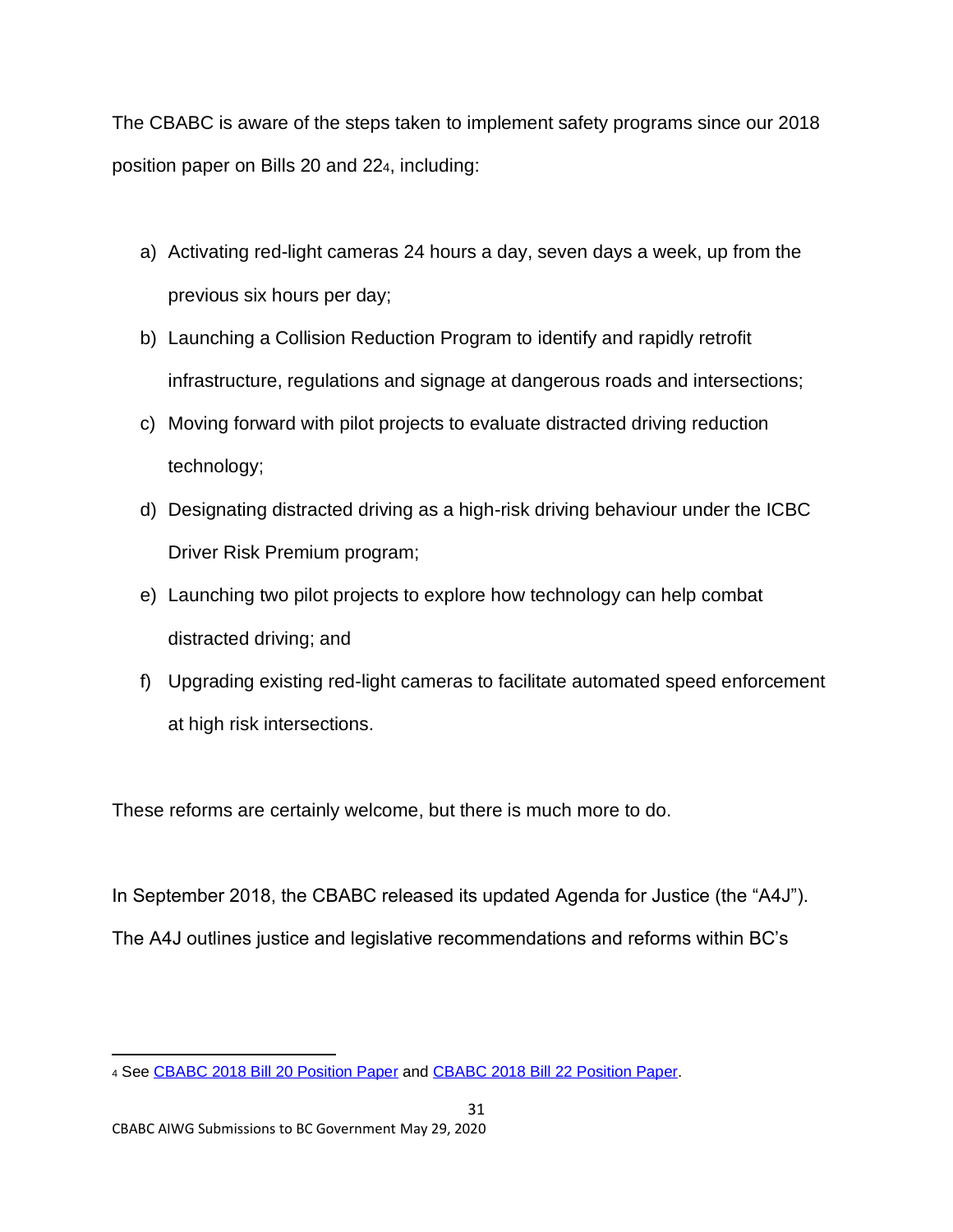The CBABC is aware of the steps taken to implement safety programs since our 2018 position paper on Bills 20 and 22[4], including:

a) Activating red-light cameras 24 hours a day, seven days a week, up from the previous six hours per day;
b) Launching a Collision Reduction Program to identify and rapidly retrofit infrastructure, regulations and signage at dangerous roads and intersections;
c) Moving forward with pilot projects to evaluate distracted driving reduction technology;
d) Designating distracted driving as a high-risk driving behaviour under the ICBC Driver Risk Premium program;
e) Launching two pilot projects to explore how technology can help combat distracted driving; and
f) Upgrading existing red-light cameras to facilitate automated speed enforcement at high risk intersections.

These reforms are certainly welcome, but there is much more to do.

In September 2018, the CBABC released its updated Agenda for Justice (the "A4J"). The A4J outlines justice and legislative recommendations and reforms within BC's

[4] See CBABC 2018 Bill 20 Position Paper and CBABC 2018 Bill 22 Position Paper.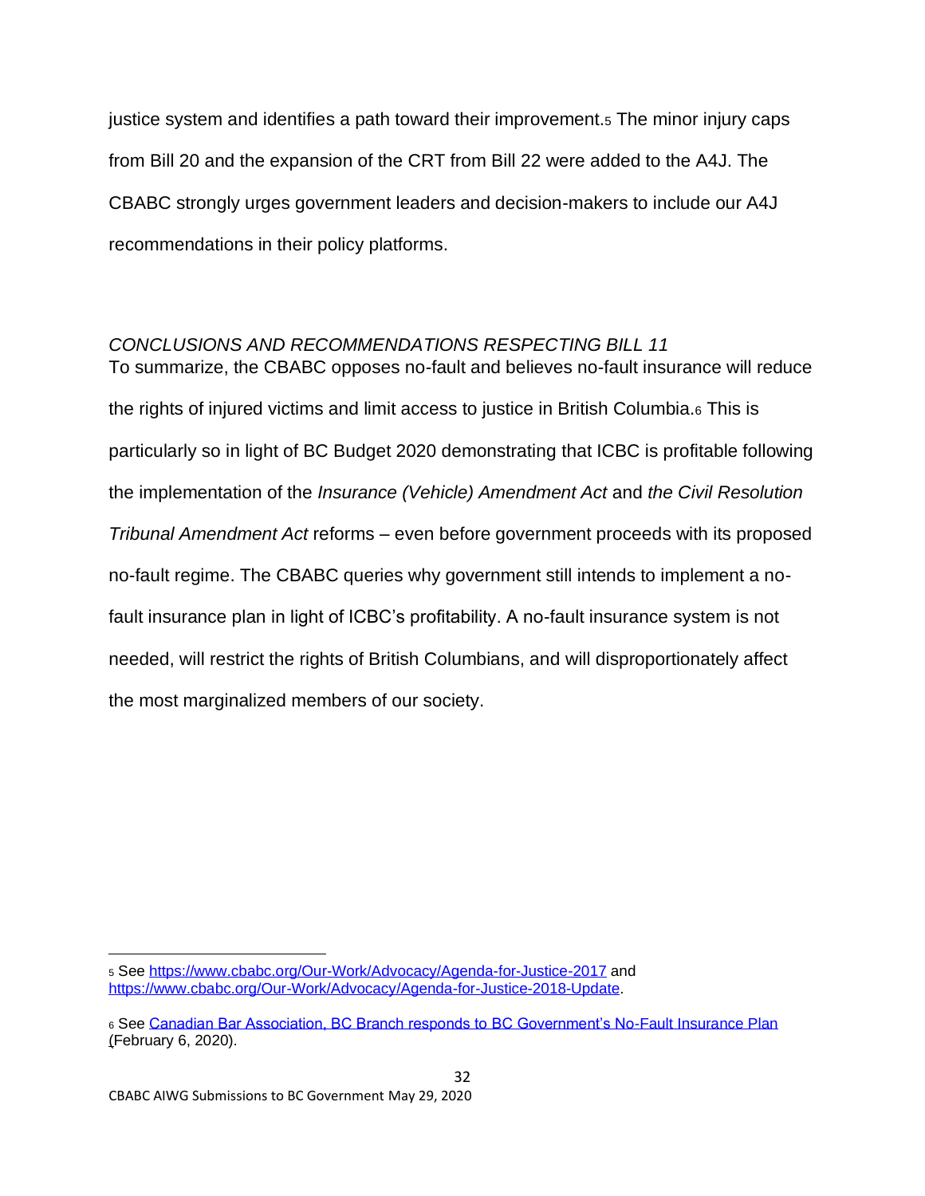justice system and identifies a path toward their improvement.[5] The minor injury caps from Bill 20 and the expansion of the CRT from Bill 22 were added to the A4J. The CBABC strongly urges government leaders and decision-makers to include our A4J recommendations in their policy platforms.

*CONCLUSIONS AND RECOMMENDATIONS RESPECTING BILL 11*

To summarize, the CBABC opposes no-fault and believes no-fault insurance will reduce the rights of injured victims and limit access to justice in British Columbia.[6] This is particularly so in light of BC Budget 2020 demonstrating that ICBC is profitable following the implementation of the *Insurance (Vehicle) Amendment Act* and *the Civil Resolution Tribunal Amendment Act* reforms – even before government proceeds with its proposed no-fault regime. The CBABC queries why government still intends to implement a no-fault insurance plan in light of ICBC's profitability. A no-fault insurance system is not needed, will restrict the rights of British Columbians, and will disproportionately affect the most marginalized members of our society.

---

[5] See https://www.cbabc.org/Our-Work/Advocacy/Agenda-for-Justice-2017 and https://www.cbabc.org/Our-Work/Advocacy/Agenda-for-Justice-2018-Update.

[6] See Canadian Bar Association, BC Branch responds to BC Government's No-Fault Insurance Plan (February 6, 2020).

CBABC AIWG Submissions to BC Government May 29, 2020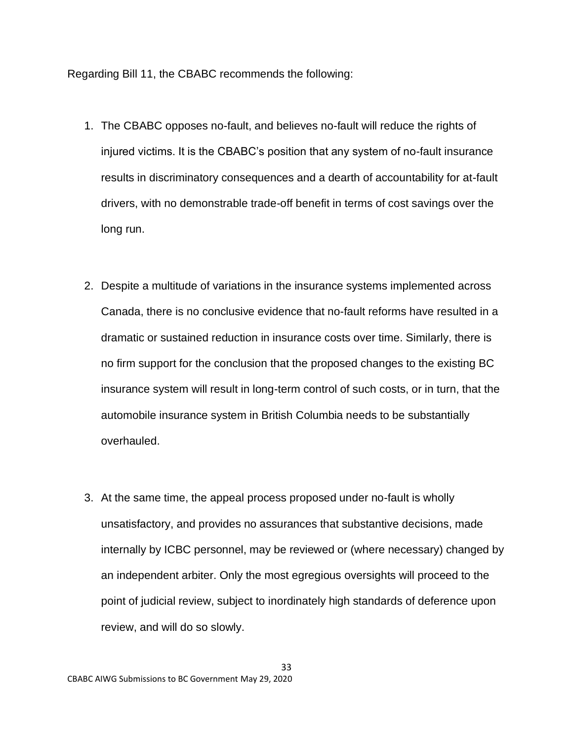Regarding Bill 11, the CBABC recommends the following:

1. The CBABC opposes no-fault, and believes no-fault will reduce the rights of injured victims. It is the CBABC's position that any system of no-fault insurance results in discriminatory consequences and a dearth of accountability for at-fault drivers, with no demonstrable trade-off benefit in terms of cost savings over the long run.

2. Despite a multitude of variations in the insurance systems implemented across Canada, there is no conclusive evidence that no-fault reforms have resulted in a dramatic or sustained reduction in insurance costs over time. Similarly, there is no firm support for the conclusion that the proposed changes to the existing BC insurance system will result in long-term control of such costs, or in turn, that the automobile insurance system in British Columbia needs to be substantially overhauled.

3. At the same time, the appeal process proposed under no-fault is wholly unsatisfactory, and provides no assurances that substantive decisions, made internally by ICBC personnel, may be reviewed or (where necessary) changed by an independent arbiter. Only the most egregious oversights will proceed to the point of judicial review, subject to inordinately high standards of deference upon review, and will do so slowly.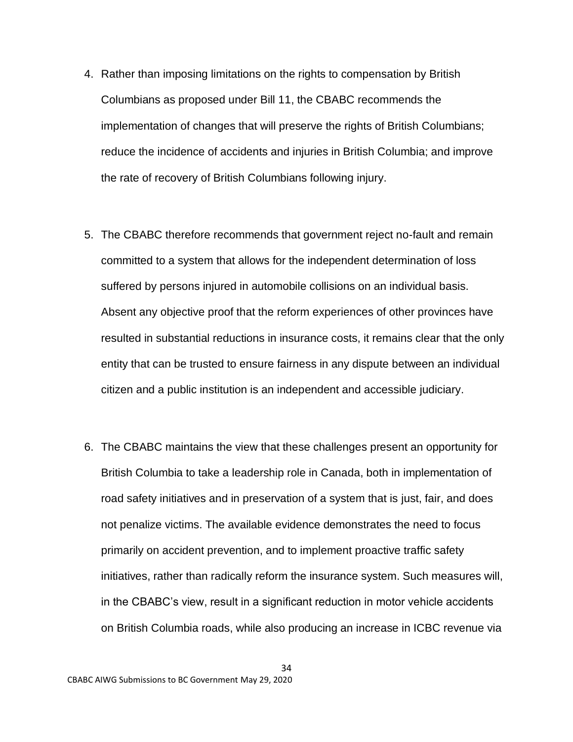4. Rather than imposing limitations on the rights to compensation by British Columbians as proposed under Bill 11, the CBABC recommends the implementation of changes that will preserve the rights of British Columbians; reduce the incidence of accidents and injuries in British Columbia; and improve the rate of recovery of British Columbians following injury.

5. The CBABC therefore recommends that government reject no-fault and remain committed to a system that allows for the independent determination of loss suffered by persons injured in automobile collisions on an individual basis. Absent any objective proof that the reform experiences of other provinces have resulted in substantial reductions in insurance costs, it remains clear that the only entity that can be trusted to ensure fairness in any dispute between an individual citizen and a public institution is an independent and accessible judiciary.

6. The CBABC maintains the view that these challenges present an opportunity for British Columbia to take a leadership role in Canada, both in implementation of road safety initiatives and in preservation of a system that is just, fair, and does not penalize victims. The available evidence demonstrates the need to focus primarily on accident prevention, and to implement proactive traffic safety initiatives, rather than radically reform the insurance system. Such measures will, in the CBABC's view, result in a significant reduction in motor vehicle accidents on British Columbia roads, while also producing an increase in ICBC revenue via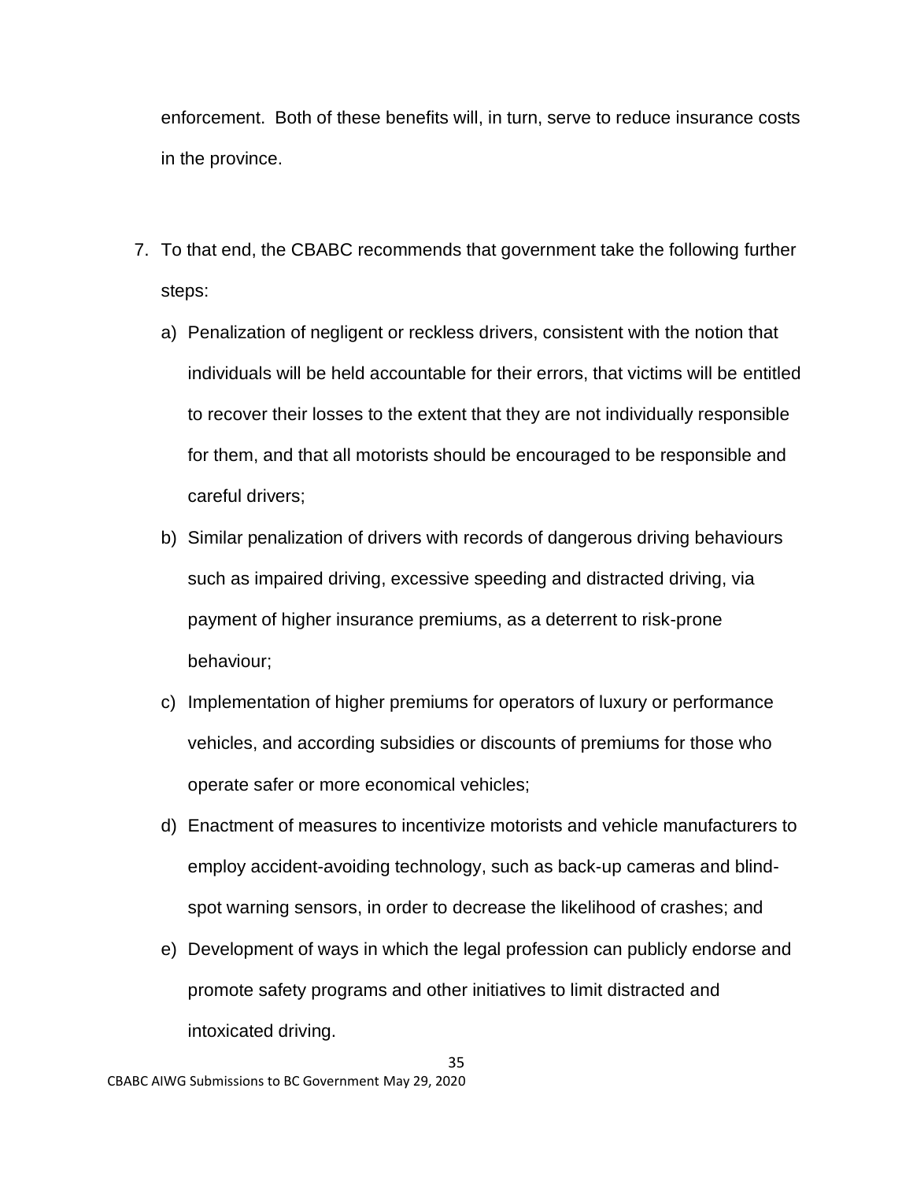enforcement. Both of these benefits will, in turn, serve to reduce insurance costs in the province.

7. To that end, the CBABC recommends that government take the following further steps:

   a) Penalization of negligent or reckless drivers, consistent with the notion that individuals will be held accountable for their errors, that victims will be entitled to recover their losses to the extent that they are not individually responsible for them, and that all motorists should be encouraged to be responsible and careful drivers;

   b) Similar penalization of drivers with records of dangerous driving behaviours such as impaired driving, excessive speeding and distracted driving, via payment of higher insurance premiums, as a deterrent to risk-prone behaviour;

   c) Implementation of higher premiums for operators of luxury or performance vehicles, and according subsidies or discounts of premiums for those who operate safer or more economical vehicles;

   d) Enactment of measures to incentivize motorists and vehicle manufacturers to employ accident-avoiding technology, such as back-up cameras and blind-spot warning sensors, in order to decrease the likelihood of crashes; and

   e) Development of ways in which the legal profession can publicly endorse and promote safety programs and other initiatives to limit distracted and intoxicated driving.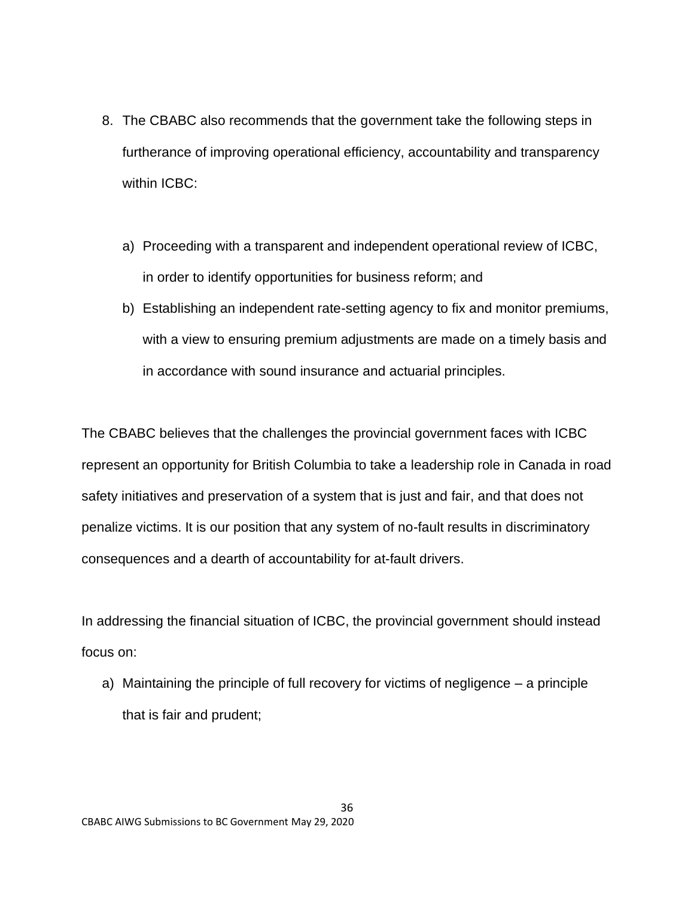8. The CBABC also recommends that the government take the following steps in furtherance of improving operational efficiency, accountability and transparency within ICBC:

   a) Proceeding with a transparent and independent operational review of ICBC, in order to identify opportunities for business reform; and
   b) Establishing an independent rate-setting agency to fix and monitor premiums, with a view to ensuring premium adjustments are made on a timely basis and in accordance with sound insurance and actuarial principles.

The CBABC believes that the challenges the provincial government faces with ICBC represent an opportunity for British Columbia to take a leadership role in Canada in road safety initiatives and preservation of a system that is just and fair, and that does not penalize victims. It is our position that any system of no-fault results in discriminatory consequences and a dearth of accountability for at-fault drivers.

In addressing the financial situation of ICBC, the provincial government should instead focus on:

a) Maintaining the principle of full recovery for victims of negligence – a principle that is fair and prudent;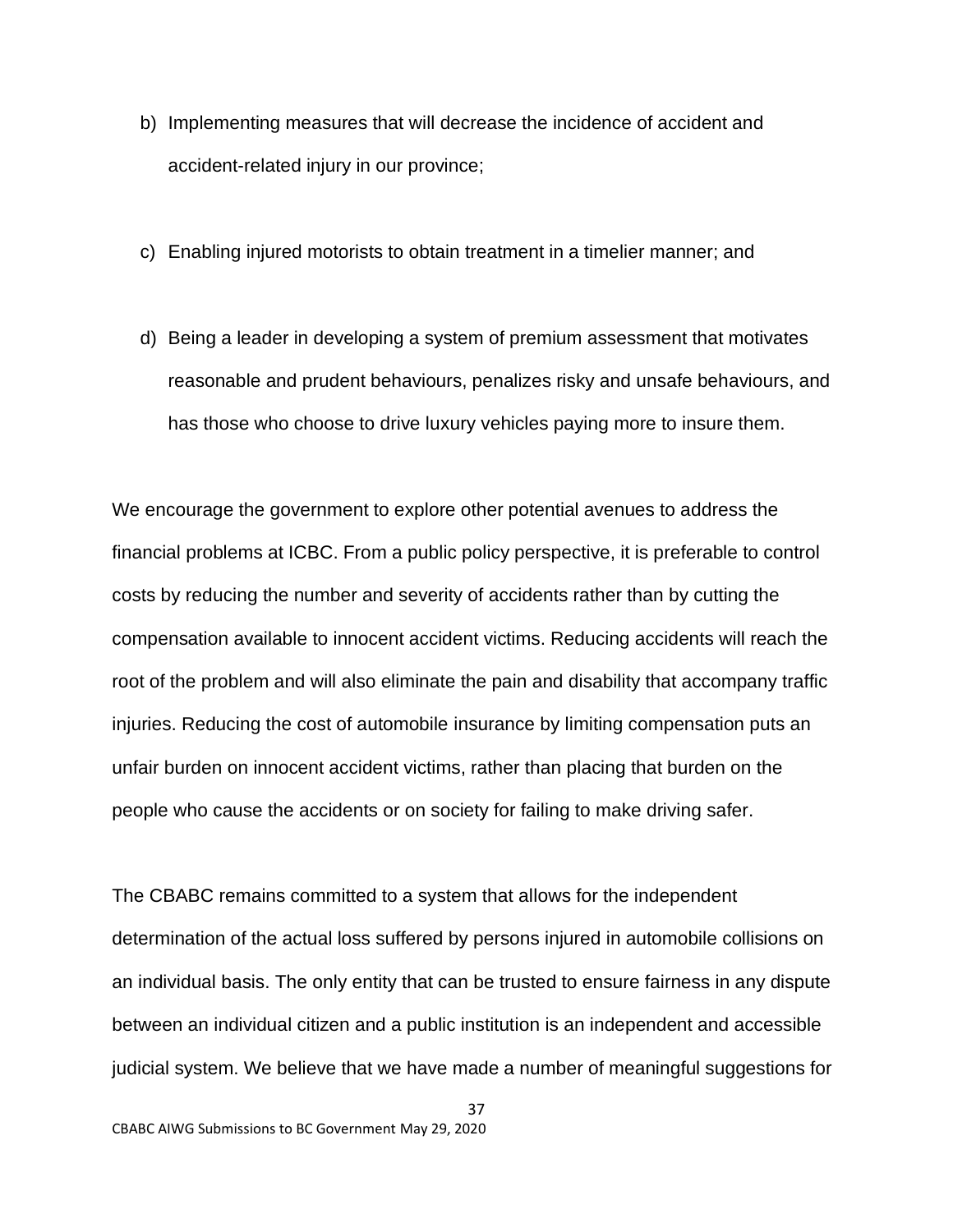b) Implementing measures that will decrease the incidence of accident and accident-related injury in our province;

c) Enabling injured motorists to obtain treatment in a timelier manner; and

d) Being a leader in developing a system of premium assessment that motivates reasonable and prudent behaviours, penalizes risky and unsafe behaviours, and has those who choose to drive luxury vehicles paying more to insure them.

We encourage the government to explore other potential avenues to address the financial problems at ICBC. From a public policy perspective, it is preferable to control costs by reducing the number and severity of accidents rather than by cutting the compensation available to innocent accident victims. Reducing accidents will reach the root of the problem and will also eliminate the pain and disability that accompany traffic injuries. Reducing the cost of automobile insurance by limiting compensation puts an unfair burden on innocent accident victims, rather than placing that burden on the people who cause the accidents or on society for failing to make driving safer.

The CBABC remains committed to a system that allows for the independent determination of the actual loss suffered by persons injured in automobile collisions on an individual basis. The only entity that can be trusted to ensure fairness in any dispute between an individual citizen and a public institution is an independent and accessible judicial system. We believe that we have made a number of meaningful suggestions for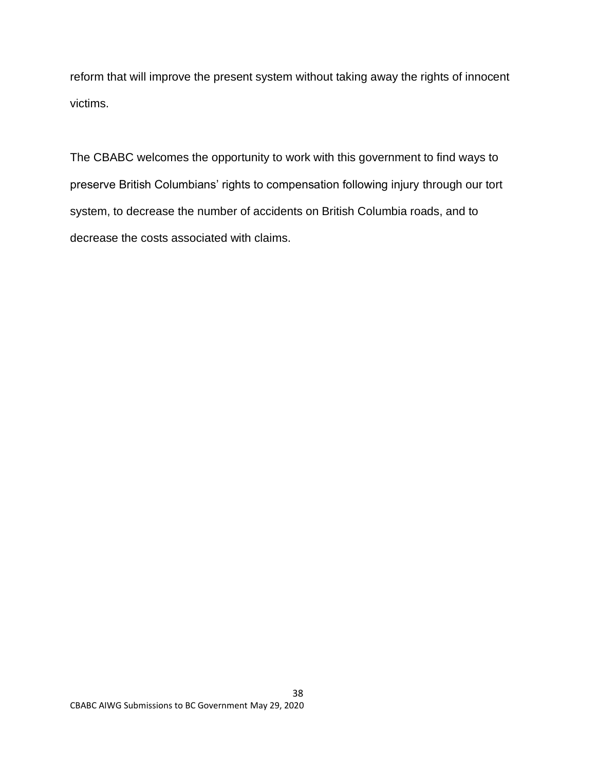reform that will improve the present system without taking away the rights of innocent victims.

The CBABC welcomes the opportunity to work with this government to find ways to preserve British Columbians' rights to compensation following injury through our tort system, to decrease the number of accidents on British Columbia roads, and to decrease the costs associated with claims.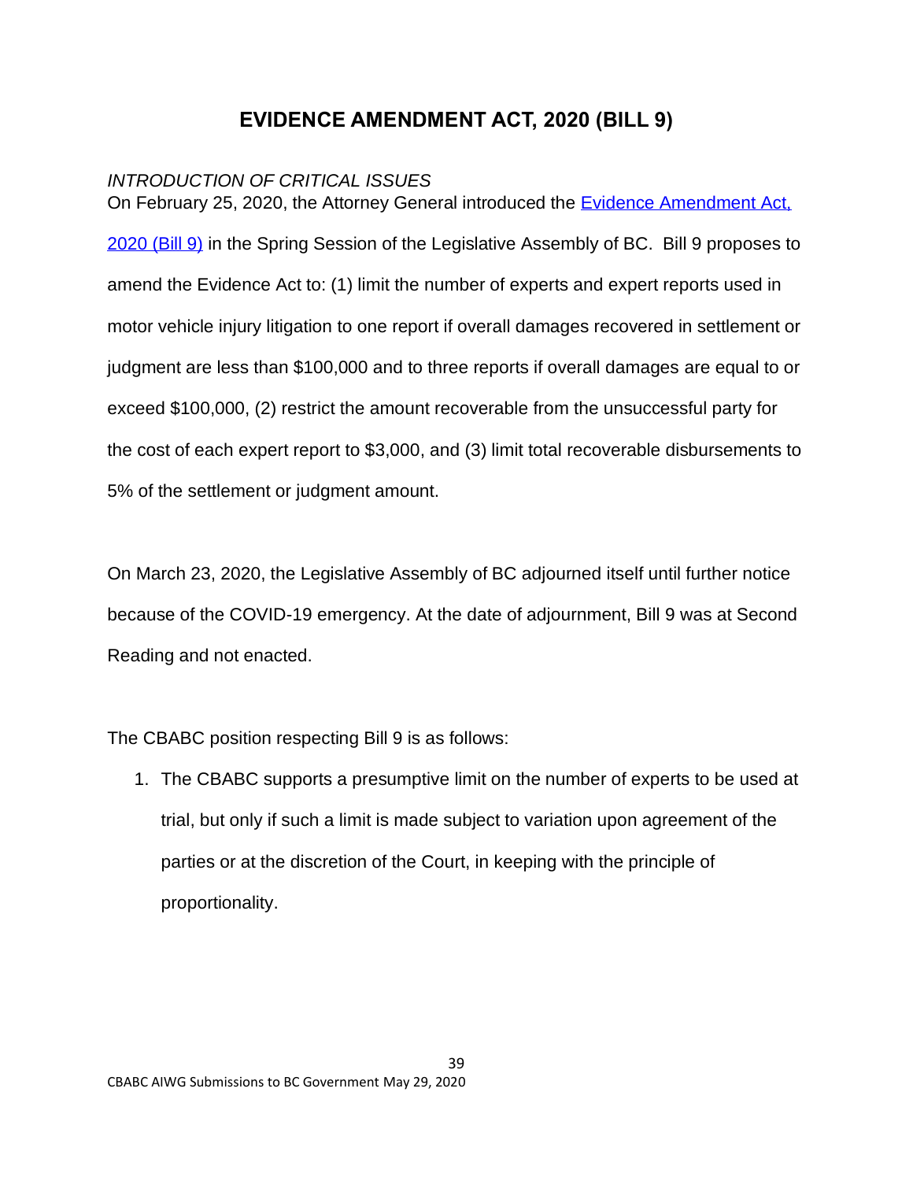## EVIDENCE AMENDMENT ACT, 2020 (BILL 9)

*INTRODUCTION OF CRITICAL ISSUES*

On February 25, 2020, the Attorney General introduced the [Evidence Amendment Act, 2020 (Bill 9)]() in the Spring Session of the Legislative Assembly of BC. Bill 9 proposes to amend the Evidence Act to: (1) limit the number of experts and expert reports used in motor vehicle injury litigation to one report if overall damages recovered in settlement or judgment are less than $100,000 and to three reports if overall damages are equal to or exceed $100,000, (2) restrict the amount recoverable from the unsuccessful party for the cost of each expert report to $3,000, and (3) limit total recoverable disbursements to 5% of the settlement or judgment amount.

On March 23, 2020, the Legislative Assembly of BC adjourned itself until further notice because of the COVID-19 emergency. At the date of adjournment, Bill 9 was at Second Reading and not enacted.

The CBABC position respecting Bill 9 is as follows:

1. The CBABC supports a presumptive limit on the number of experts to be used at trial, but only if such a limit is made subject to variation upon agreement of the parties or at the discretion of the Court, in keeping with the principle of proportionality.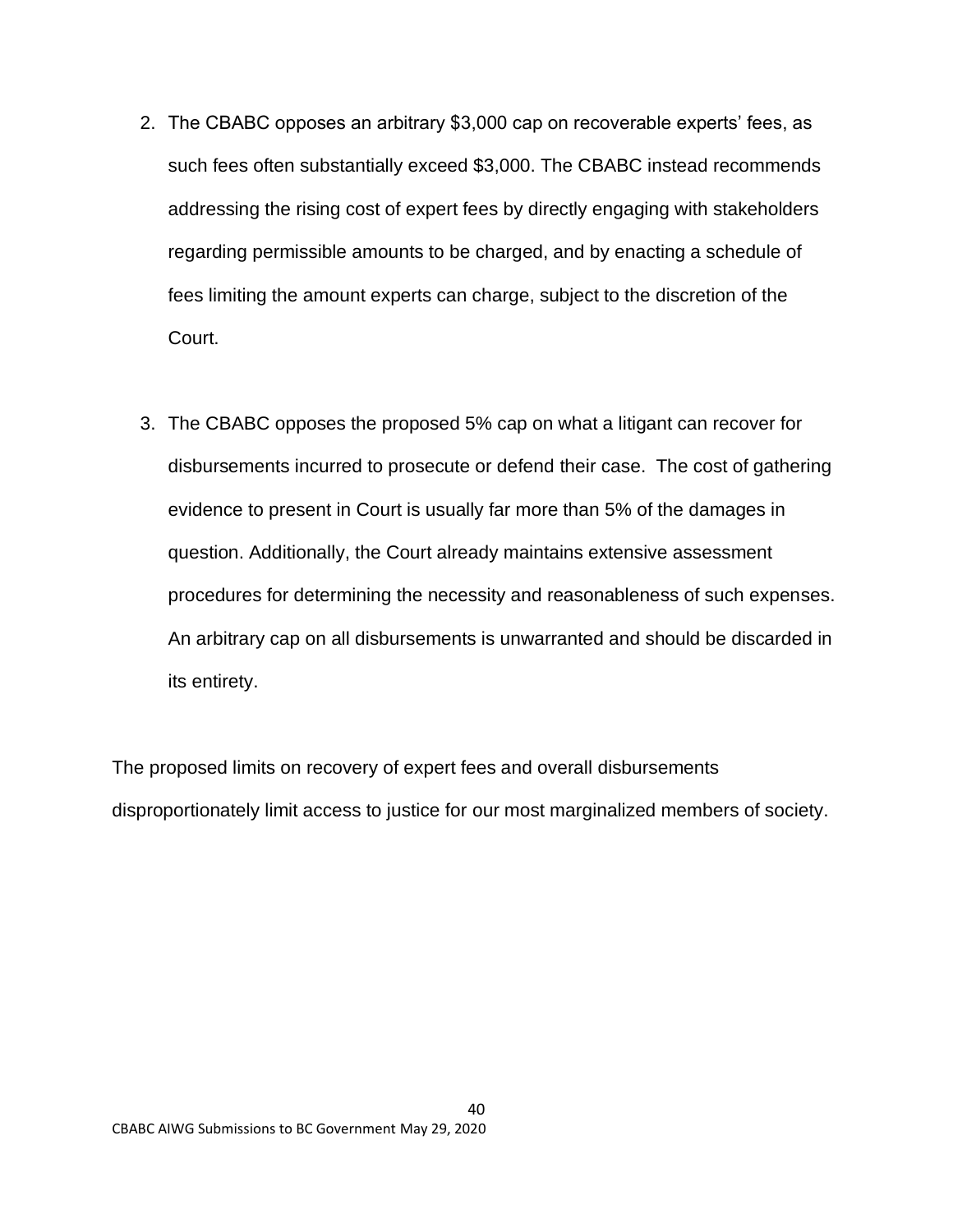2. The CBABC opposes an arbitrary $3,000 cap on recoverable experts' fees, as such fees often substantially exceed $3,000. The CBABC instead recommends addressing the rising cost of expert fees by directly engaging with stakeholders regarding permissible amounts to be charged, and by enacting a schedule of fees limiting the amount experts can charge, subject to the discretion of the Court.

3. The CBABC opposes the proposed 5% cap on what a litigant can recover for disbursements incurred to prosecute or defend their case. The cost of gathering evidence to present in Court is usually far more than 5% of the damages in question. Additionally, the Court already maintains extensive assessment procedures for determining the necessity and reasonableness of such expenses. An arbitrary cap on all disbursements is unwarranted and should be discarded in its entirety.

The proposed limits on recovery of expert fees and overall disbursements disproportionately limit access to justice for our most marginalized members of society.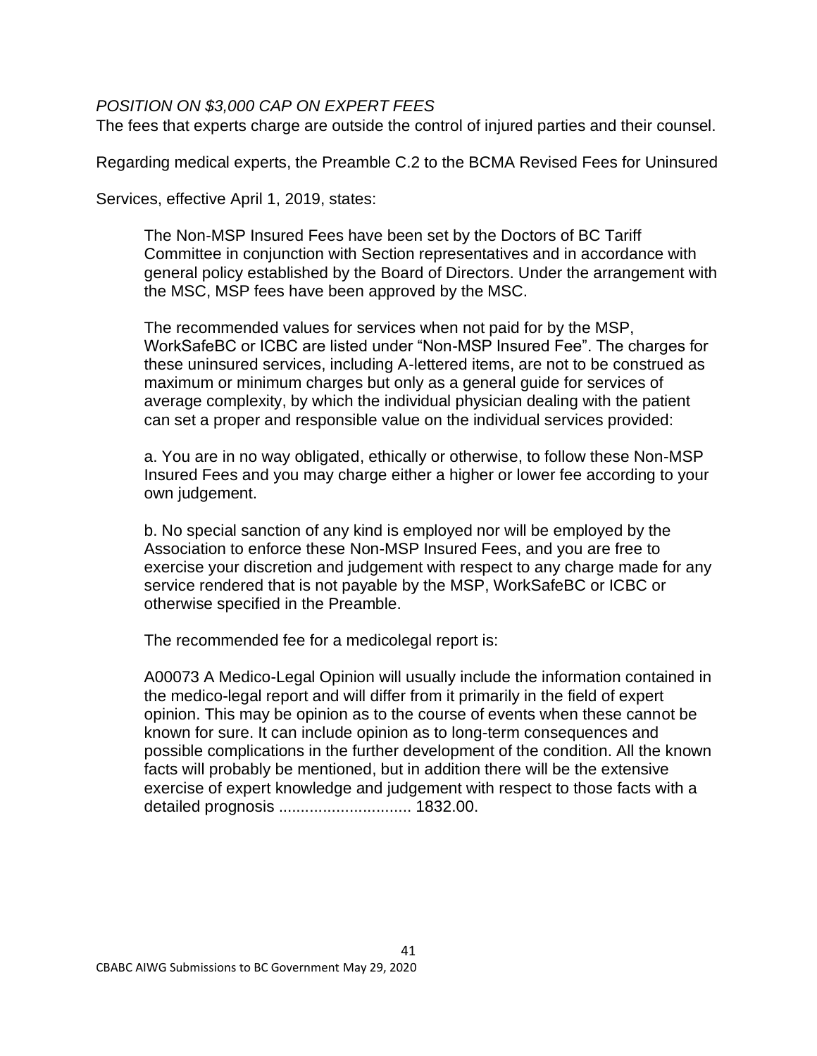*POSITION ON $3,000 CAP ON EXPERT FEES*

The fees that experts charge are outside the control of injured parties and their counsel.

Regarding medical experts, the Preamble C.2 to the BCMA Revised Fees for Uninsured Services, effective April 1, 2019, states:

> The Non-MSP Insured Fees have been set by the Doctors of BC Tariff Committee in conjunction with Section representatives and in accordance with general policy established by the Board of Directors. Under the arrangement with the MSC, MSP fees have been approved by the MSC.
>
> The recommended values for services when not paid for by the MSP, WorkSafeBC or ICBC are listed under "Non-MSP Insured Fee". The charges for these uninsured services, including A-lettered items, are not to be construed as maximum or minimum charges but only as a general guide for services of average complexity, by which the individual physician dealing with the patient can set a proper and responsible value on the individual services provided:
>
> a. You are in no way obligated, ethically or otherwise, to follow these Non-MSP Insured Fees and you may charge either a higher or lower fee according to your own judgement.
>
> b. No special sanction of any kind is employed nor will be employed by the Association to enforce these Non-MSP Insured Fees, and you are free to exercise your discretion and judgement with respect to any charge made for any service rendered that is not payable by the MSP, WorkSafeBC or ICBC or otherwise specified in the Preamble.
>
> The recommended fee for a medicolegal report is:
>
> A00073 A Medico-Legal Opinion will usually include the information contained in the medico-legal report and will differ from it primarily in the field of expert opinion. This may be opinion as to the course of events when these cannot be known for sure. It can include opinion as to long-term consequences and possible complications in the further development of the condition. All the known facts will probably be mentioned, but in addition there will be the extensive exercise of expert knowledge and judgement with respect to those facts with a detailed prognosis .............................. 1832.00.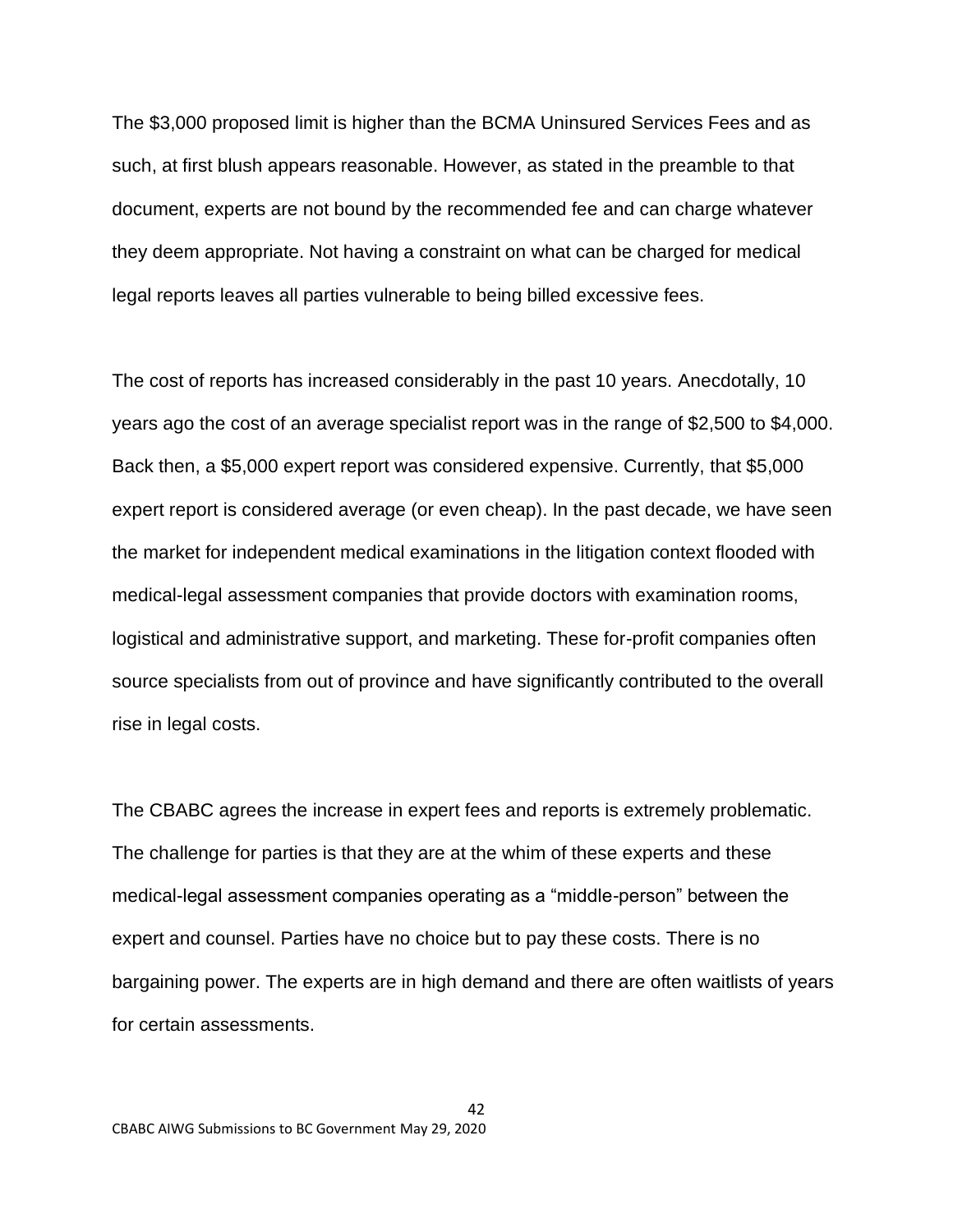The $3,000 proposed limit is higher than the BCMA Uninsured Services Fees and as such, at first blush appears reasonable. However, as stated in the preamble to that document, experts are not bound by the recommended fee and can charge whatever they deem appropriate. Not having a constraint on what can be charged for medical legal reports leaves all parties vulnerable to being billed excessive fees.

The cost of reports has increased considerably in the past 10 years. Anecdotally, 10 years ago the cost of an average specialist report was in the range of $2,500 to $4,000. Back then, a $5,000 expert report was considered expensive. Currently, that $5,000 expert report is considered average (or even cheap). In the past decade, we have seen the market for independent medical examinations in the litigation context flooded with medical-legal assessment companies that provide doctors with examination rooms, logistical and administrative support, and marketing. These for-profit companies often source specialists from out of province and have significantly contributed to the overall rise in legal costs.

The CBABC agrees the increase in expert fees and reports is extremely problematic. The challenge for parties is that they are at the whim of these experts and these medical-legal assessment companies operating as a “middle-person” between the expert and counsel. Parties have no choice but to pay these costs. There is no bargaining power. The experts are in high demand and there are often waitlists of years for certain assessments.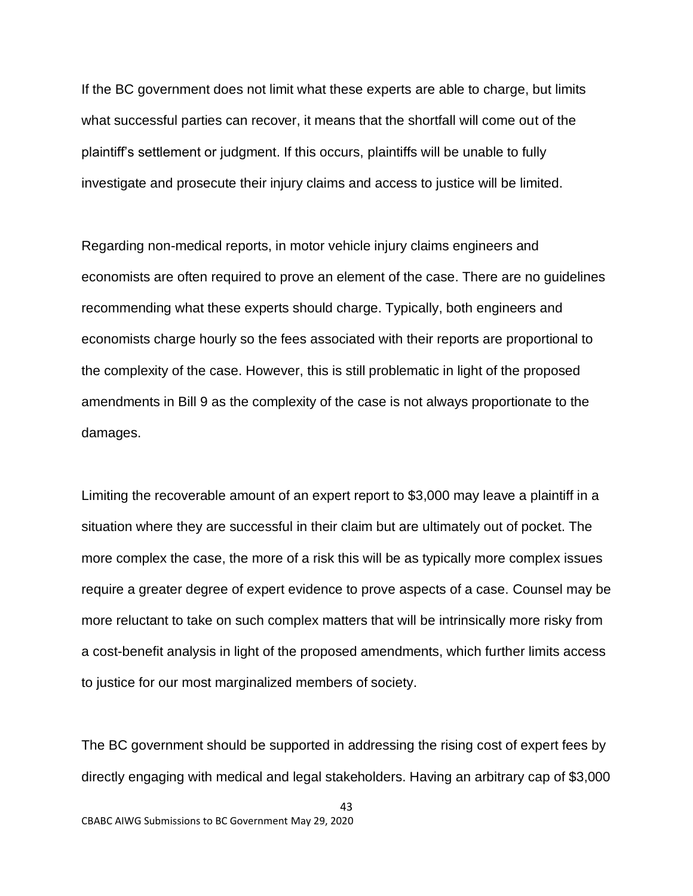If the BC government does not limit what these experts are able to charge, but limits what successful parties can recover, it means that the shortfall will come out of the plaintiff's settlement or judgment. If this occurs, plaintiffs will be unable to fully investigate and prosecute their injury claims and access to justice will be limited.

Regarding non-medical reports, in motor vehicle injury claims engineers and economists are often required to prove an element of the case. There are no guidelines recommending what these experts should charge. Typically, both engineers and economists charge hourly so the fees associated with their reports are proportional to the complexity of the case. However, this is still problematic in light of the proposed amendments in Bill 9 as the complexity of the case is not always proportionate to the damages.

Limiting the recoverable amount of an expert report to $3,000 may leave a plaintiff in a situation where they are successful in their claim but are ultimately out of pocket. The more complex the case, the more of a risk this will be as typically more complex issues require a greater degree of expert evidence to prove aspects of a case. Counsel may be more reluctant to take on such complex matters that will be intrinsically more risky from a cost-benefit analysis in light of the proposed amendments, which further limits access to justice for our most marginalized members of society.

The BC government should be supported in addressing the rising cost of expert fees by directly engaging with medical and legal stakeholders. Having an arbitrary cap of $3,000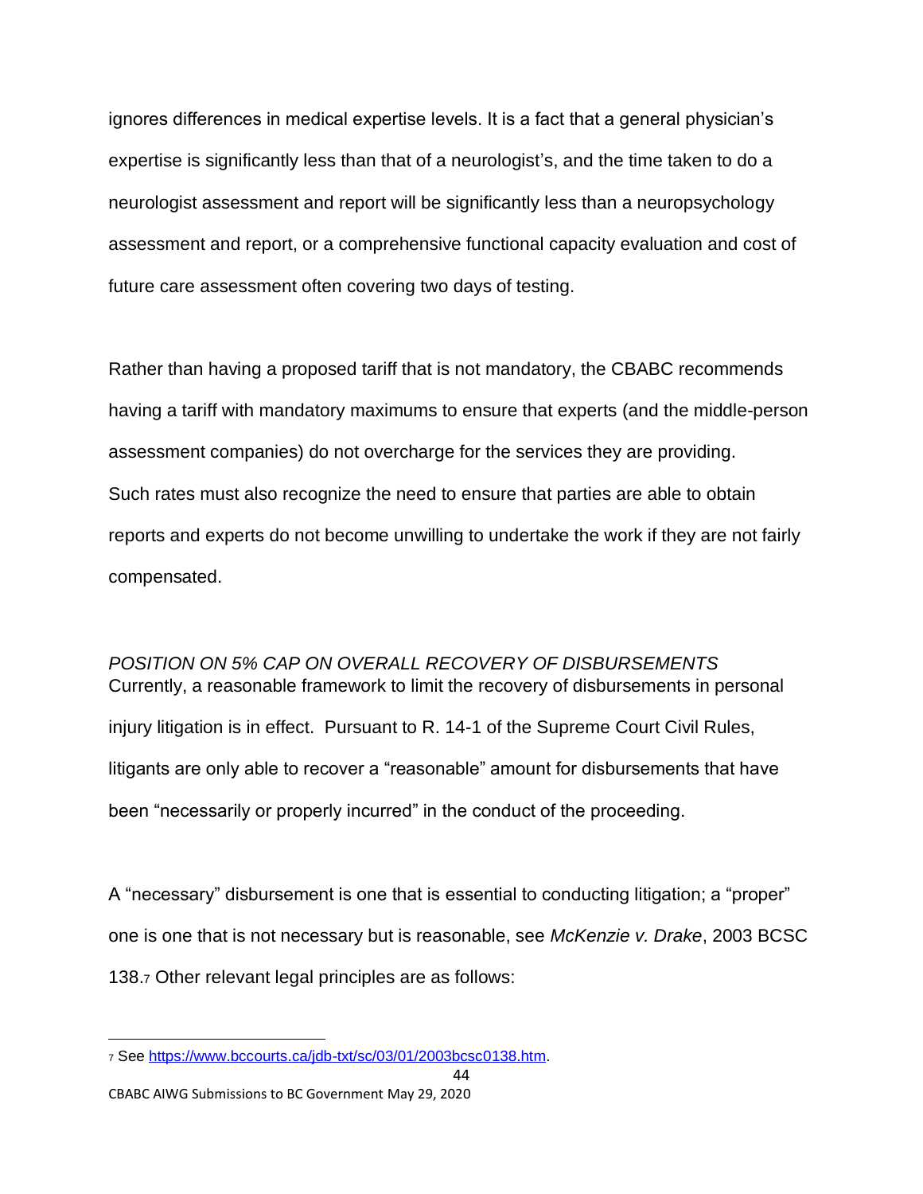ignores differences in medical expertise levels. It is a fact that a general physician's expertise is significantly less than that of a neurologist's, and the time taken to do a neurologist assessment and report will be significantly less than a neuropsychology assessment and report, or a comprehensive functional capacity evaluation and cost of future care assessment often covering two days of testing.

Rather than having a proposed tariff that is not mandatory, the CBABC recommends having a tariff with mandatory maximums to ensure that experts (and the middle-person assessment companies) do not overcharge for the services they are providing. Such rates must also recognize the need to ensure that parties are able to obtain reports and experts do not become unwilling to undertake the work if they are not fairly compensated.

*POSITION ON 5% CAP ON OVERALL RECOVERY OF DISBURSEMENTS*

Currently, a reasonable framework to limit the recovery of disbursements in personal injury litigation is in effect. Pursuant to R. 14-1 of the Supreme Court Civil Rules, litigants are only able to recover a "reasonable" amount for disbursements that have been "necessarily or properly incurred" in the conduct of the proceeding.

A "necessary" disbursement is one that is essential to conducting litigation; a "proper" one is one that is not necessary but is reasonable, see *McKenzie v. Drake*, 2003 BCSC 138.[7] Other relevant legal principles are as follows:

[7] See https://www.bccourts.ca/jdb-txt/sc/03/01/2003bcsc0138.htm.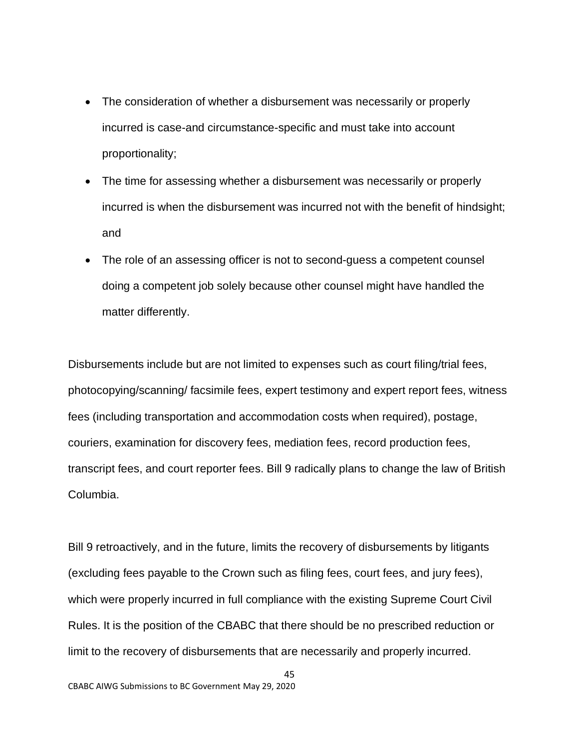- The consideration of whether a disbursement was necessarily or properly incurred is case-and circumstance-specific and must take into account proportionality;
- The time for assessing whether a disbursement was necessarily or properly incurred is when the disbursement was incurred not with the benefit of hindsight; and
- The role of an assessing officer is not to second-guess a competent counsel doing a competent job solely because other counsel might have handled the matter differently.

Disbursements include but are not limited to expenses such as court filing/trial fees, photocopying/scanning/ facsimile fees, expert testimony and expert report fees, witness fees (including transportation and accommodation costs when required), postage, couriers, examination for discovery fees, mediation fees, record production fees, transcript fees, and court reporter fees. Bill 9 radically plans to change the law of British Columbia.

Bill 9 retroactively, and in the future, limits the recovery of disbursements by litigants (excluding fees payable to the Crown such as filing fees, court fees, and jury fees), which were properly incurred in full compliance with the existing Supreme Court Civil Rules. It is the position of the CBABC that there should be no prescribed reduction or limit to the recovery of disbursements that are necessarily and properly incurred.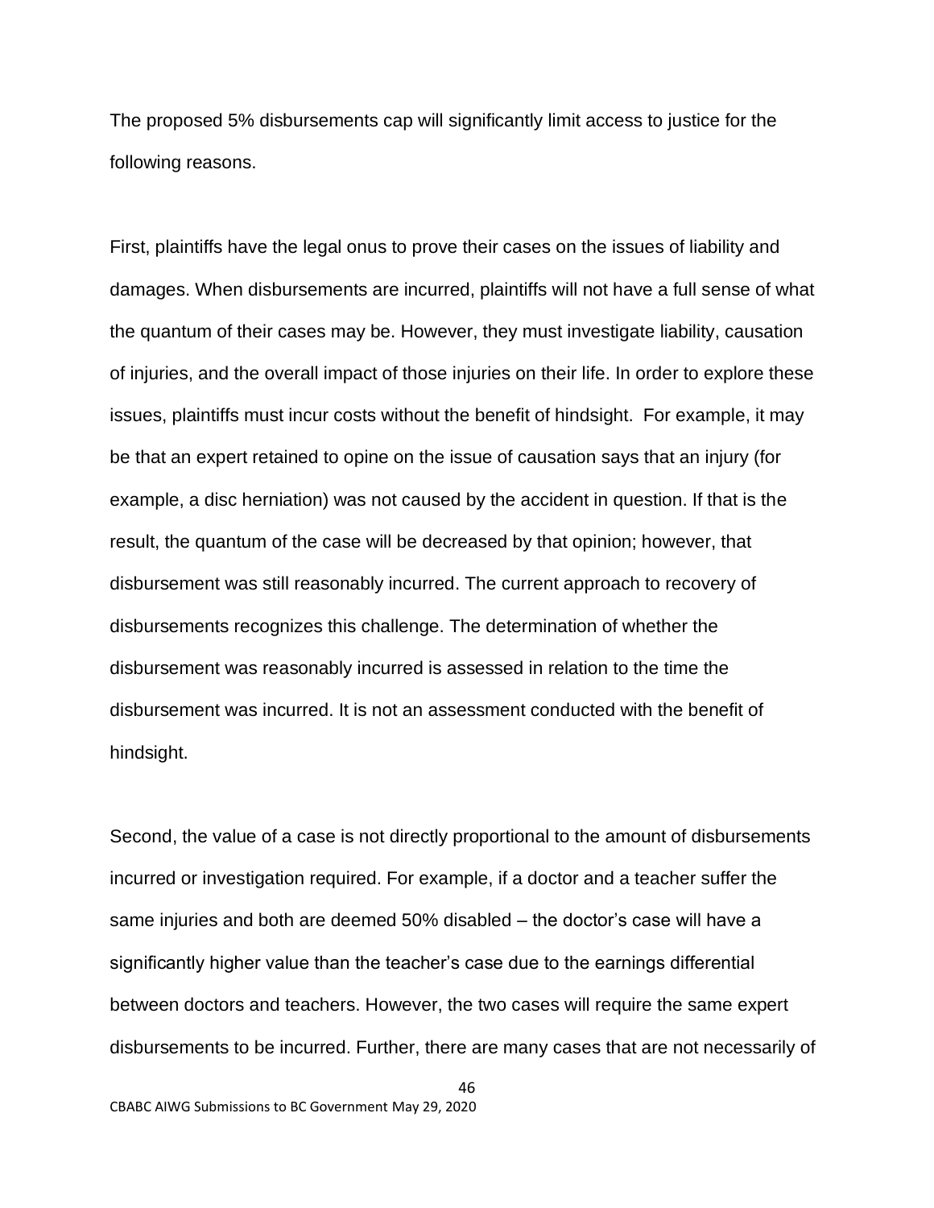The proposed 5% disbursements cap will significantly limit access to justice for the following reasons.

First, plaintiffs have the legal onus to prove their cases on the issues of liability and damages. When disbursements are incurred, plaintiffs will not have a full sense of what the quantum of their cases may be. However, they must investigate liability, causation of injuries, and the overall impact of those injuries on their life. In order to explore these issues, plaintiffs must incur costs without the benefit of hindsight. For example, it may be that an expert retained to opine on the issue of causation says that an injury (for example, a disc herniation) was not caused by the accident in question. If that is the result, the quantum of the case will be decreased by that opinion; however, that disbursement was still reasonably incurred. The current approach to recovery of disbursements recognizes this challenge. The determination of whether the disbursement was reasonably incurred is assessed in relation to the time the disbursement was incurred. It is not an assessment conducted with the benefit of hindsight.

Second, the value of a case is not directly proportional to the amount of disbursements incurred or investigation required. For example, if a doctor and a teacher suffer the same injuries and both are deemed 50% disabled – the doctor's case will have a significantly higher value than the teacher's case due to the earnings differential between doctors and teachers. However, the two cases will require the same expert disbursements to be incurred. Further, there are many cases that are not necessarily of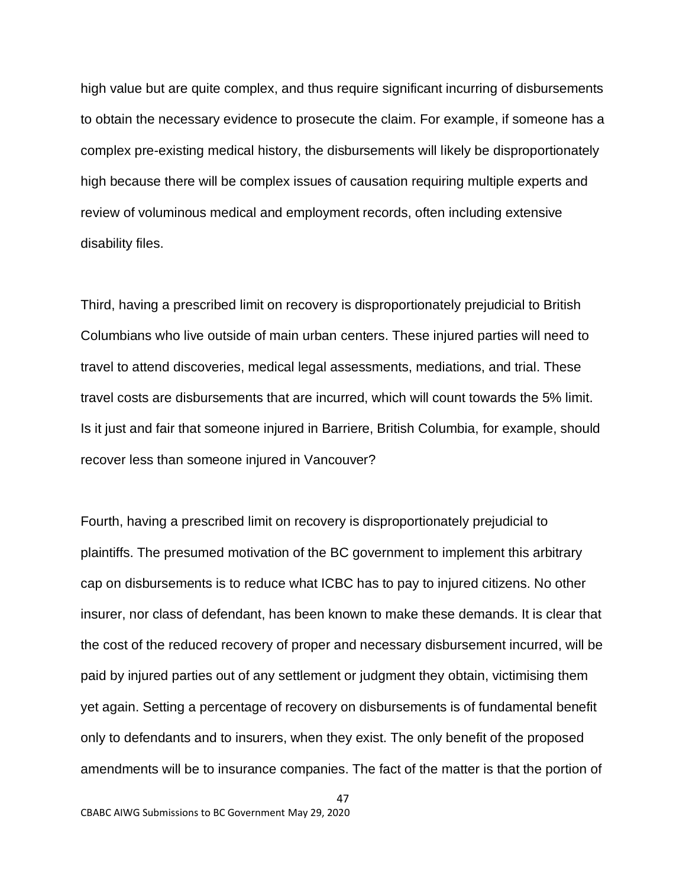high value but are quite complex, and thus require significant incurring of disbursements to obtain the necessary evidence to prosecute the claim. For example, if someone has a complex pre-existing medical history, the disbursements will likely be disproportionately high because there will be complex issues of causation requiring multiple experts and review of voluminous medical and employment records, often including extensive disability files.

Third, having a prescribed limit on recovery is disproportionately prejudicial to British Columbians who live outside of main urban centers. These injured parties will need to travel to attend discoveries, medical legal assessments, mediations, and trial. These travel costs are disbursements that are incurred, which will count towards the 5% limit. Is it just and fair that someone injured in Barriere, British Columbia, for example, should recover less than someone injured in Vancouver?

Fourth, having a prescribed limit on recovery is disproportionately prejudicial to plaintiffs. The presumed motivation of the BC government to implement this arbitrary cap on disbursements is to reduce what ICBC has to pay to injured citizens. No other insurer, nor class of defendant, has been known to make these demands. It is clear that the cost of the reduced recovery of proper and necessary disbursement incurred, will be paid by injured parties out of any settlement or judgment they obtain, victimising them yet again. Setting a percentage of recovery on disbursements is of fundamental benefit only to defendants and to insurers, when they exist. The only benefit of the proposed amendments will be to insurance companies. The fact of the matter is that the portion of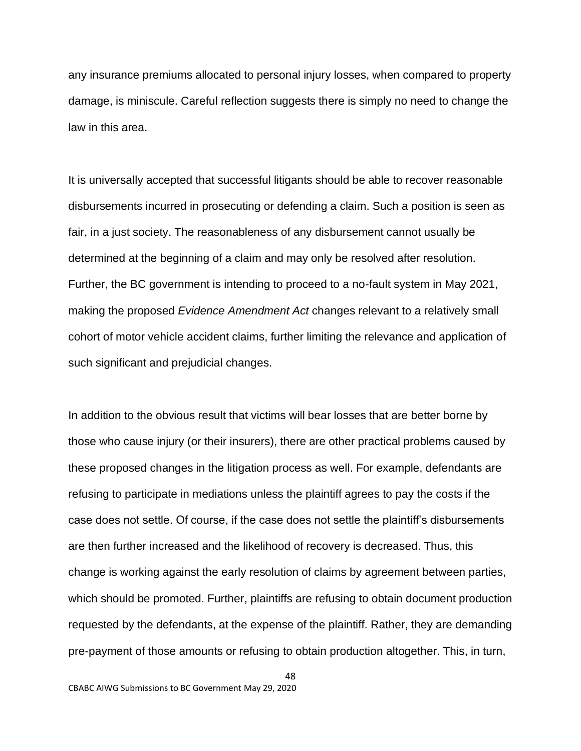any insurance premiums allocated to personal injury losses, when compared to property damage, is miniscule. Careful reflection suggests there is simply no need to change the law in this area.

It is universally accepted that successful litigants should be able to recover reasonable disbursements incurred in prosecuting or defending a claim. Such a position is seen as fair, in a just society. The reasonableness of any disbursement cannot usually be determined at the beginning of a claim and may only be resolved after resolution. Further, the BC government is intending to proceed to a no-fault system in May 2021, making the proposed *Evidence Amendment Act* changes relevant to a relatively small cohort of motor vehicle accident claims, further limiting the relevance and application of such significant and prejudicial changes.

In addition to the obvious result that victims will bear losses that are better borne by those who cause injury (or their insurers), there are other practical problems caused by these proposed changes in the litigation process as well. For example, defendants are refusing to participate in mediations unless the plaintiff agrees to pay the costs if the case does not settle. Of course, if the case does not settle the plaintiff's disbursements are then further increased and the likelihood of recovery is decreased. Thus, this change is working against the early resolution of claims by agreement between parties, which should be promoted. Further, plaintiffs are refusing to obtain document production requested by the defendants, at the expense of the plaintiff. Rather, they are demanding pre-payment of those amounts or refusing to obtain production altogether. This, in turn,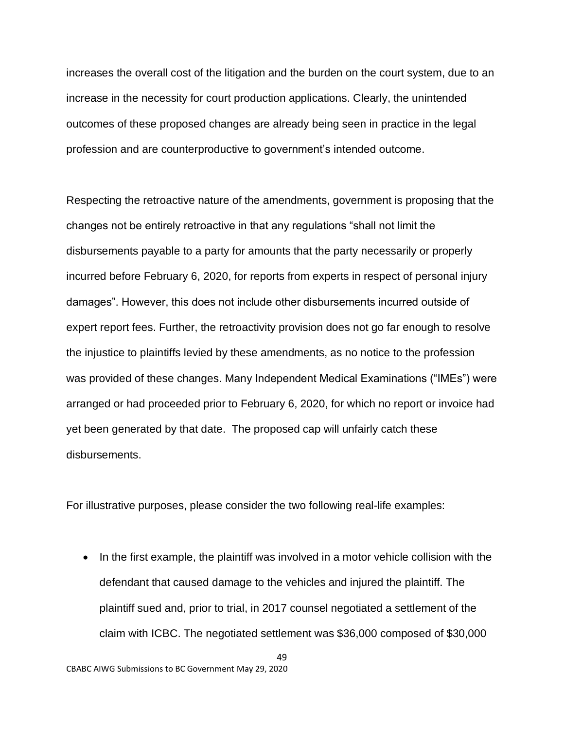increases the overall cost of the litigation and the burden on the court system, due to an increase in the necessity for court production applications. Clearly, the unintended outcomes of these proposed changes are already being seen in practice in the legal profession and are counterproductive to government's intended outcome.

Respecting the retroactive nature of the amendments, government is proposing that the changes not be entirely retroactive in that any regulations "shall not limit the disbursements payable to a party for amounts that the party necessarily or properly incurred before February 6, 2020, for reports from experts in respect of personal injury damages". However, this does not include other disbursements incurred outside of expert report fees. Further, the retroactivity provision does not go far enough to resolve the injustice to plaintiffs levied by these amendments, as no notice to the profession was provided of these changes. Many Independent Medical Examinations ("IMEs") were arranged or had proceeded prior to February 6, 2020, for which no report or invoice had yet been generated by that date. The proposed cap will unfairly catch these disbursements.

For illustrative purposes, please consider the two following real-life examples:

- In the first example, the plaintiff was involved in a motor vehicle collision with the defendant that caused damage to the vehicles and injured the plaintiff. The plaintiff sued and, prior to trial, in 2017 counsel negotiated a settlement of the claim with ICBC. The negotiated settlement was $36,000 composed of $30,000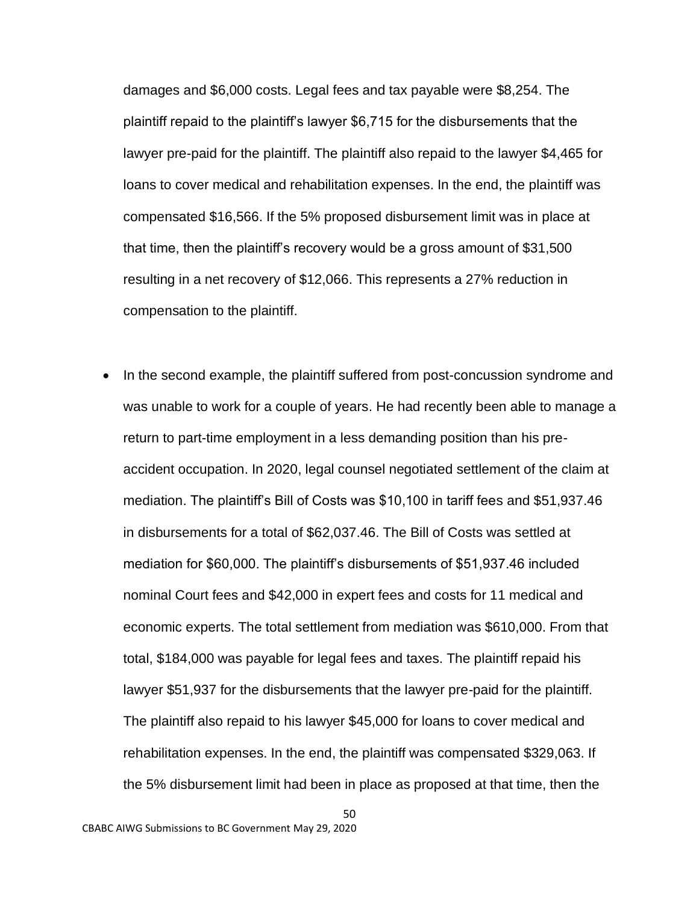damages and $6,000 costs. Legal fees and tax payable were $8,254. The plaintiff repaid to the plaintiff's lawyer $6,715 for the disbursements that the lawyer pre-paid for the plaintiff. The plaintiff also repaid to the lawyer $4,465 for loans to cover medical and rehabilitation expenses. In the end, the plaintiff was compensated $16,566. If the 5% proposed disbursement limit was in place at that time, then the plaintiff's recovery would be a gross amount of $31,500 resulting in a net recovery of $12,066. This represents a 27% reduction in compensation to the plaintiff.

- In the second example, the plaintiff suffered from post-concussion syndrome and was unable to work for a couple of years. He had recently been able to manage a return to part-time employment in a less demanding position than his pre-accident occupation. In 2020, legal counsel negotiated settlement of the claim at mediation. The plaintiff's Bill of Costs was $10,100 in tariff fees and $51,937.46 in disbursements for a total of $62,037.46. The Bill of Costs was settled at mediation for $60,000. The plaintiff's disbursements of $51,937.46 included nominal Court fees and $42,000 in expert fees and costs for 11 medical and economic experts. The total settlement from mediation was $610,000. From that total, $184,000 was payable for legal fees and taxes. The plaintiff repaid his lawyer $51,937 for the disbursements that the lawyer pre-paid for the plaintiff. The plaintiff also repaid to his lawyer $45,000 for loans to cover medical and rehabilitation expenses. In the end, the plaintiff was compensated $329,063. If the 5% disbursement limit had been in place as proposed at that time, then the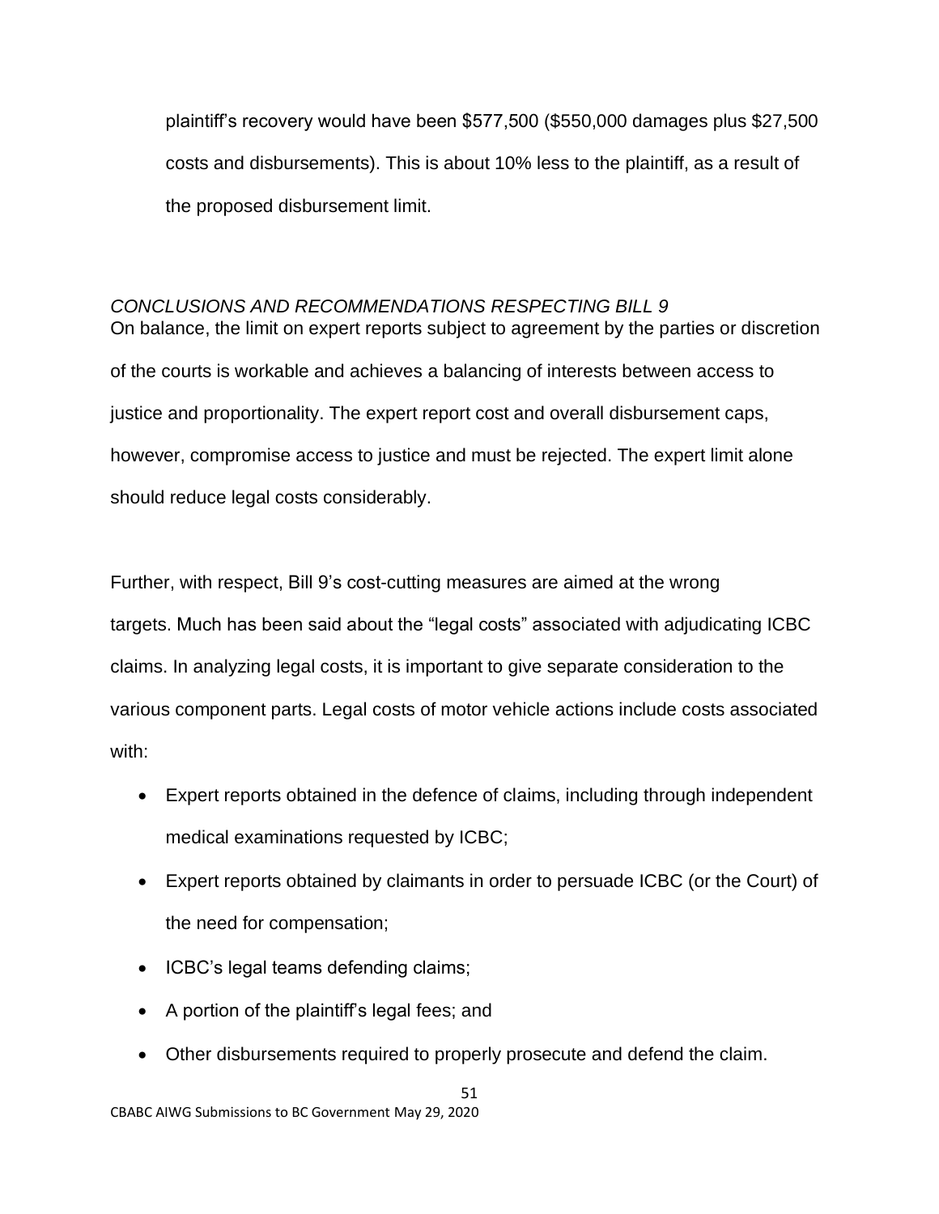plaintiff's recovery would have been $577,500 ($550,000 damages plus $27,500 costs and disbursements). This is about 10% less to the plaintiff, as a result of the proposed disbursement limit.

### *CONCLUSIONS AND RECOMMENDATIONS RESPECTING BILL 9*

On balance, the limit on expert reports subject to agreement by the parties or discretion of the courts is workable and achieves a balancing of interests between access to justice and proportionality. The expert report cost and overall disbursement caps, however, compromise access to justice and must be rejected. The expert limit alone should reduce legal costs considerably.

Further, with respect, Bill 9's cost-cutting measures are aimed at the wrong targets. Much has been said about the "legal costs" associated with adjudicating ICBC claims. In analyzing legal costs, it is important to give separate consideration to the various component parts. Legal costs of motor vehicle actions include costs associated with:

- Expert reports obtained in the defence of claims, including through independent medical examinations requested by ICBC;
- Expert reports obtained by claimants in order to persuade ICBC (or the Court) of the need for compensation;
- ICBC's legal teams defending claims;
- A portion of the plaintiff's legal fees; and
- Other disbursements required to properly prosecute and defend the claim.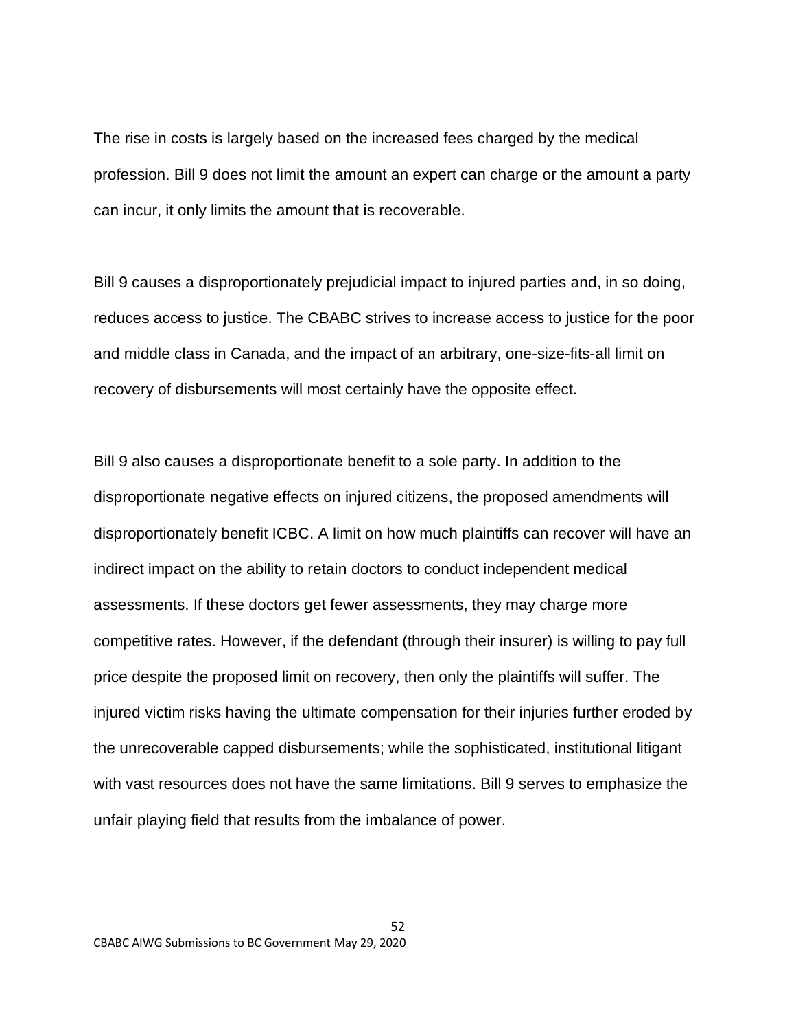The rise in costs is largely based on the increased fees charged by the medical profession. Bill 9 does not limit the amount an expert can charge or the amount a party can incur, it only limits the amount that is recoverable.

Bill 9 causes a disproportionately prejudicial impact to injured parties and, in so doing, reduces access to justice. The CBABC strives to increase access to justice for the poor and middle class in Canada, and the impact of an arbitrary, one-size-fits-all limit on recovery of disbursements will most certainly have the opposite effect.

Bill 9 also causes a disproportionate benefit to a sole party. In addition to the disproportionate negative effects on injured citizens, the proposed amendments will disproportionately benefit ICBC. A limit on how much plaintiffs can recover will have an indirect impact on the ability to retain doctors to conduct independent medical assessments. If these doctors get fewer assessments, they may charge more competitive rates. However, if the defendant (through their insurer) is willing to pay full price despite the proposed limit on recovery, then only the plaintiffs will suffer. The injured victim risks having the ultimate compensation for their injuries further eroded by the unrecoverable capped disbursements; while the sophisticated, institutional litigant with vast resources does not have the same limitations. Bill 9 serves to emphasize the unfair playing field that results from the imbalance of power.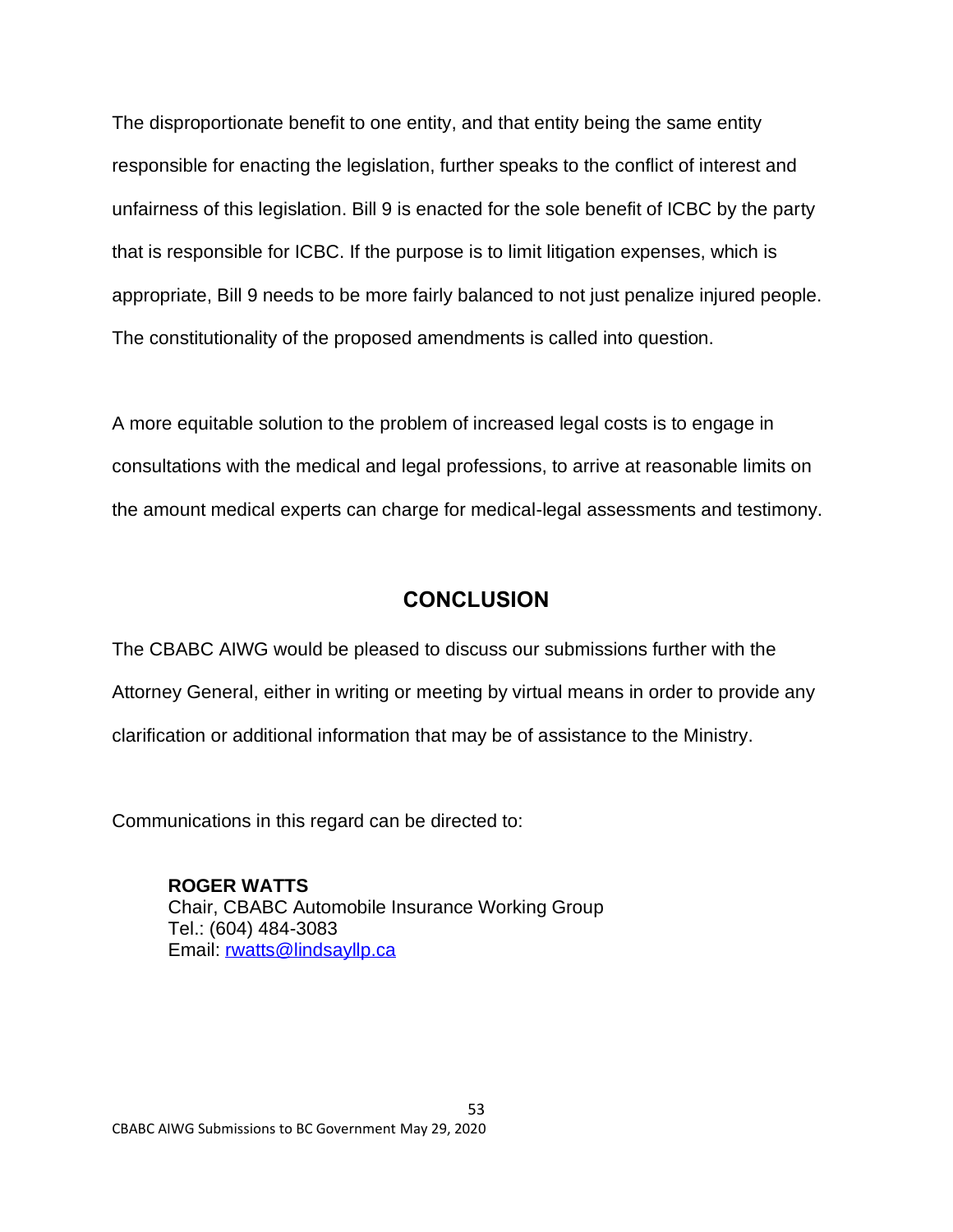The disproportionate benefit to one entity, and that entity being the same entity responsible for enacting the legislation, further speaks to the conflict of interest and unfairness of this legislation. Bill 9 is enacted for the sole benefit of ICBC by the party that is responsible for ICBC. If the purpose is to limit litigation expenses, which is appropriate, Bill 9 needs to be more fairly balanced to not just penalize injured people. The constitutionality of the proposed amendments is called into question.

A more equitable solution to the problem of increased legal costs is to engage in consultations with the medical and legal professions, to arrive at reasonable limits on the amount medical experts can charge for medical-legal assessments and testimony.

## CONCLUSION

The CBABC AIWG would be pleased to discuss our submissions further with the Attorney General, either in writing or meeting by virtual means in order to provide any clarification or additional information that may be of assistance to the Ministry.

Communications in this regard can be directed to:

**ROGER WATTS**
Chair, CBABC Automobile Insurance Working Group
Tel.: (604) 484-3083
Email: [rwatts@lindsayllp.ca](mailto:rwatts@lindsayllp.ca)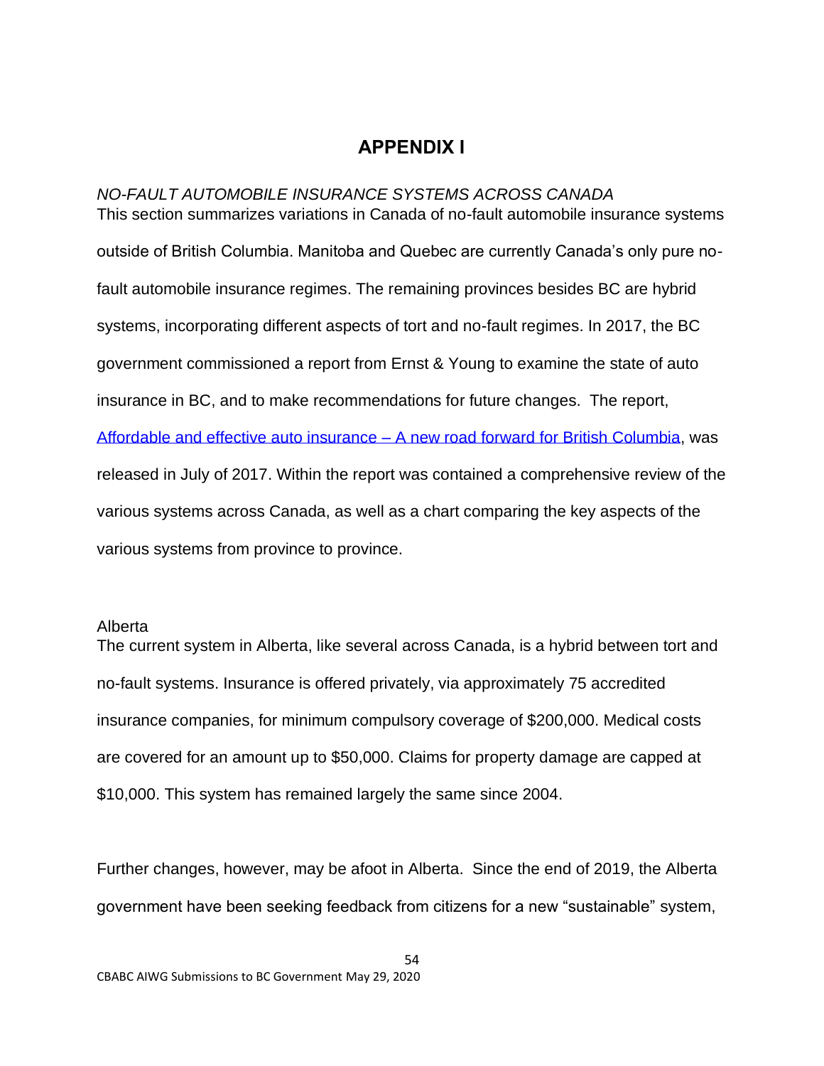# APPENDIX I

*NO-FAULT AUTOMOBILE INSURANCE SYSTEMS ACROSS CANADA*

This section summarizes variations in Canada of no-fault automobile insurance systems outside of British Columbia. Manitoba and Quebec are currently Canada's only pure no-fault automobile insurance regimes. The remaining provinces besides BC are hybrid systems, incorporating different aspects of tort and no-fault regimes. In 2017, the BC government commissioned a report from Ernst & Young to examine the state of auto insurance in BC, and to make recommendations for future changes. The report, Affordable and effective auto insurance – A new road forward for British Columbia, was released in July of 2017. Within the report was contained a comprehensive review of the various systems across Canada, as well as a chart comparing the key aspects of the various systems from province to province.

Alberta

The current system in Alberta, like several across Canada, is a hybrid between tort and no-fault systems. Insurance is offered privately, via approximately 75 accredited insurance companies, for minimum compulsory coverage of $200,000. Medical costs are covered for an amount up to $50,000. Claims for property damage are capped at $10,000. This system has remained largely the same since 2004.

Further changes, however, may be afoot in Alberta. Since the end of 2019, the Alberta government have been seeking feedback from citizens for a new "sustainable" system,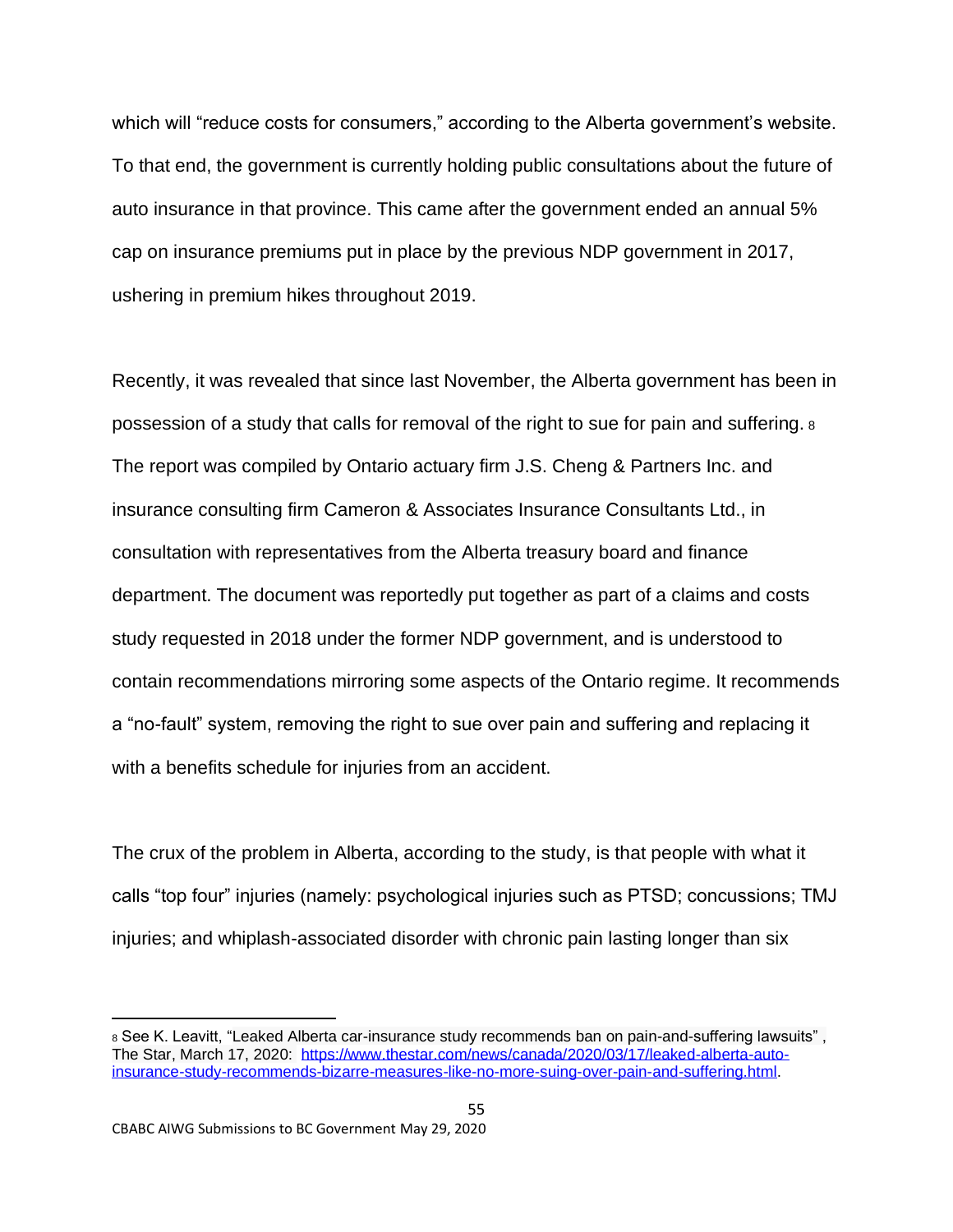which will "reduce costs for consumers," according to the Alberta government's website. To that end, the government is currently holding public consultations about the future of auto insurance in that province. This came after the government ended an annual 5% cap on insurance premiums put in place by the previous NDP government in 2017, ushering in premium hikes throughout 2019.

Recently, it was revealed that since last November, the Alberta government has been in possession of a study that calls for removal of the right to sue for pain and suffering. [8] The report was compiled by Ontario actuary firm J.S. Cheng & Partners Inc. and insurance consulting firm Cameron & Associates Insurance Consultants Ltd., in consultation with representatives from the Alberta treasury board and finance department. The document was reportedly put together as part of a claims and costs study requested in 2018 under the former NDP government, and is understood to contain recommendations mirroring some aspects of the Ontario regime. It recommends a "no-fault" system, removing the right to sue over pain and suffering and replacing it with a benefits schedule for injuries from an accident.

The crux of the problem in Alberta, according to the study, is that people with what it calls "top four" injuries (namely: psychological injuries such as PTSD; concussions; TMJ injuries; and whiplash-associated disorder with chronic pain lasting longer than six

---

[8] See K. Leavitt, "Leaked Alberta car-insurance study recommends ban on pain-and-suffering lawsuits" , The Star, March 17, 2020: https://www.thestar.com/news/canada/2020/03/17/leaked-alberta-auto-insurance-study-recommends-bizarre-measures-like-no-more-suing-over-pain-and-suffering.html.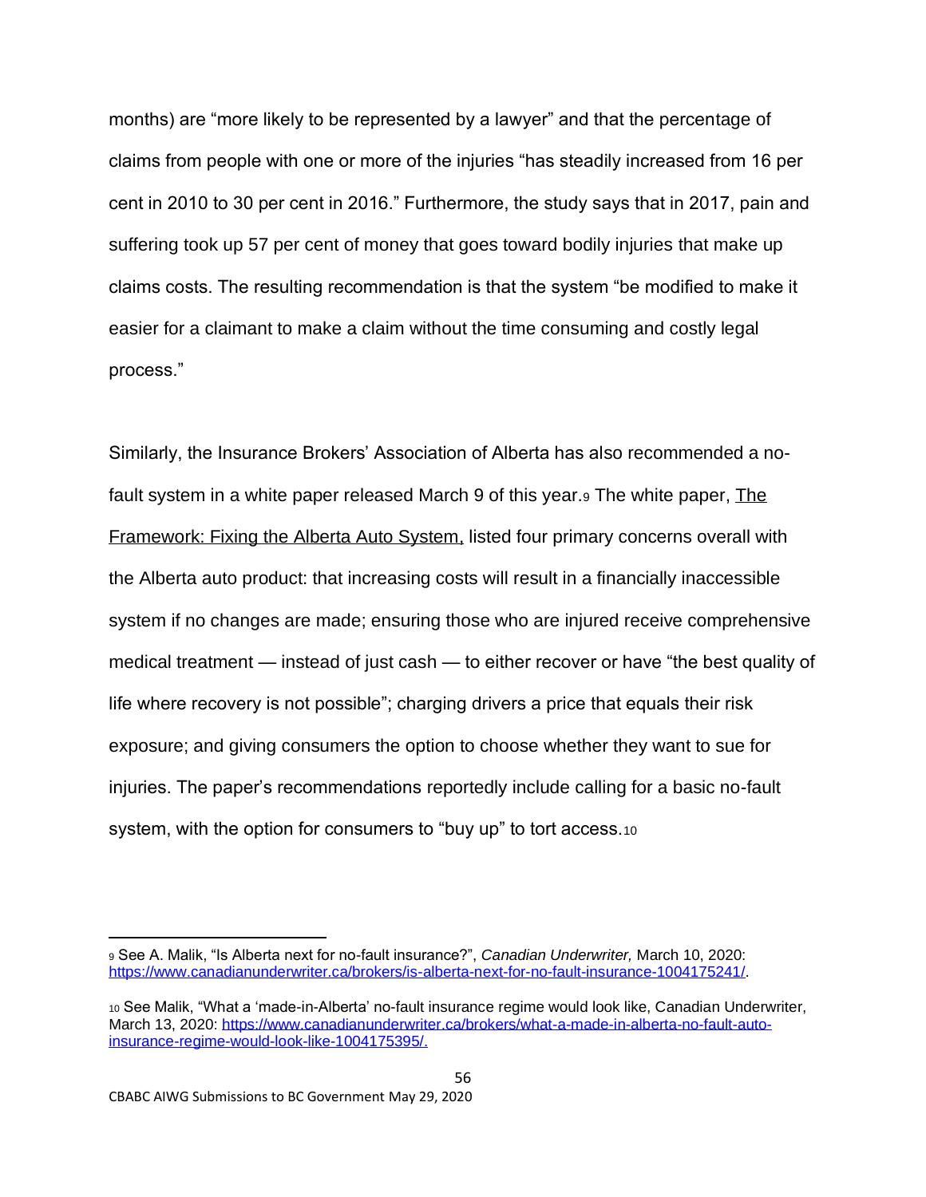months) are "more likely to be represented by a lawyer" and that the percentage of claims from people with one or more of the injuries "has steadily increased from 16 per cent in 2010 to 30 per cent in 2016." Furthermore, the study says that in 2017, pain and suffering took up 57 per cent of money that goes toward bodily injuries that make up claims costs. The resulting recommendation is that the system "be modified to make it easier for a claimant to make a claim without the time consuming and costly legal process."

Similarly, the Insurance Brokers' Association of Alberta has also recommended a no-fault system in a white paper released March 9 of this year.[9] The white paper, The Framework: Fixing the Alberta Auto System, listed four primary concerns overall with the Alberta auto product: that increasing costs will result in a financially inaccessible system if no changes are made; ensuring those who are injured receive comprehensive medical treatment — instead of just cash — to either recover or have "the best quality of life where recovery is not possible"; charging drivers a price that equals their risk exposure; and giving consumers the option to choose whether they want to sue for injuries. The paper's recommendations reportedly include calling for a basic no-fault system, with the option for consumers to "buy up" to tort access.[10]

---

[9] See A. Malik, "Is Alberta next for no-fault insurance?", *Canadian Underwriter,* March 10, 2020: https://www.canadianunderwriter.ca/brokers/is-alberta-next-for-no-fault-insurance-1004175241/.

[10] See Malik, "What a 'made-in-Alberta' no-fault insurance regime would look like, Canadian Underwriter, March 13, 2020: https://www.canadianunderwriter.ca/brokers/what-a-made-in-alberta-no-fault-auto-insurance-regime-would-look-like-1004175395/.

CBABC AIWG Submissions to BC Government May 29, 2020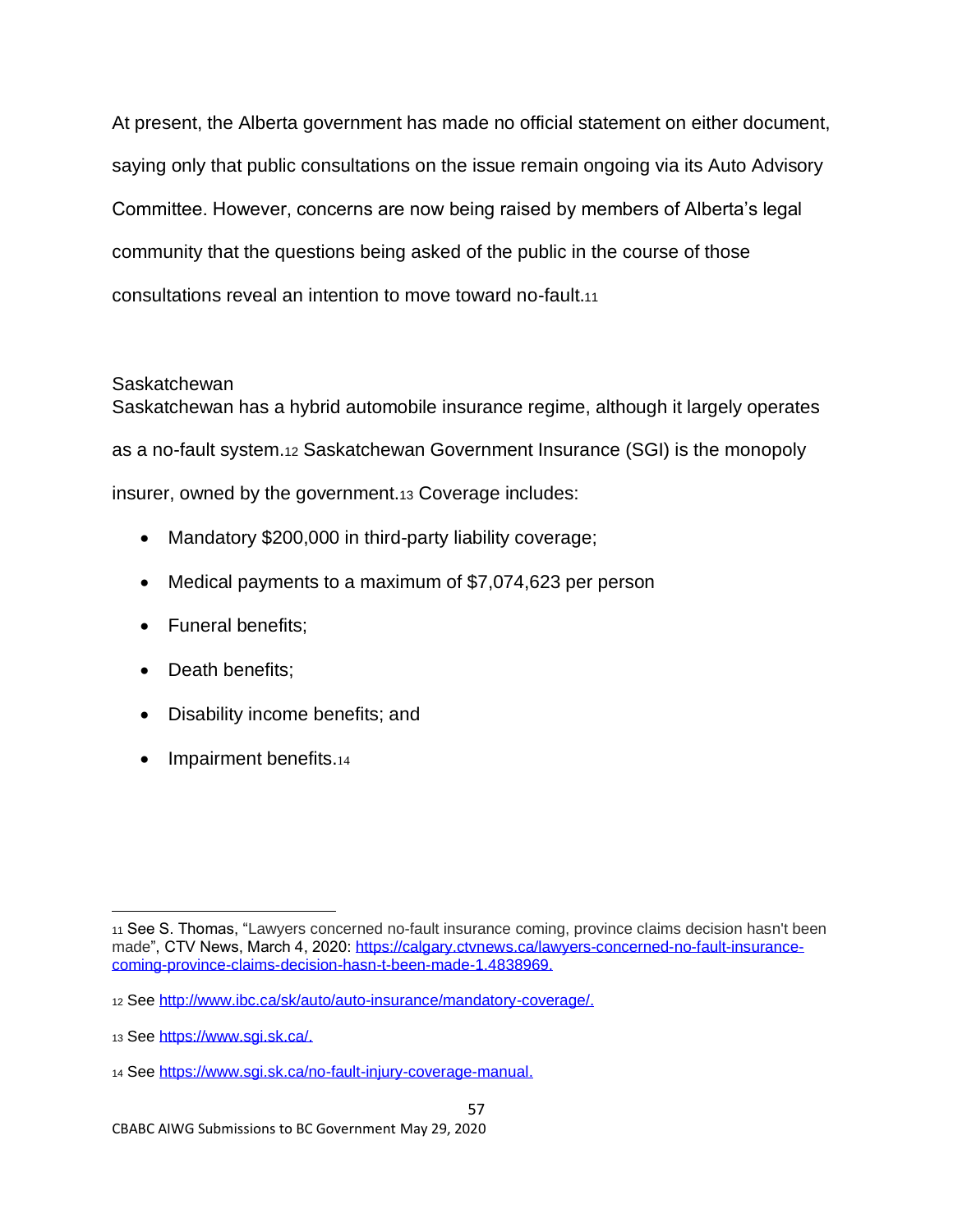At present, the Alberta government has made no official statement on either document, saying only that public consultations on the issue remain ongoing via its Auto Advisory Committee. However, concerns are now being raised by members of Alberta's legal community that the questions being asked of the public in the course of those consultations reveal an intention to move toward no-fault.[11]

### Saskatchewan

Saskatchewan has a hybrid automobile insurance regime, although it largely operates as a no-fault system.[12] Saskatchewan Government Insurance (SGI) is the monopoly insurer, owned by the government.[13] Coverage includes:

- Mandatory $200,000 in third-party liability coverage;
- Medical payments to a maximum of $7,074,623 per person
- Funeral benefits;
- Death benefits;
- Disability income benefits; and
- Impairment benefits.[14]

---

[11] See S. Thomas, "Lawyers concerned no-fault insurance coming, province claims decision hasn't been made", CTV News, March 4, 2020: https://calgary.ctvnews.ca/lawyers-concerned-no-fault-insurance-coming-province-claims-decision-hasn-t-been-made-1.4838969.

[12] See http://www.ibc.ca/sk/auto/auto-insurance/mandatory-coverage/.

[13] See https://www.sgi.sk.ca/.

[14] See https://www.sgi.sk.ca/no-fault-injury-coverage-manual.

CBABC AIWG Submissions to BC Government May 29, 2020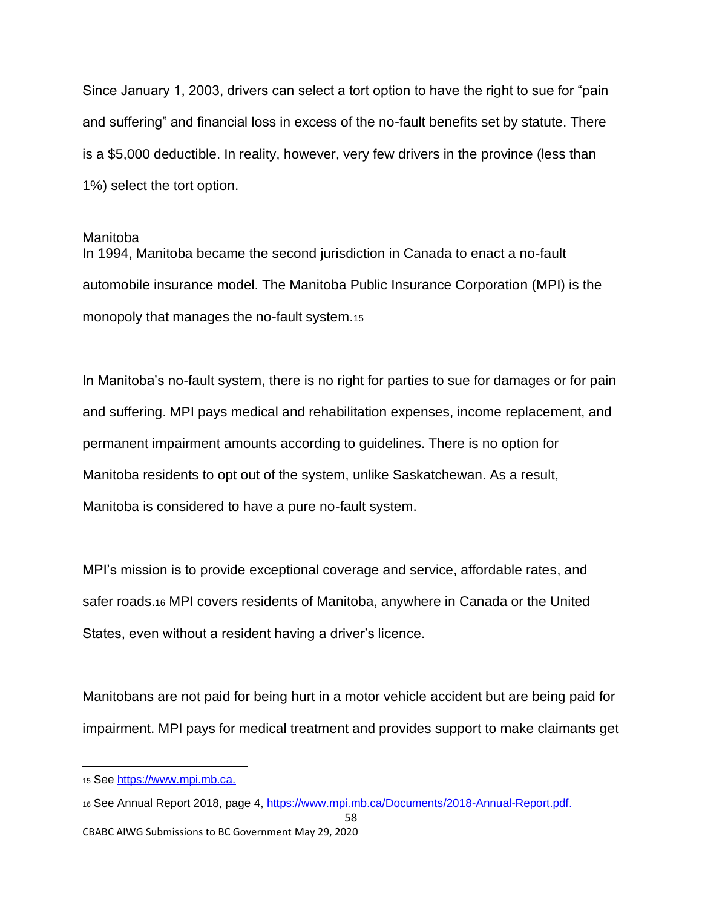Since January 1, 2003, drivers can select a tort option to have the right to sue for "pain and suffering" and financial loss in excess of the no-fault benefits set by statute. There is a $5,000 deductible. In reality, however, very few drivers in the province (less than 1%) select the tort option.

### Manitoba

In 1994, Manitoba became the second jurisdiction in Canada to enact a no-fault automobile insurance model. The Manitoba Public Insurance Corporation (MPI) is the monopoly that manages the no-fault system.[15]

In Manitoba's no-fault system, there is no right for parties to sue for damages or for pain and suffering. MPI pays medical and rehabilitation expenses, income replacement, and permanent impairment amounts according to guidelines. There is no option for Manitoba residents to opt out of the system, unlike Saskatchewan. As a result, Manitoba is considered to have a pure no-fault system.

MPI's mission is to provide exceptional coverage and service, affordable rates, and safer roads.[16] MPI covers residents of Manitoba, anywhere in Canada or the United States, even without a resident having a driver's licence.

Manitobans are not paid for being hurt in a motor vehicle accident but are being paid for impairment. MPI pays for medical treatment and provides support to make claimants get

---

[15] See https://www.mpi.mb.ca.

[16] See Annual Report 2018, page 4, https://www.mpi.mb.ca/Documents/2018-Annual-Report.pdf.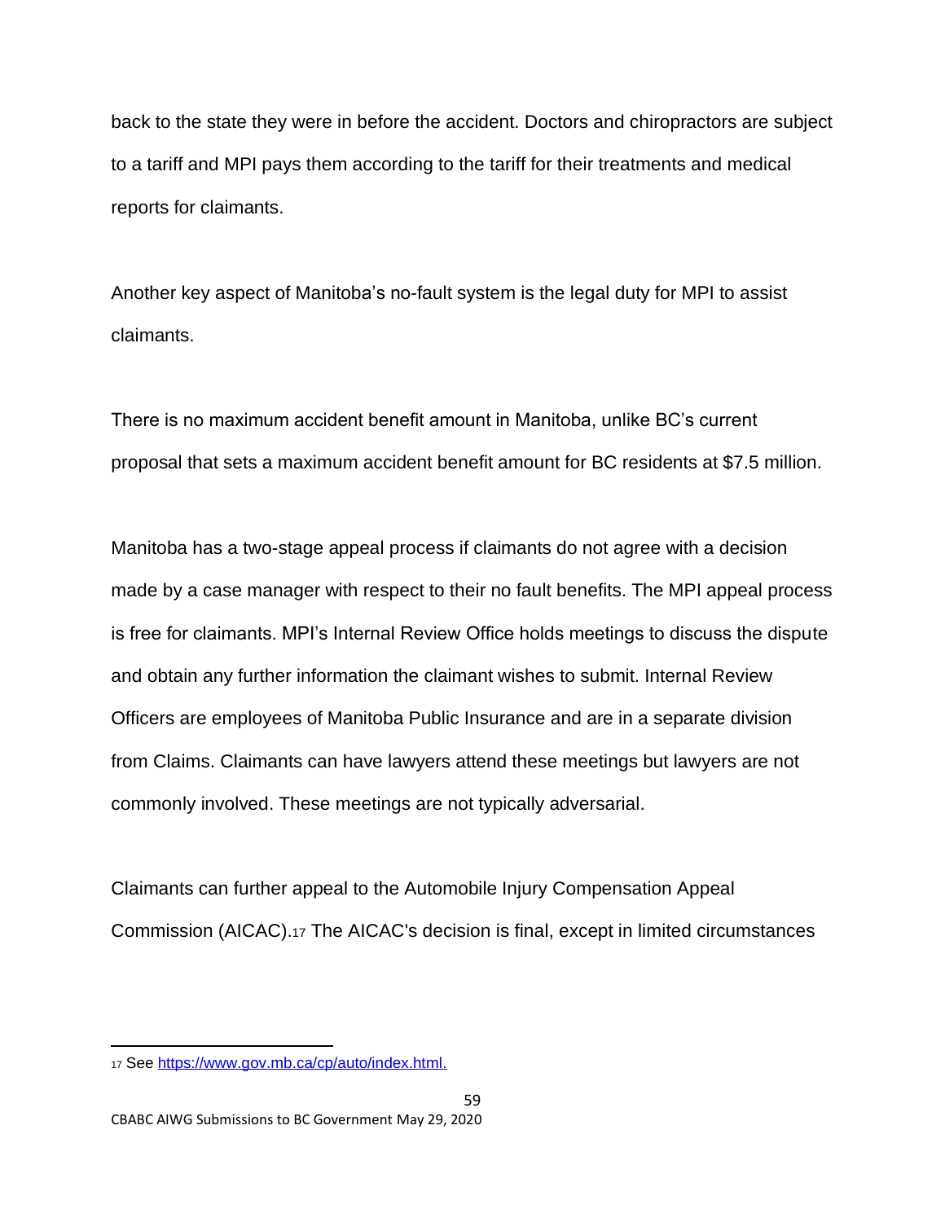back to the state they were in before the accident. Doctors and chiropractors are subject to a tariff and MPI pays them according to the tariff for their treatments and medical reports for claimants.

Another key aspect of Manitoba's no-fault system is the legal duty for MPI to assist claimants.

There is no maximum accident benefit amount in Manitoba, unlike BC's current proposal that sets a maximum accident benefit amount for BC residents at $7.5 million.

Manitoba has a two-stage appeal process if claimants do not agree with a decision made by a case manager with respect to their no fault benefits. The MPI appeal process is free for claimants. MPI's Internal Review Office holds meetings to discuss the dispute and obtain any further information the claimant wishes to submit. Internal Review Officers are employees of Manitoba Public Insurance and are in a separate division from Claims. Claimants can have lawyers attend these meetings but lawyers are not commonly involved. These meetings are not typically adversarial.

Claimants can further appeal to the Automobile Injury Compensation Appeal Commission (AICAC).[17] The AICAC's decision is final, except in limited circumstances

---

[17] See https://www.gov.mb.ca/cp/auto/index.html.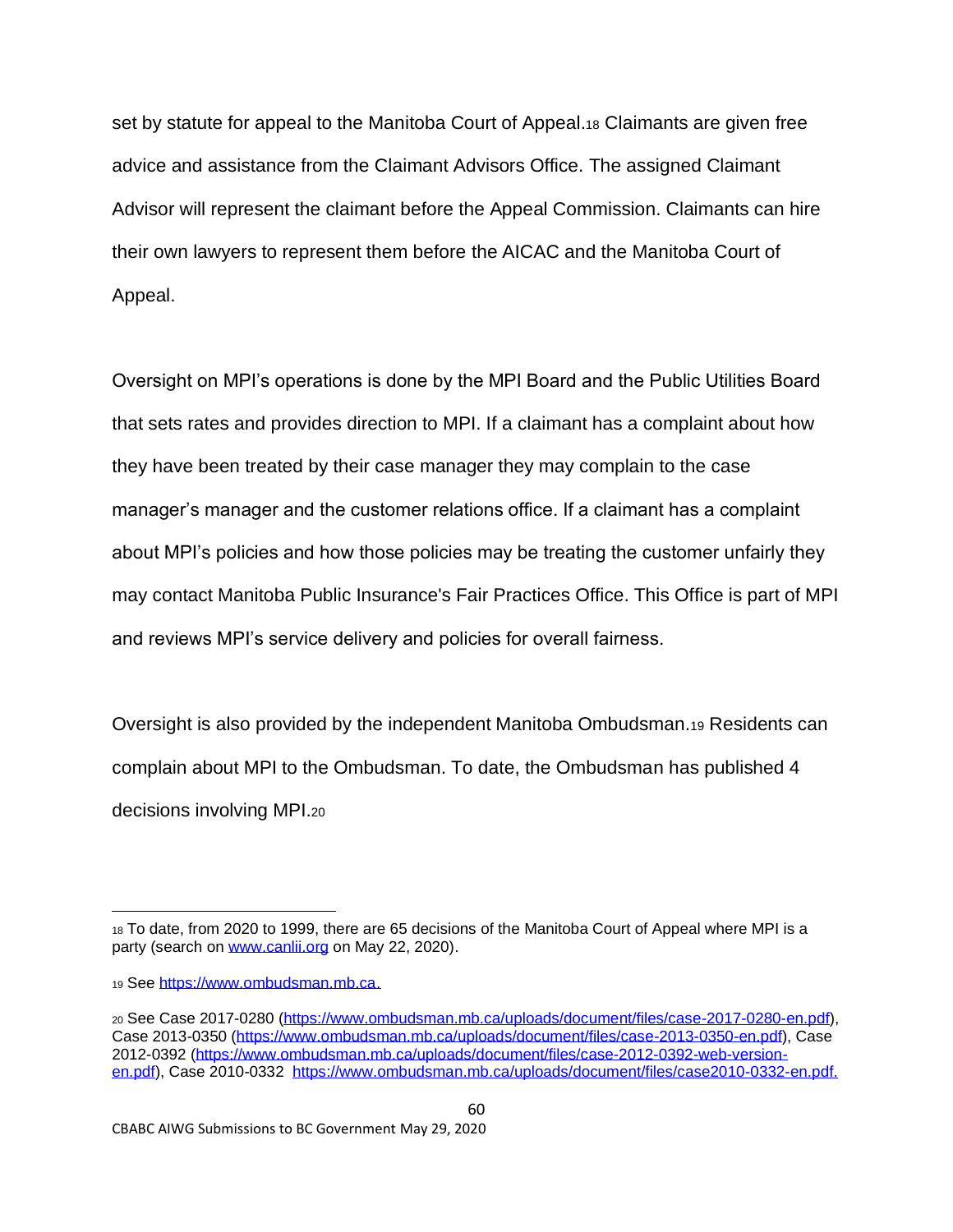set by statute for appeal to the Manitoba Court of Appeal.[18] Claimants are given free advice and assistance from the Claimant Advisors Office. The assigned Claimant Advisor will represent the claimant before the Appeal Commission. Claimants can hire their own lawyers to represent them before the AICAC and the Manitoba Court of Appeal.

Oversight on MPI's operations is done by the MPI Board and the Public Utilities Board that sets rates and provides direction to MPI. If a claimant has a complaint about how they have been treated by their case manager they may complain to the case manager's manager and the customer relations office. If a claimant has a complaint about MPI's policies and how those policies may be treating the customer unfairly they may contact Manitoba Public Insurance's Fair Practices Office. This Office is part of MPI and reviews MPI's service delivery and policies for overall fairness.

Oversight is also provided by the independent Manitoba Ombudsman.[19] Residents can complain about MPI to the Ombudsman. To date, the Ombudsman has published 4 decisions involving MPI.[20]

---

[18] To date, from 2020 to 1999, there are 65 decisions of the Manitoba Court of Appeal where MPI is a party (search on www.canlii.org on May 22, 2020).

[19] See https://www.ombudsman.mb.ca.

[20] See Case 2017-0280 (https://www.ombudsman.mb.ca/uploads/document/files/case-2017-0280-en.pdf), Case 2013-0350 (https://www.ombudsman.mb.ca/uploads/document/files/case-2013-0350-en.pdf), Case 2012-0392 (https://www.ombudsman.mb.ca/uploads/document/files/case-2012-0392-web-version-en.pdf), Case 2010-0332 https://www.ombudsman.mb.ca/uploads/document/files/case2010-0332-en.pdf.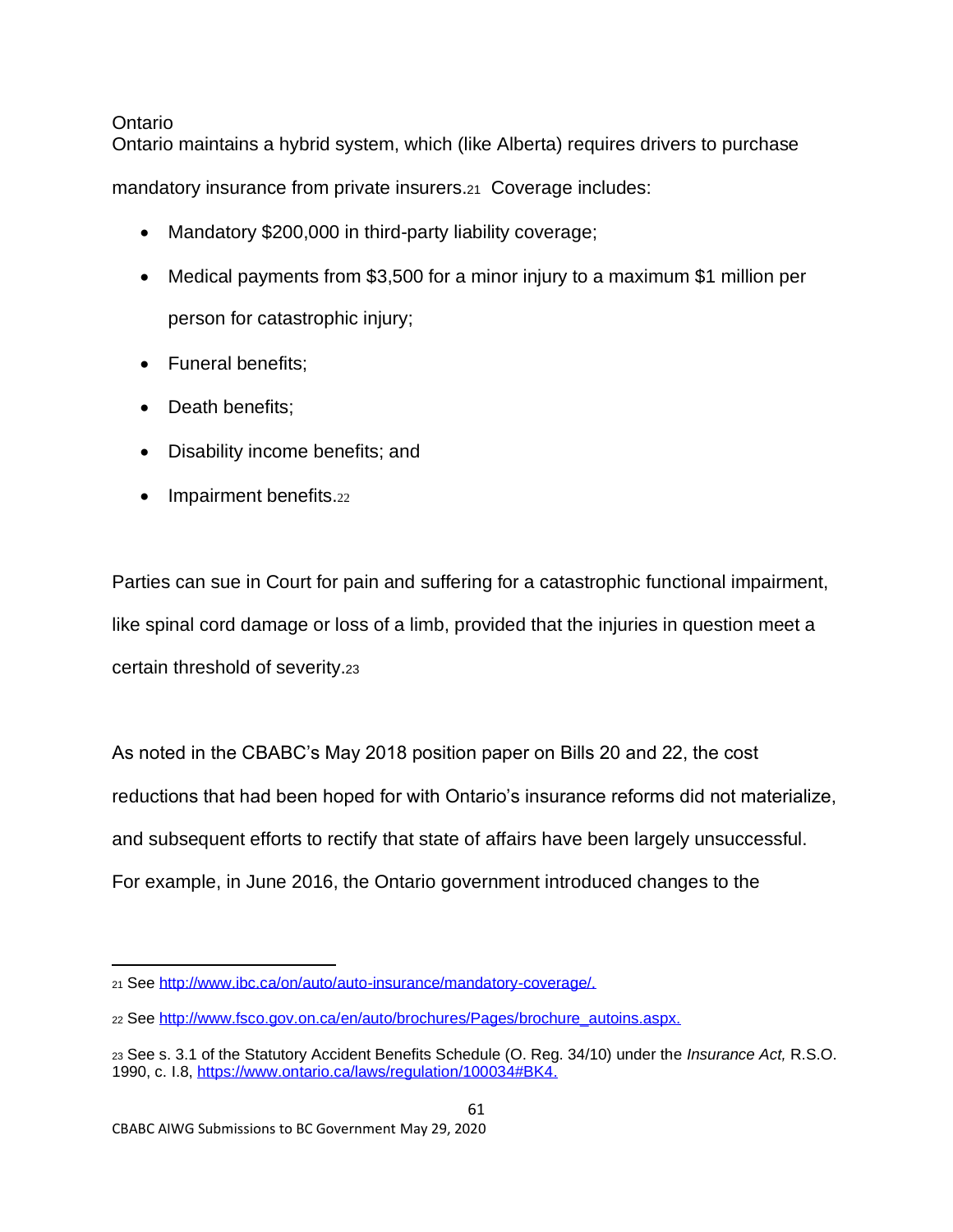### Ontario

Ontario maintains a hybrid system, which (like Alberta) requires drivers to purchase mandatory insurance from private insurers.[21] Coverage includes:

- Mandatory $200,000 in third-party liability coverage;
- Medical payments from $3,500 for a minor injury to a maximum $1 million per person for catastrophic injury;
- Funeral benefits;
- Death benefits;
- Disability income benefits; and
- Impairment benefits.[22]

Parties can sue in Court for pain and suffering for a catastrophic functional impairment, like spinal cord damage or loss of a limb, provided that the injuries in question meet a certain threshold of severity.[23]

As noted in the CBABC's May 2018 position paper on Bills 20 and 22, the cost reductions that had been hoped for with Ontario's insurance reforms did not materialize, and subsequent efforts to rectify that state of affairs have been largely unsuccessful. For example, in June 2016, the Ontario government introduced changes to the

---

[21] See http://www.ibc.ca/on/auto/auto-insurance/mandatory-coverage/.

[22] See http://www.fsco.gov.on.ca/en/auto/brochures/Pages/brochure_autoins.aspx.

[23] See s. 3.1 of the Statutory Accident Benefits Schedule (O. Reg. 34/10) under the *Insurance Act,* R.S.O. 1990, c. I.8, https://www.ontario.ca/laws/regulation/100034#BK4.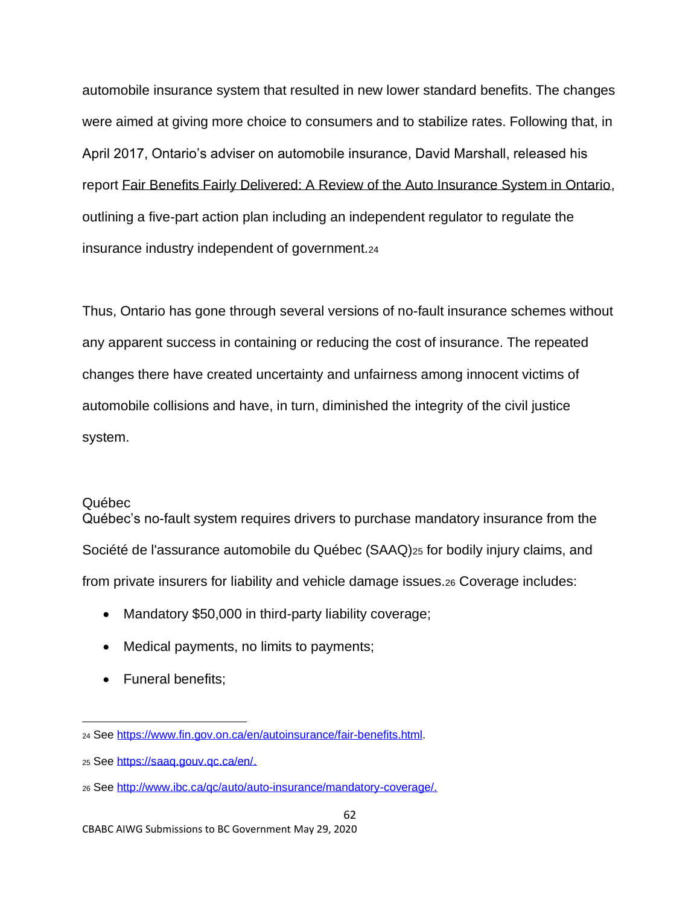automobile insurance system that resulted in new lower standard benefits. The changes were aimed at giving more choice to consumers and to stabilize rates. Following that, in April 2017, Ontario's adviser on automobile insurance, David Marshall, released his report Fair Benefits Fairly Delivered: A Review of the Auto Insurance System in Ontario, outlining a five-part action plan including an independent regulator to regulate the insurance industry independent of government.[24]

Thus, Ontario has gone through several versions of no-fault insurance schemes without any apparent success in containing or reducing the cost of insurance. The repeated changes there have created uncertainty and unfairness among innocent victims of automobile collisions and have, in turn, diminished the integrity of the civil justice system.

### Québec

Québec's no-fault system requires drivers to purchase mandatory insurance from the Société de l'assurance automobile du Québec (SAAQ)[25] for bodily injury claims, and from private insurers for liability and vehicle damage issues.[26] Coverage includes:

- Mandatory $50,000 in third-party liability coverage;
- Medical payments, no limits to payments;
- Funeral benefits;

---

[24] See https://www.fin.gov.on.ca/en/autoinsurance/fair-benefits.html.

[25] See https://saaq.gouv.qc.ca/en/.

[26] See http://www.ibc.ca/qc/auto/auto-insurance/mandatory-coverage/.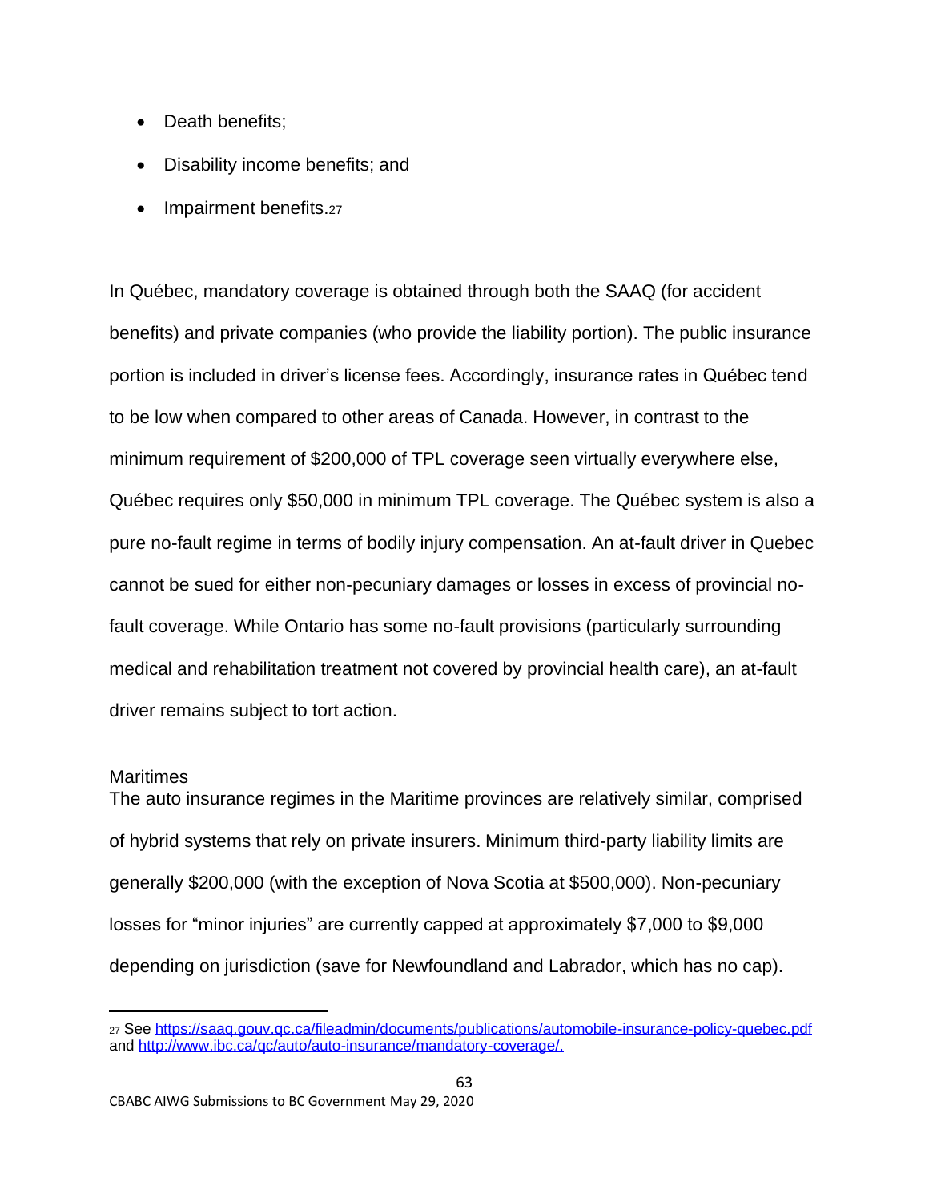- Death benefits;
- Disability income benefits; and
- Impairment benefits.[27]

In Québec, mandatory coverage is obtained through both the SAAQ (for accident benefits) and private companies (who provide the liability portion). The public insurance portion is included in driver's license fees. Accordingly, insurance rates in Québec tend to be low when compared to other areas of Canada. However, in contrast to the minimum requirement of $200,000 of TPL coverage seen virtually everywhere else, Québec requires only $50,000 in minimum TPL coverage. The Québec system is also a pure no-fault regime in terms of bodily injury compensation. An at-fault driver in Quebec cannot be sued for either non-pecuniary damages or losses in excess of provincial no-fault coverage. While Ontario has some no-fault provisions (particularly surrounding medical and rehabilitation treatment not covered by provincial health care), an at-fault driver remains subject to tort action.

Maritimes

The auto insurance regimes in the Maritime provinces are relatively similar, comprised of hybrid systems that rely on private insurers. Minimum third-party liability limits are generally $200,000 (with the exception of Nova Scotia at $500,000). Non-pecuniary losses for "minor injuries" are currently capped at approximately $7,000 to $9,000 depending on jurisdiction (save for Newfoundland and Labrador, which has no cap).

---

[27] See https://saaq.gouv.qc.ca/fileadmin/documents/publications/automobile-insurance-policy-quebec.pdf and http://www.ibc.ca/qc/auto/auto-insurance/mandatory-coverage/.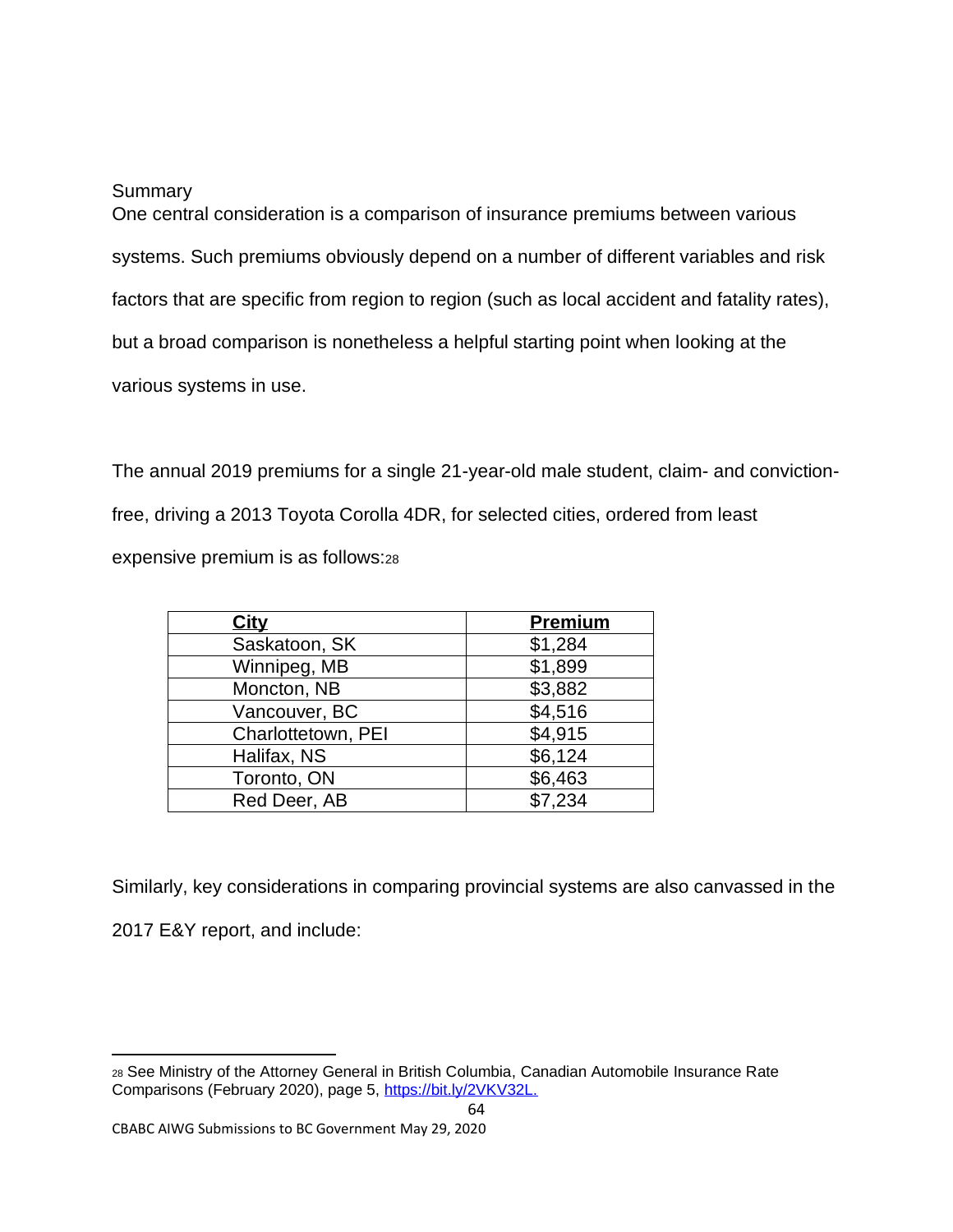Summary

One central consideration is a comparison of insurance premiums between various systems. Such premiums obviously depend on a number of different variables and risk factors that are specific from region to region (such as local accident and fatality rates), but a broad comparison is nonetheless a helpful starting point when looking at the various systems in use.

The annual 2019 premiums for a single 21-year-old male student, claim- and conviction-free, driving a 2013 Toyota Corolla 4DR, for selected cities, ordered from least expensive premium is as follows:[28]

| City | Premium |
|---|---|
| Saskatoon, SK | $1,284 |
| Winnipeg, MB | $1,899 |
| Moncton, NB | $3,882 |
| Vancouver, BC | $4,516 |
| Charlottetown, PEI | $4,915 |
| Halifax, NS | $6,124 |
| Toronto, ON | $6,463 |
| Red Deer, AB | $7,234 |

Similarly, key considerations in comparing provincial systems are also canvassed in the 2017 E&Y report, and include:

[28] See Ministry of the Attorney General in British Columbia, Canadian Automobile Insurance Rate Comparisons (February 2020), page 5, https://bit.ly/2VKV32L.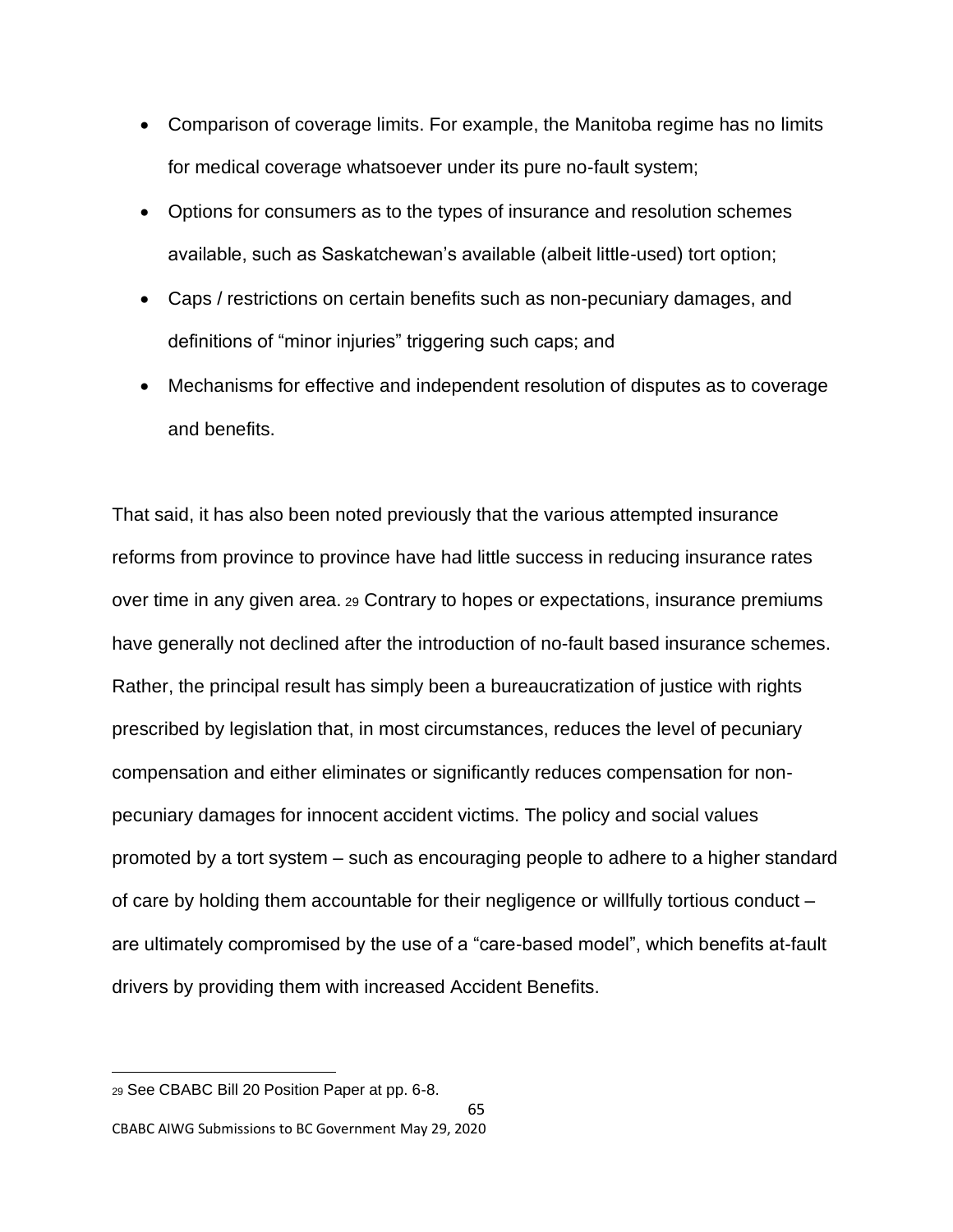- Comparison of coverage limits. For example, the Manitoba regime has no limits for medical coverage whatsoever under its pure no-fault system;
- Options for consumers as to the types of insurance and resolution schemes available, such as Saskatchewan's available (albeit little-used) tort option;
- Caps / restrictions on certain benefits such as non-pecuniary damages, and definitions of "minor injuries" triggering such caps; and
- Mechanisms for effective and independent resolution of disputes as to coverage and benefits.

That said, it has also been noted previously that the various attempted insurance reforms from province to province have had little success in reducing insurance rates over time in any given area.[29] Contrary to hopes or expectations, insurance premiums have generally not declined after the introduction of no-fault based insurance schemes. Rather, the principal result has simply been a bureaucratization of justice with rights prescribed by legislation that, in most circumstances, reduces the level of pecuniary compensation and either eliminates or significantly reduces compensation for non-pecuniary damages for innocent accident victims. The policy and social values promoted by a tort system – such as encouraging people to adhere to a higher standard of care by holding them accountable for their negligence or willfully tortious conduct – are ultimately compromised by the use of a "care-based model", which benefits at-fault drivers by providing them with increased Accident Benefits.

[29] See CBABC Bill 20 Position Paper at pp. 6-8.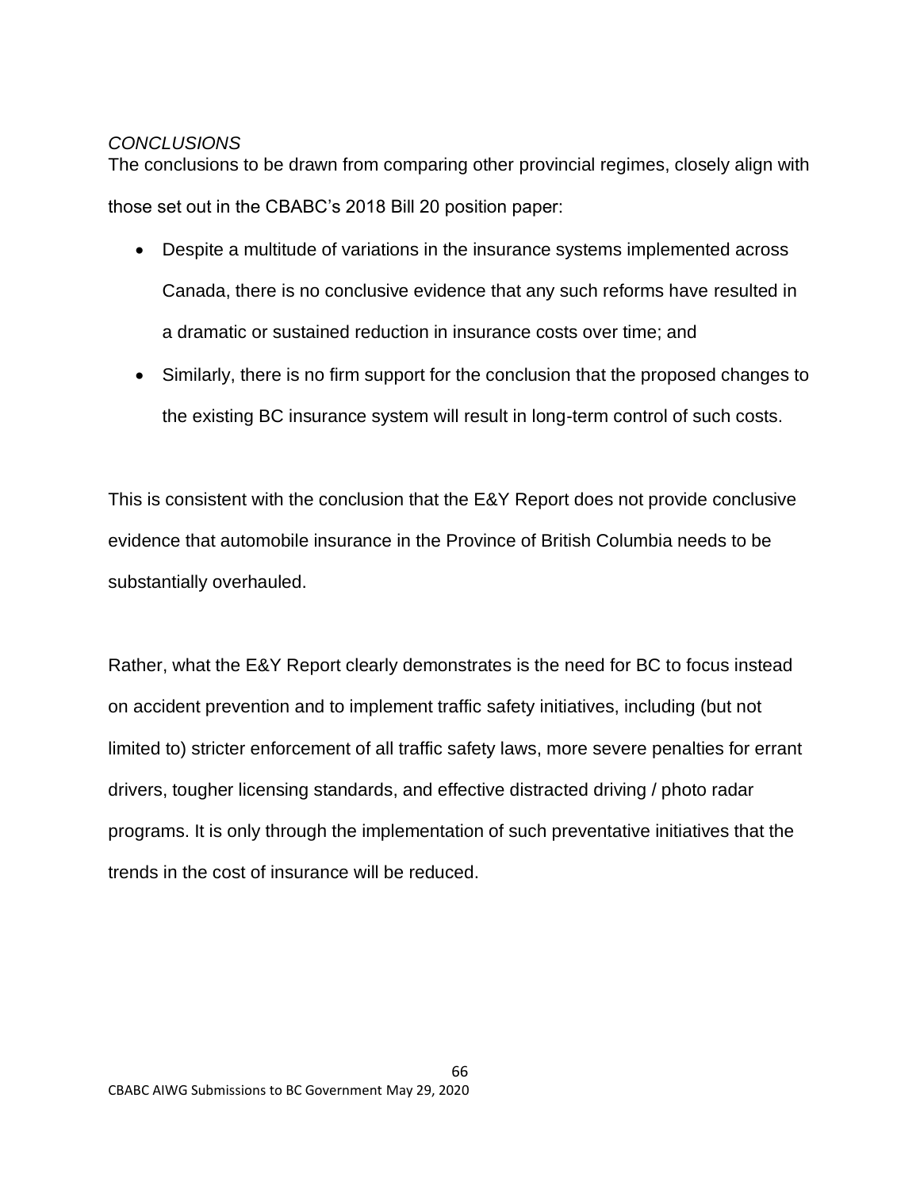*CONCLUSIONS*

The conclusions to be drawn from comparing other provincial regimes, closely align with those set out in the CBABC's 2018 Bill 20 position paper:

- Despite a multitude of variations in the insurance systems implemented across Canada, there is no conclusive evidence that any such reforms have resulted in a dramatic or sustained reduction in insurance costs over time; and
- Similarly, there is no firm support for the conclusion that the proposed changes to the existing BC insurance system will result in long-term control of such costs.

This is consistent with the conclusion that the E&Y Report does not provide conclusive evidence that automobile insurance in the Province of British Columbia needs to be substantially overhauled.

Rather, what the E&Y Report clearly demonstrates is the need for BC to focus instead on accident prevention and to implement traffic safety initiatives, including (but not limited to) stricter enforcement of all traffic safety laws, more severe penalties for errant drivers, tougher licensing standards, and effective distracted driving / photo radar programs. It is only through the implementation of such preventative initiatives that the trends in the cost of insurance will be reduced.